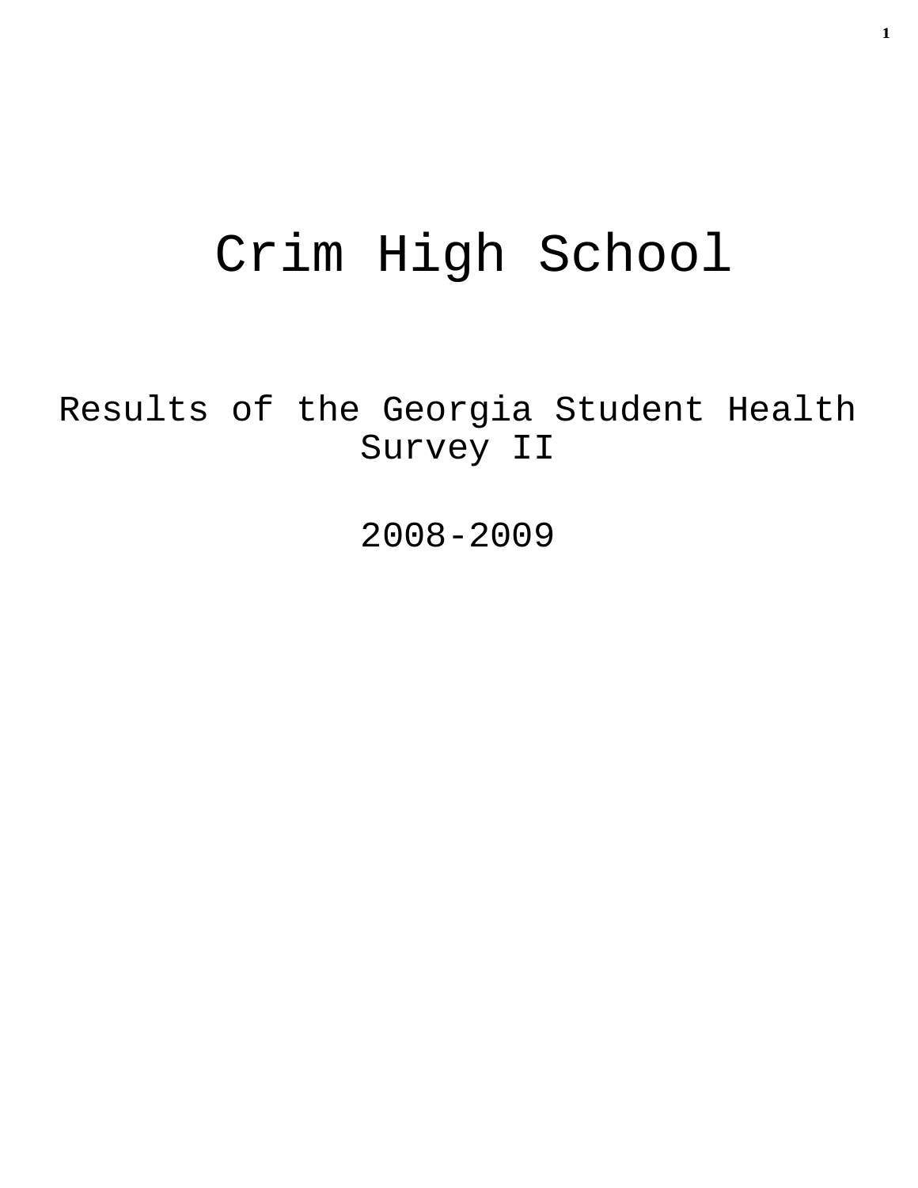# Crim High School

## Results of the Georgia Student Health Survey II

## 2008-2009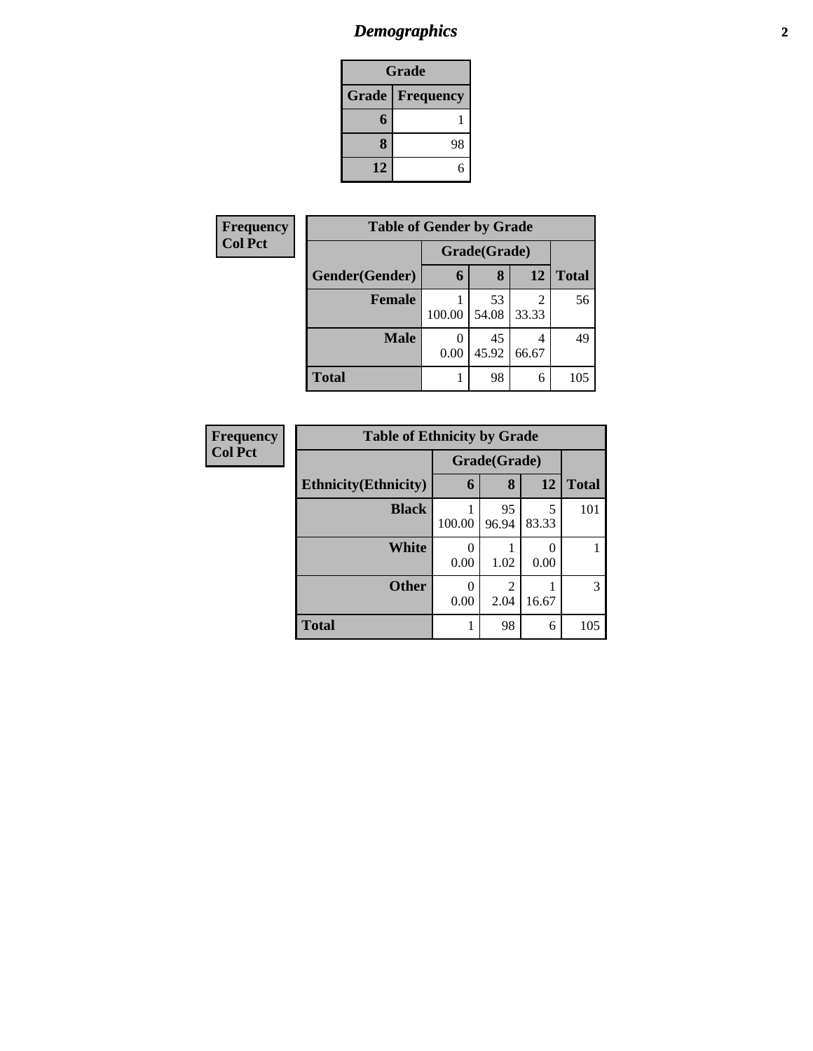## Demographics

| Grade | |
|---|---|
| **Grade** | **Frequency** |
| **6** | 1 |
| **8** | 98 |
| **12** | 6 |

**Frequency**
**Col Pct**

| Table of Gender by Grade | | | | |
|---|---|---|---|---|
| | Grade(Grade) | | | |
| **Gender(Gender)** | **6** | **8** | **12** | **Total** |
| **Female** | 1<br>100.00 | 53<br>54.08 | 2<br>33.33 | 56 |
| **Male** | 0<br>0.00 | 45<br>45.92 | 4<br>66.67 | 49 |
| **Total** | 1 | 98 | 6 | 105 |

**Frequency**
**Col Pct**

| Table of Ethnicity by Grade | | | | |
|---|---|---|---|---|
| | Grade(Grade) | | | |
| **Ethnicity(Ethnicity)** | **6** | **8** | **12** | **Total** |
| **Black** | 1<br>100.00 | 95<br>96.94 | 5<br>83.33 | 101 |
| **White** | 0<br>0.00 | 1<br>1.02 | 0<br>0.00 | 1 |
| **Other** | 0<br>0.00 | 2<br>2.04 | 1<br>16.67 | 3 |
| **Total** | 1 | 98 | 6 | 105 |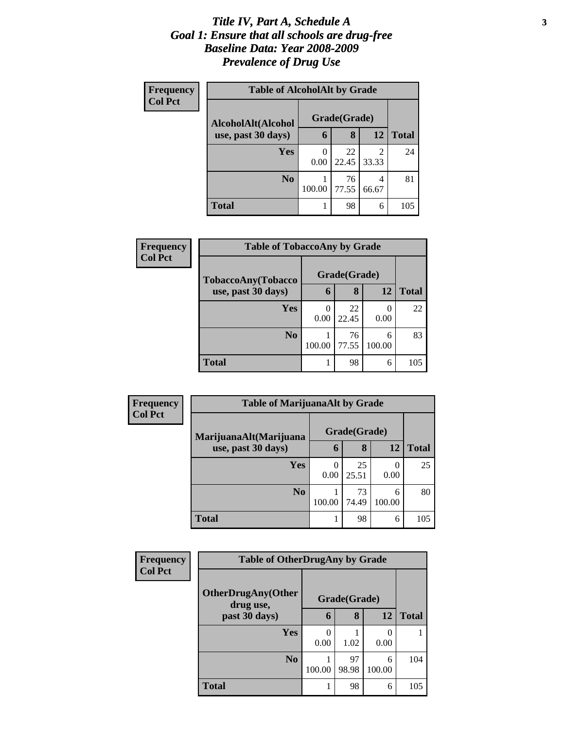# *Title IV, Part A, Schedule A*
# *Goal 1: Ensure that all schools are drug-free*
# *Baseline Data: Year 2008-2009*
# *Prevalence of Drug Use*

**Frequency**
**Col Pct**

**Table of AlcoholAlt by Grade**

| AlcoholAlt(Alcohol use, past 30 days) | Grade(Grade) | | | Total |
|---|---|---|---|---|
| | 6 | 8 | 12 | |
| Yes | 0<br>0.00 | 22<br>22.45 | 2<br>33.33 | 24 |
| No | 1<br>100.00 | 76<br>77.55 | 4<br>66.67 | 81 |
| Total | 1 | 98 | 6 | 105 |

**Frequency**
**Col Pct**

**Table of TobaccoAny by Grade**

| TobaccoAny(Tobacco use, past 30 days) | Grade(Grade) | | | Total |
|---|---|---|---|---|
| | 6 | 8 | 12 | |
| Yes | 0<br>0.00 | 22<br>22.45 | 0<br>0.00 | 22 |
| No | 1<br>100.00 | 76<br>77.55 | 6<br>100.00 | 83 |
| Total | 1 | 98 | 6 | 105 |

**Frequency**
**Col Pct**

**Table of MarijuanaAlt by Grade**

| MarijuanaAlt(Marijuana use, past 30 days) | Grade(Grade) | | | Total |
|---|---|---|---|---|
| | 6 | 8 | 12 | |
| Yes | 0<br>0.00 | 25<br>25.51 | 0<br>0.00 | 25 |
| No | 1<br>100.00 | 73<br>74.49 | 6<br>100.00 | 80 |
| Total | 1 | 98 | 6 | 105 |

**Frequency**
**Col Pct**

**Table of OtherDrugAny by Grade**

| OtherDrugAny(Other drug use, past 30 days) | Grade(Grade) | | | Total |
|---|---|---|---|---|
| | 6 | 8 | 12 | |
| Yes | 0<br>0.00 | 1<br>1.02 | 0<br>0.00 | 1 |
| No | 1<br>100.00 | 97<br>98.98 | 6<br>100.00 | 104 |
| Total | 1 | 98 | 6 | 105 |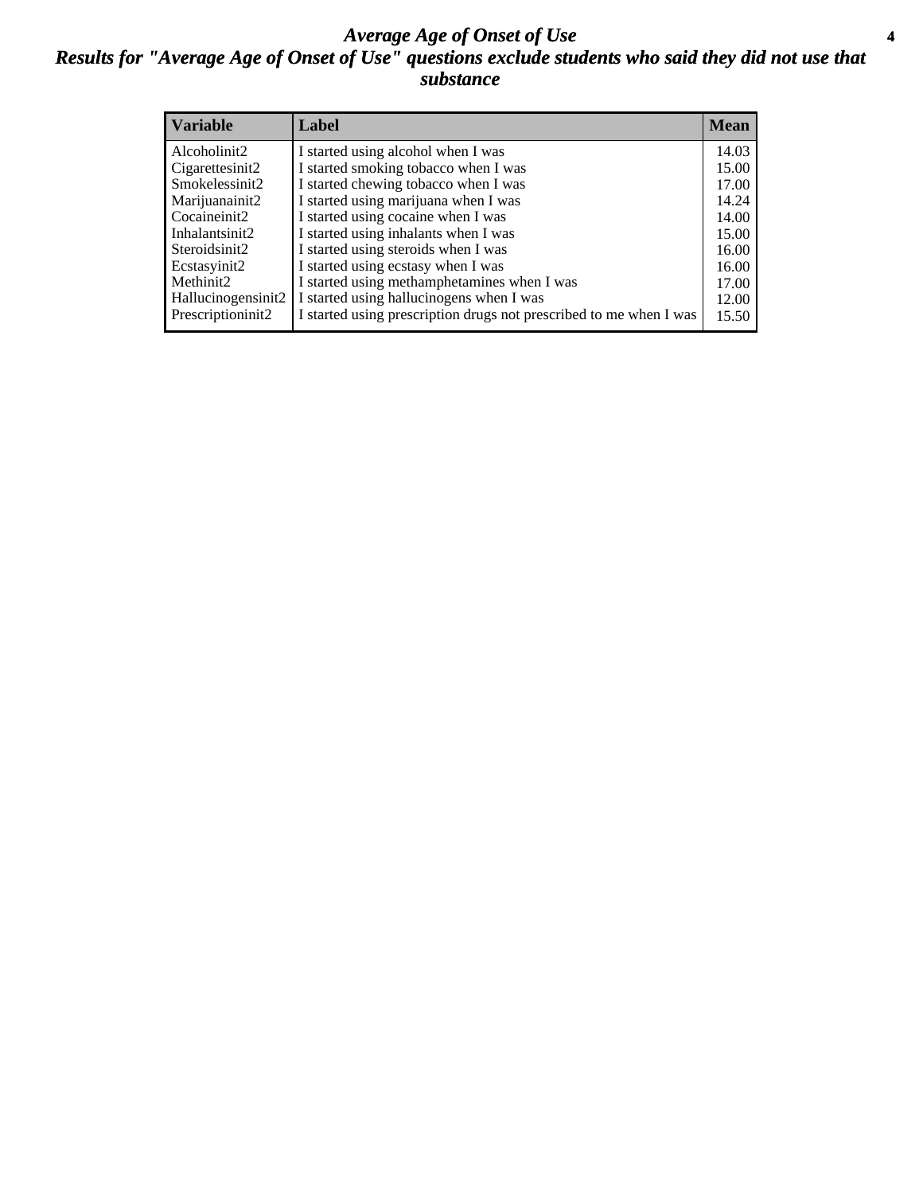# Average Age of Onset of Use

## Results for "Average Age of Onset of Use" questions exclude students who said they did not use that substance

| Variable | Label | Mean |
|---|---|---|
| Alcoholinit2 | I started using alcohol when I was | 14.03 |
| Cigarettesinit2 | I started smoking tobacco when I was | 15.00 |
| Smokelessinit2 | I started chewing tobacco when I was | 17.00 |
| Marijuanainit2 | I started using marijuana when I was | 14.24 |
| Cocaineinit2 | I started using cocaine when I was | 14.00 |
| Inhalantsinit2 | I started using inhalants when I was | 15.00 |
| Steroidsinit2 | I started using steroids when I was | 16.00 |
| Ecstasyinit2 | I started using ecstasy when I was | 16.00 |
| Methinit2 | I started using methamphetamines when I was | 17.00 |
| Hallucinogensinit2 | I started using hallucinogens when I was | 12.00 |
| Prescriptioninit2 | I started using prescription drugs not prescribed to me when I was | 15.50 |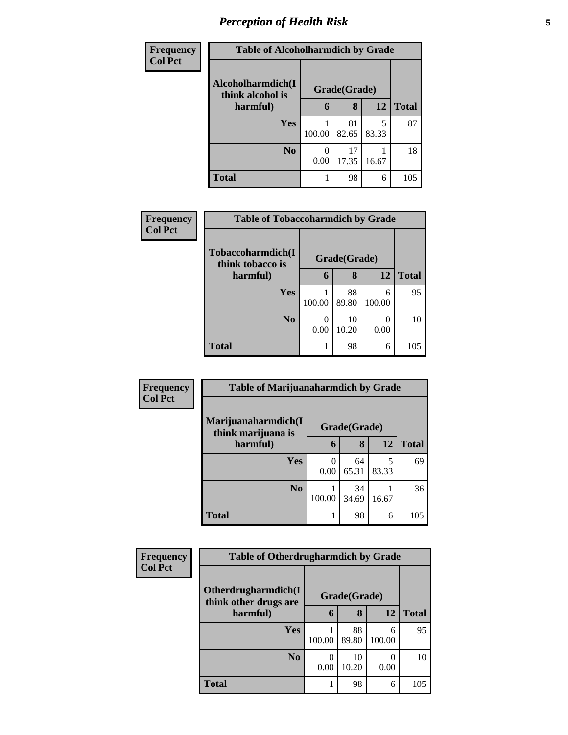## *Perception of Health Risk*

| Frequency<br>Col Pct | Table of Alcoholharmdich by Grade | | | |
|---|---|---|---|---|
| Alcoholharmdich(I think alcohol is harmful) | Grade(Grade) | | | |
| | 6 | 8 | 12 | Total |
| Yes | 1<br>100.00 | 81<br>82.65 | 5<br>83.33 | 87 |
| No | 0<br>0.00 | 17<br>17.35 | 1<br>16.67 | 18 |
| Total | 1 | 98 | 6 | 105 |

| Frequency<br>Col Pct | Table of Tobaccoharmdich by Grade | | | |
|---|---|---|---|---|
| Tobaccoharmdich(I think tobacco is harmful) | Grade(Grade) | | | |
| | 6 | 8 | 12 | Total |
| Yes | 1<br>100.00 | 88<br>89.80 | 6<br>100.00 | 95 |
| No | 0<br>0.00 | 10<br>10.20 | 0<br>0.00 | 10 |
| Total | 1 | 98 | 6 | 105 |

| Frequency<br>Col Pct | Table of Marijuanaharmdich by Grade | | | |
|---|---|---|---|---|
| Marijuanaharmdich(I think marijuana is harmful) | Grade(Grade) | | | |
| | 6 | 8 | 12 | Total |
| Yes | 0<br>0.00 | 64<br>65.31 | 5<br>83.33 | 69 |
| No | 1<br>100.00 | 34<br>34.69 | 1<br>16.67 | 36 |
| Total | 1 | 98 | 6 | 105 |

| Frequency<br>Col Pct | Table of Otherdrugharmdich by Grade | | | |
|---|---|---|---|---|
| Otherdrugharmdich(I think other drugs are harmful) | Grade(Grade) | | | |
| | 6 | 8 | 12 | Total |
| Yes | 1<br>100.00 | 88<br>89.80 | 6<br>100.00 | 95 |
| No | 0<br>0.00 | 10<br>10.20 | 0<br>0.00 | 10 |
| Total | 1 | 98 | 6 | 105 |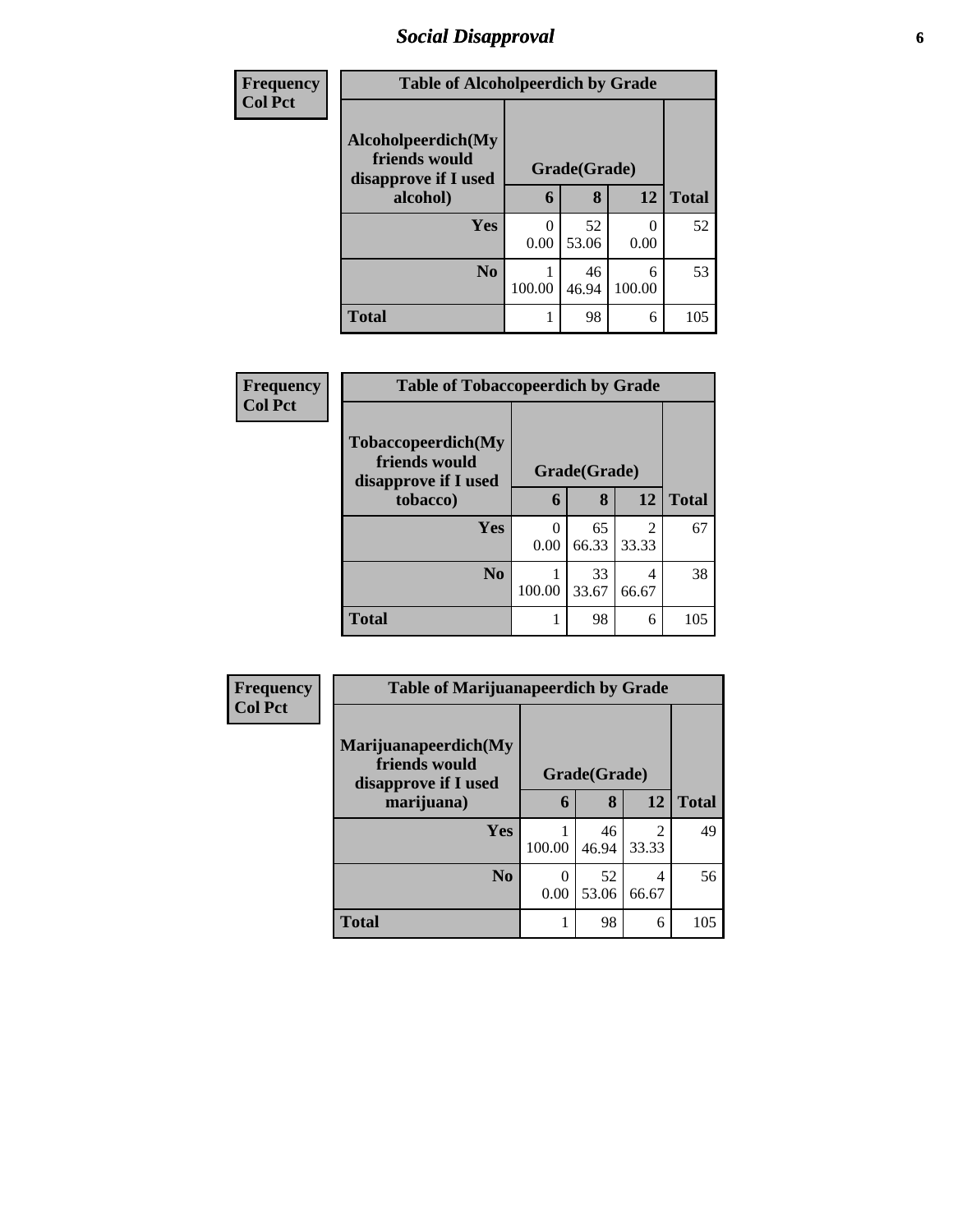## Social Disapproval

| Frequency<br>Col Pct | Table of Alcoholpeerdich by Grade | | | |
|---|---|---|---|---|
| Alcoholpeerdich(My friends would disapprove if I used alcohol) | Grade(Grade) | | | |
| | 6 | 8 | 12 | Total |
| Yes | 0<br>0.00 | 52<br>53.06 | 0<br>0.00 | 52 |
| No | 1<br>100.00 | 46<br>46.94 | 6<br>100.00 | 53 |
| Total | 1 | 98 | 6 | 105 |

| Frequency<br>Col Pct | Table of Tobaccopeerdich by Grade | | | |
|---|---|---|---|---|
| Tobaccopeerdich(My friends would disapprove if I used tobacco) | Grade(Grade) | | | |
| | 6 | 8 | 12 | Total |
| Yes | 0<br>0.00 | 65<br>66.33 | 2<br>33.33 | 67 |
| No | 1<br>100.00 | 33<br>33.67 | 4<br>66.67 | 38 |
| Total | 1 | 98 | 6 | 105 |

| Frequency<br>Col Pct | Table of Marijuanapeerdich by Grade | | | |
|---|---|---|---|---|
| Marijuanapeerdich(My friends would disapprove if I used marijuana) | Grade(Grade) | | | |
| | 6 | 8 | 12 | Total |
| Yes | 1<br>100.00 | 46<br>46.94 | 2<br>33.33 | 49 |
| No | 0<br>0.00 | 52<br>53.06 | 4<br>66.67 | 56 |
| Total | 1 | 98 | 6 | 105 |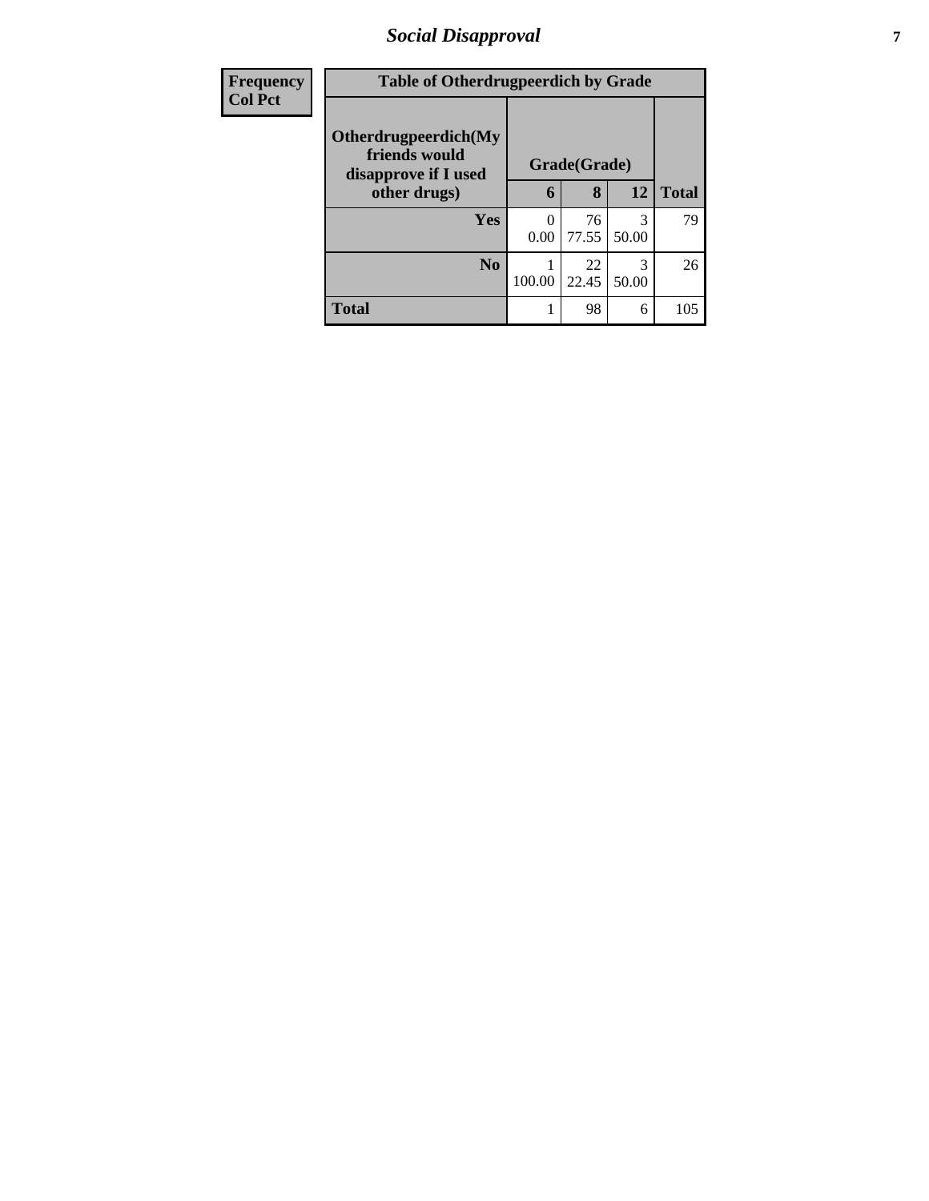# Social Disapproval

| Frequency<br>Col Pct |
|---|

**Table of Otherdrugpeerdich by Grade**

| Otherdrugpeerdich(My friends would disapprove if I used other drugs) | Grade(Grade) | | | Total |
|---|---|---|---|---|
| | 6 | 8 | 12 | |
| Yes | 0<br>0.00 | 76<br>77.55 | 3<br>50.00 | 79 |
| No | 1<br>100.00 | 22<br>22.45 | 3<br>50.00 | 26 |
| Total | 1 | 98 | 6 | 105 |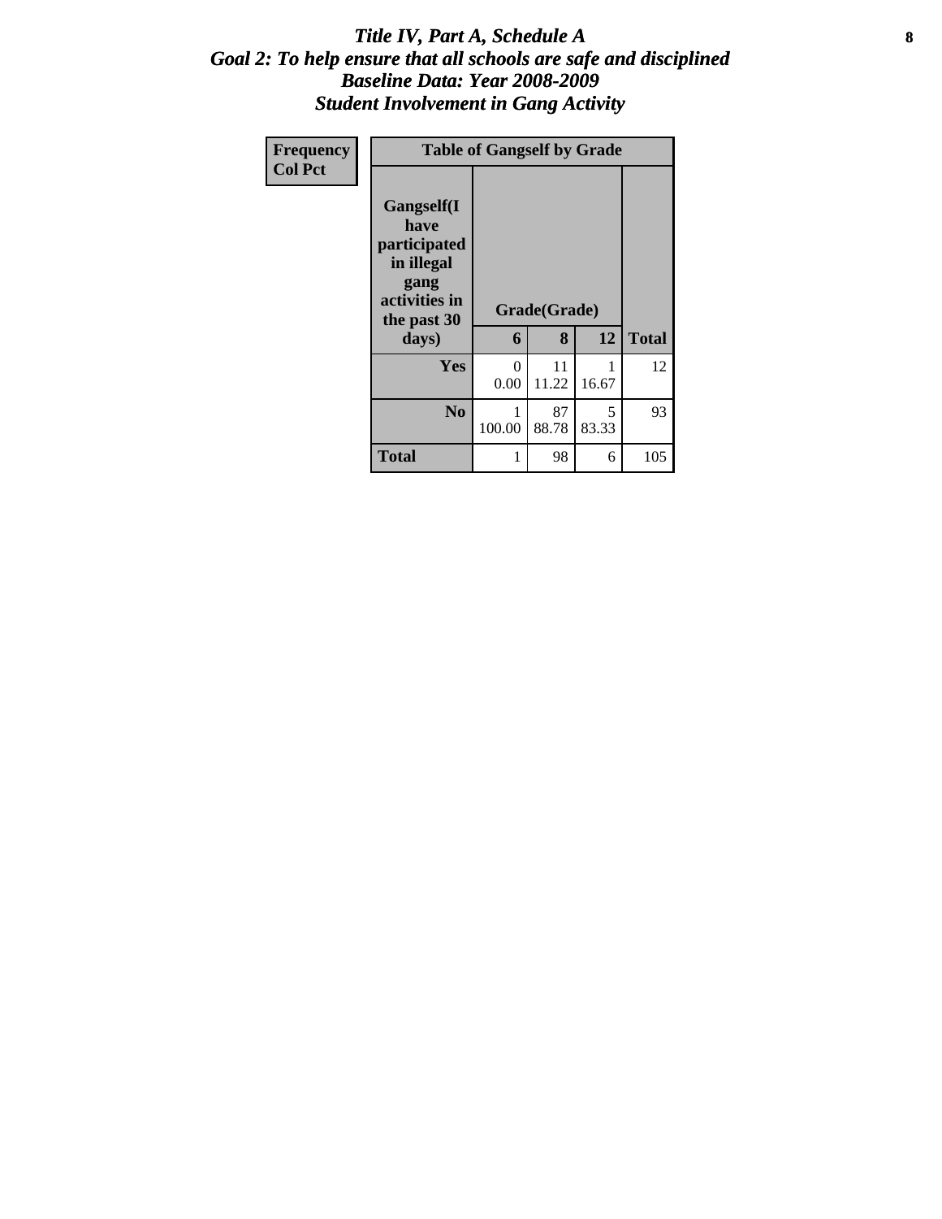# *Title IV, Part A, Schedule A*
## *Goal 2: To help ensure that all schools are safe and disciplined*
## *Baseline Data: Year 2008-2009*
## *Student Involvement in Gang Activity*

| Frequency<br>Col Pct | Table of Gangself by Grade | | | |
|---|---|---|---|---|
| **Gangself(I have participated in illegal gang activities in the past 30 days)** | **Grade(Grade)** | | | |
| | **6** | **8** | **12** | **Total** |
| **Yes** | 0<br>0.00 | 11<br>11.22 | 1<br>16.67 | 12 |
| **No** | 1<br>100.00 | 87<br>88.78 | 5<br>83.33 | 93 |
| **Total** | 1 | 98 | 6 | 105 |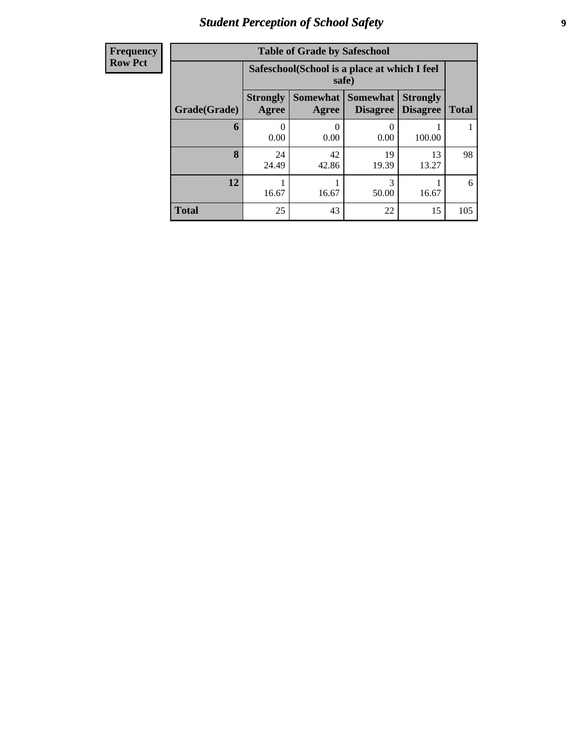## Student Perception of School Safety

| Frequency<br>Row Pct |
|---|

**Table of Grade by Safeschool**

| Grade(Grade) | Safeschool(School is a place at which I feel safe) | | | | Total |
|---|---|---|---|---|---|
| | Strongly Agree | Somewhat Agree | Somewhat Disagree | Strongly Disagree | |
| **6** | 0<br>0.00 | 0<br>0.00 | 0<br>0.00 | 1<br>100.00 | 1 |
| **8** | 24<br>24.49 | 42<br>42.86 | 19<br>19.39 | 13<br>13.27 | 98 |
| **12** | 1<br>16.67 | 1<br>16.67 | 3<br>50.00 | 1<br>16.67 | 6 |
| **Total** | 25 | 43 | 22 | 15 | 105 |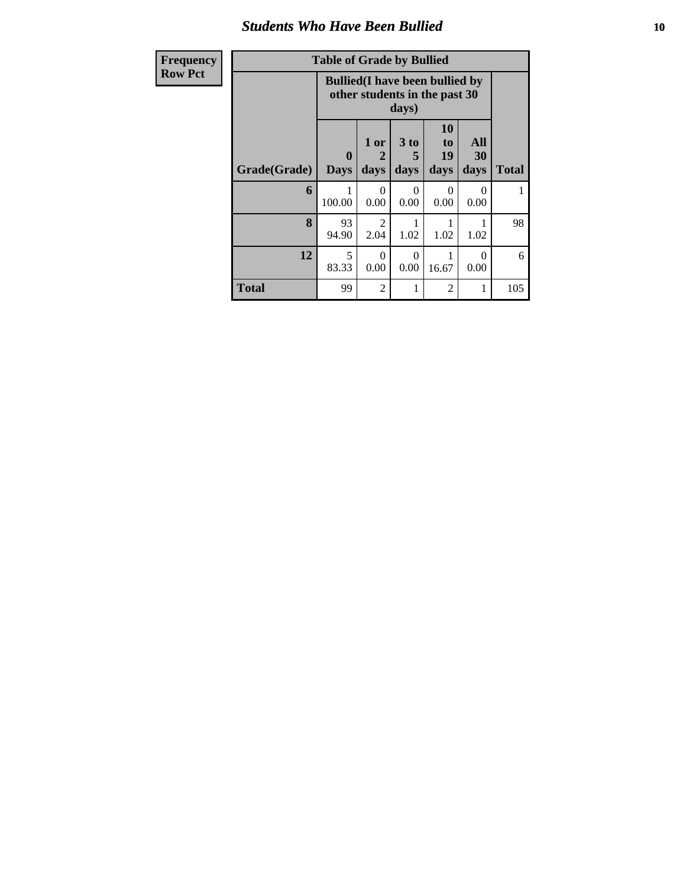## Students Who Have Been Bullied

| Frequency<br>Row Pct |
|---|

**Table of Grade by Bullied**

| Grade(Grade) | Bullied(I have been bullied by other students in the past 30 days) | | | | | Total |
|---|---|---|---|---|---|---|
| | 0 Days | 1 or 2 days | 3 to 5 days | 10 to 19 days | All 30 days | |
| **6** | 1<br>100.00 | 0<br>0.00 | 0<br>0.00 | 0<br>0.00 | 0<br>0.00 | 1 |
| **8** | 93<br>94.90 | 2<br>2.04 | 1<br>1.02 | 1<br>1.02 | 1<br>1.02 | 98 |
| **12** | 5<br>83.33 | 0<br>0.00 | 0<br>0.00 | 1<br>16.67 | 0<br>0.00 | 6 |
| **Total** | 99 | 2 | 1 | 2 | 1 | 105 |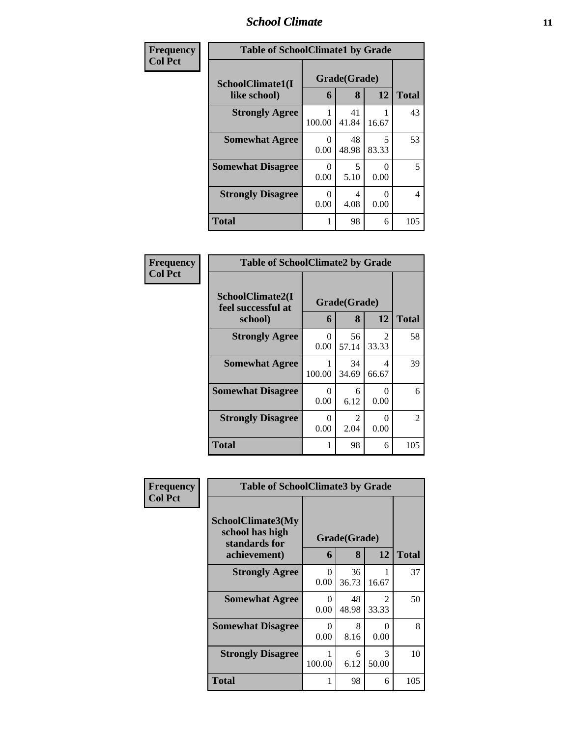| Frequency<br>Col Pct | Table of SchoolClimate1 by Grade | | | |
|---|---|---|---|---|
| SchoolClimate1(I like school) | Grade(Grade) | | | |
| | 6 | 8 | 12 | Total |
| Strongly Agree | 1<br>100.00 | 41<br>41.84 | 1<br>16.67 | 43 |
| Somewhat Agree | 0<br>0.00 | 48<br>48.98 | 5<br>83.33 | 53 |
| Somewhat Disagree | 0<br>0.00 | 5<br>5.10 | 0<br>0.00 | 5 |
| Strongly Disagree | 0<br>0.00 | 4<br>4.08 | 0<br>0.00 | 4 |
| Total | 1 | 98 | 6 | 105 |

| Frequency<br>Col Pct | Table of SchoolClimate2 by Grade | | | |
|---|---|---|---|---|
| SchoolClimate2(I feel successful at school) | Grade(Grade) | | | |
| | 6 | 8 | 12 | Total |
| Strongly Agree | 0<br>0.00 | 56<br>57.14 | 2<br>33.33 | 58 |
| Somewhat Agree | 1<br>100.00 | 34<br>34.69 | 4<br>66.67 | 39 |
| Somewhat Disagree | 0<br>0.00 | 6<br>6.12 | 0<br>0.00 | 6 |
| Strongly Disagree | 0<br>0.00 | 2<br>2.04 | 0<br>0.00 | 2 |
| Total | 1 | 98 | 6 | 105 |

| Frequency<br>Col Pct | Table of SchoolClimate3 by Grade | | | |
|---|---|---|---|---|
| SchoolClimate3(My school has high standards for achievement) | Grade(Grade) | | | |
| | 6 | 8 | 12 | Total |
| Strongly Agree | 0<br>0.00 | 36<br>36.73 | 1<br>16.67 | 37 |
| Somewhat Agree | 0<br>0.00 | 48<br>48.98 | 2<br>33.33 | 50 |
| Somewhat Disagree | 0<br>0.00 | 8<br>8.16 | 0<br>0.00 | 8 |
| Strongly Disagree | 1<br>100.00 | 6<br>6.12 | 3<br>50.00 | 10 |
| Total | 1 | 98 | 6 | 105 |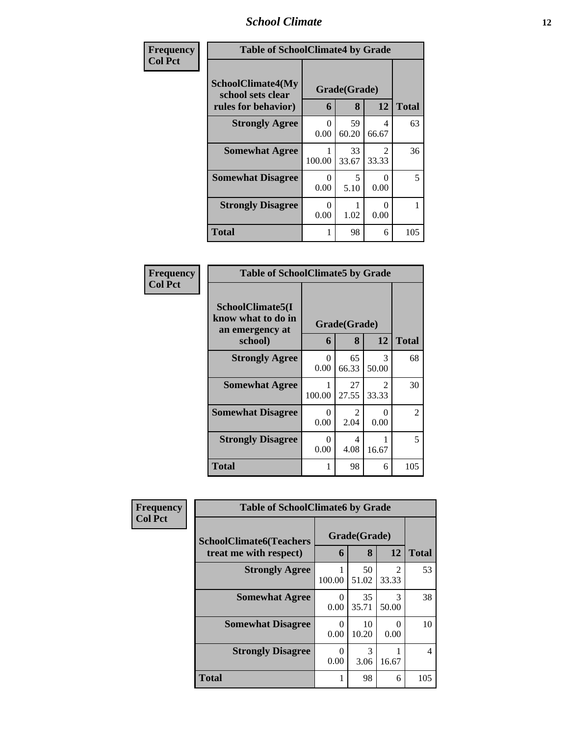| Frequency<br>Col Pct | Table of SchoolClimate4 by Grade | | | |
|---|---|---|---|---|
| SchoolClimate4(My school sets clear rules for behavior) | Grade(Grade) | | | |
| | 6 | 8 | 12 | Total |
| Strongly Agree | 0<br>0.00 | 59<br>60.20 | 4<br>66.67 | 63 |
| Somewhat Agree | 1<br>100.00 | 33<br>33.67 | 2<br>33.33 | 36 |
| Somewhat Disagree | 0<br>0.00 | 5<br>5.10 | 0<br>0.00 | 5 |
| Strongly Disagree | 0<br>0.00 | 1<br>1.02 | 0<br>0.00 | 1 |
| Total | 1 | 98 | 6 | 105 |

| Frequency<br>Col Pct | Table of SchoolClimate5 by Grade | | | |
|---|---|---|---|---|
| SchoolClimate5(I know what to do in an emergency at school) | Grade(Grade) | | | |
| | 6 | 8 | 12 | Total |
| Strongly Agree | 0<br>0.00 | 65<br>66.33 | 3<br>50.00 | 68 |
| Somewhat Agree | 1<br>100.00 | 27<br>27.55 | 2<br>33.33 | 30 |
| Somewhat Disagree | 0<br>0.00 | 2<br>2.04 | 0<br>0.00 | 2 |
| Strongly Disagree | 0<br>0.00 | 4<br>4.08 | 1<br>16.67 | 5 |
| Total | 1 | 98 | 6 | 105 |

| Frequency<br>Col Pct | Table of SchoolClimate6 by Grade | | | |
|---|---|---|---|---|
| SchoolClimate6(Teachers treat me with respect) | Grade(Grade) | | | |
| | 6 | 8 | 12 | Total |
| Strongly Agree | 1<br>100.00 | 50<br>51.02 | 2<br>33.33 | 53 |
| Somewhat Agree | 0<br>0.00 | 35<br>35.71 | 3<br>50.00 | 38 |
| Somewhat Disagree | 0<br>0.00 | 10<br>10.20 | 0<br>0.00 | 10 |
| Strongly Disagree | 0<br>0.00 | 3<br>3.06 | 1<br>16.67 | 4 |
| Total | 1 | 98 | 6 | 105 |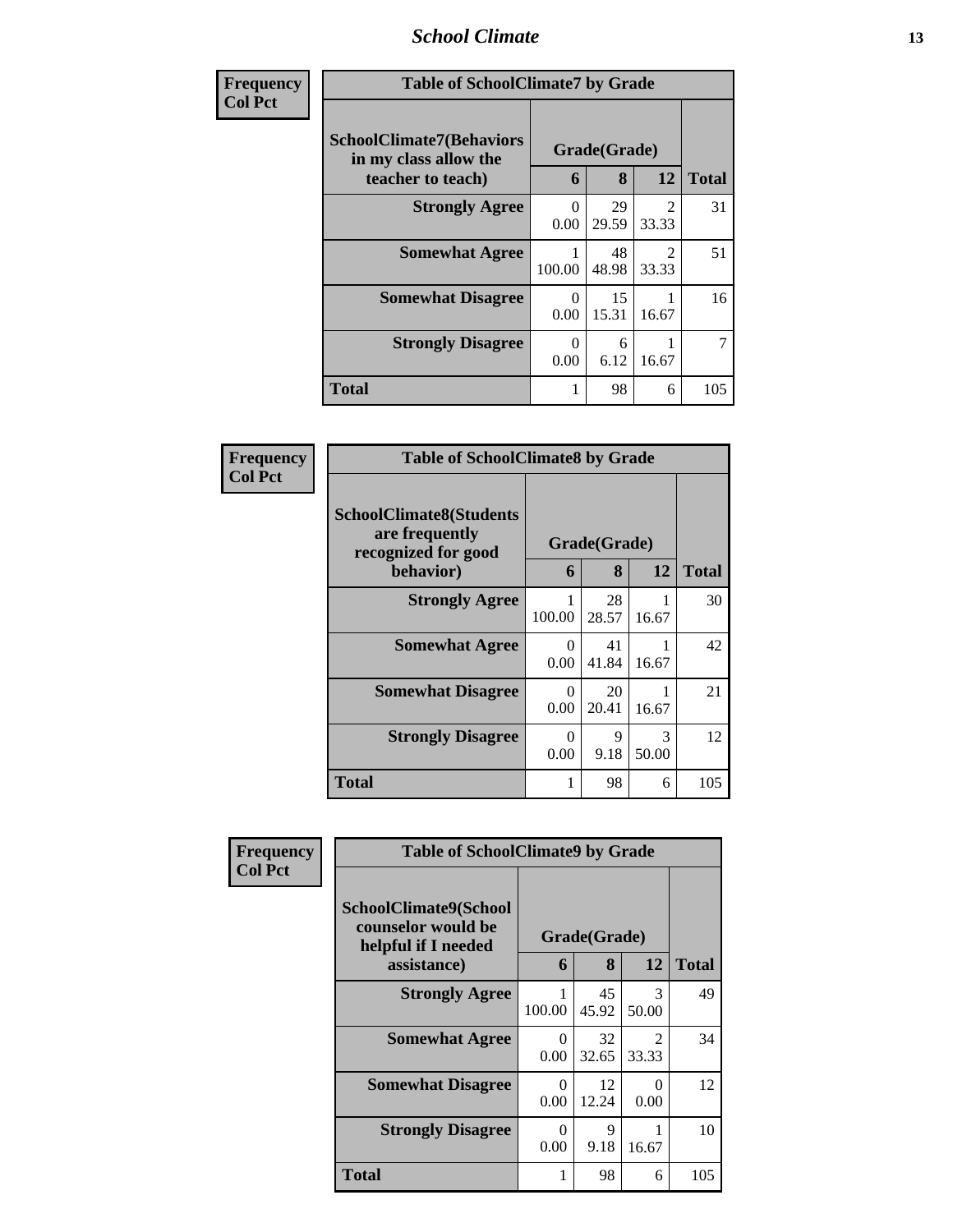| Frequency<br>Col Pct |
|---|

**Table of SchoolClimate7 by Grade**

| SchoolClimate7(Behaviors in my class allow the teacher to teach) | Grade(Grade) | | | Total |
|---|---|---|---|---|
| | 6 | 8 | 12 | |
| Strongly Agree | 0<br>0.00 | 29<br>29.59 | 2<br>33.33 | 31 |
| Somewhat Agree | 1<br>100.00 | 48<br>48.98 | 2<br>33.33 | 51 |
| Somewhat Disagree | 0<br>0.00 | 15<br>15.31 | 1<br>16.67 | 16 |
| Strongly Disagree | 0<br>0.00 | 6<br>6.12 | 1<br>16.67 | 7 |
| Total | 1 | 98 | 6 | 105 |

| Frequency<br>Col Pct |
|---|

**Table of SchoolClimate8 by Grade**

| SchoolClimate8(Students are frequently recognized for good behavior) | Grade(Grade) | | | Total |
|---|---|---|---|---|
| | 6 | 8 | 12 | |
| Strongly Agree | 1<br>100.00 | 28<br>28.57 | 1<br>16.67 | 30 |
| Somewhat Agree | 0<br>0.00 | 41<br>41.84 | 1<br>16.67 | 42 |
| Somewhat Disagree | 0<br>0.00 | 20<br>20.41 | 1<br>16.67 | 21 |
| Strongly Disagree | 0<br>0.00 | 9<br>9.18 | 3<br>50.00 | 12 |
| Total | 1 | 98 | 6 | 105 |

| Frequency<br>Col Pct |
|---|

**Table of SchoolClimate9 by Grade**

| SchoolClimate9(School counselor would be helpful if I needed assistance) | Grade(Grade) | | | Total |
|---|---|---|---|---|
| | 6 | 8 | 12 | |
| Strongly Agree | 1<br>100.00 | 45<br>45.92 | 3<br>50.00 | 49 |
| Somewhat Agree | 0<br>0.00 | 32<br>32.65 | 2<br>33.33 | 34 |
| Somewhat Disagree | 0<br>0.00 | 12<br>12.24 | 0<br>0.00 | 12 |
| Strongly Disagree | 0<br>0.00 | 9<br>9.18 | 1<br>16.67 | 10 |
| Total | 1 | 98 | 6 | 105 |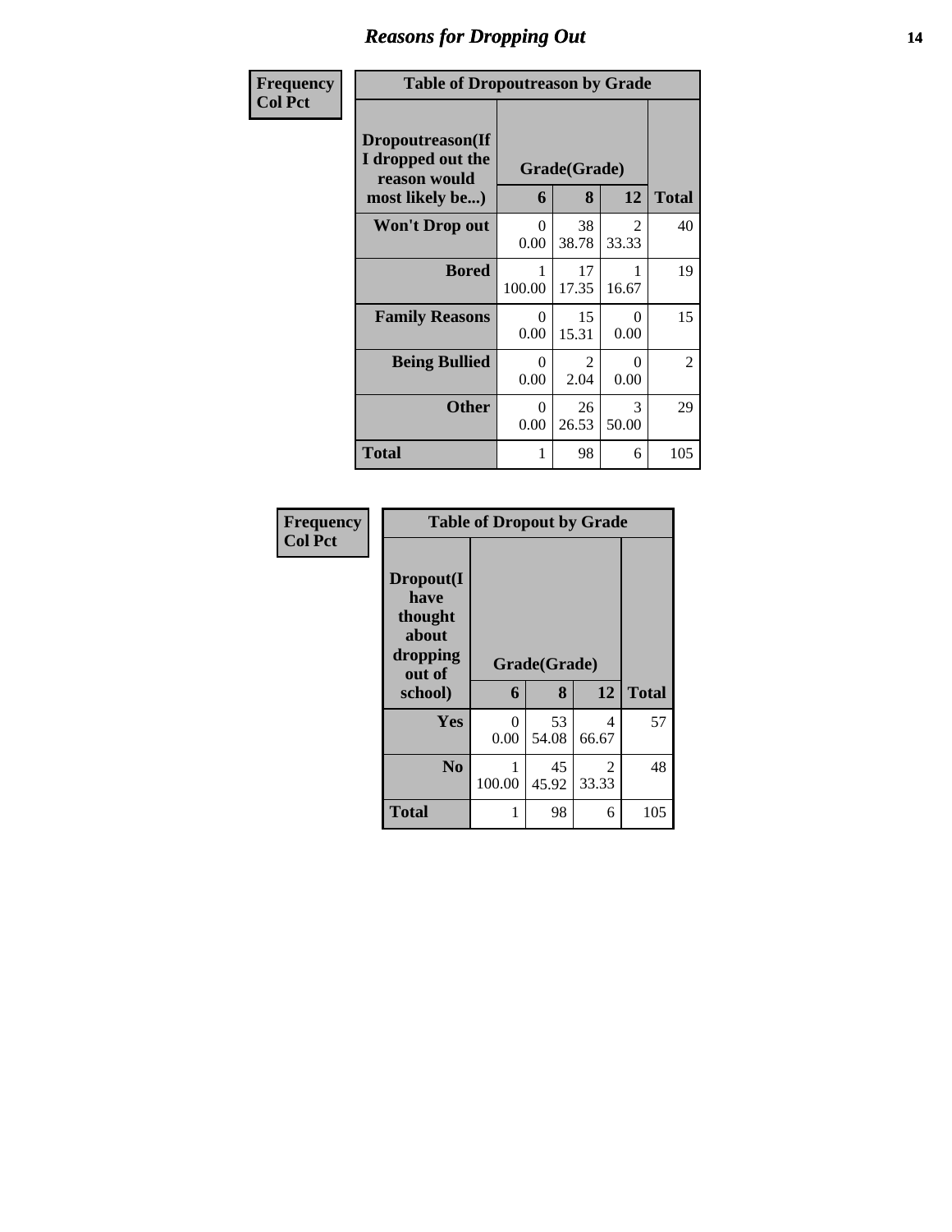# Reasons for Dropping Out

**Frequency**
**Col Pct**

**Table of Dropoutreason by Grade**

| Dropoutreason(If I dropped out the reason would most likely be...) | Grade(Grade) | | | Total |
|---|---|---|---|---|
| | 6 | 8 | 12 | |
| **Won't Drop out** | 0<br>0.00 | 38<br>38.78 | 2<br>33.33 | 40 |
| **Bored** | 1<br>100.00 | 17<br>17.35 | 1<br>16.67 | 19 |
| **Family Reasons** | 0<br>0.00 | 15<br>15.31 | 0<br>0.00 | 15 |
| **Being Bullied** | 0<br>0.00 | 2<br>2.04 | 0<br>0.00 | 2 |
| **Other** | 0<br>0.00 | 26<br>26.53 | 3<br>50.00 | 29 |
| **Total** | 1 | 98 | 6 | 105 |

**Frequency**
**Col Pct**

**Table of Dropout by Grade**

| Dropout(I have thought about dropping out of school) | Grade(Grade) | | | Total |
|---|---|---|---|---|
| | 6 | 8 | 12 | |
| **Yes** | 0<br>0.00 | 53<br>54.08 | 4<br>66.67 | 57 |
| **No** | 1<br>100.00 | 45<br>45.92 | 2<br>33.33 | 48 |
| **Total** | 1 | 98 | 6 | 105 |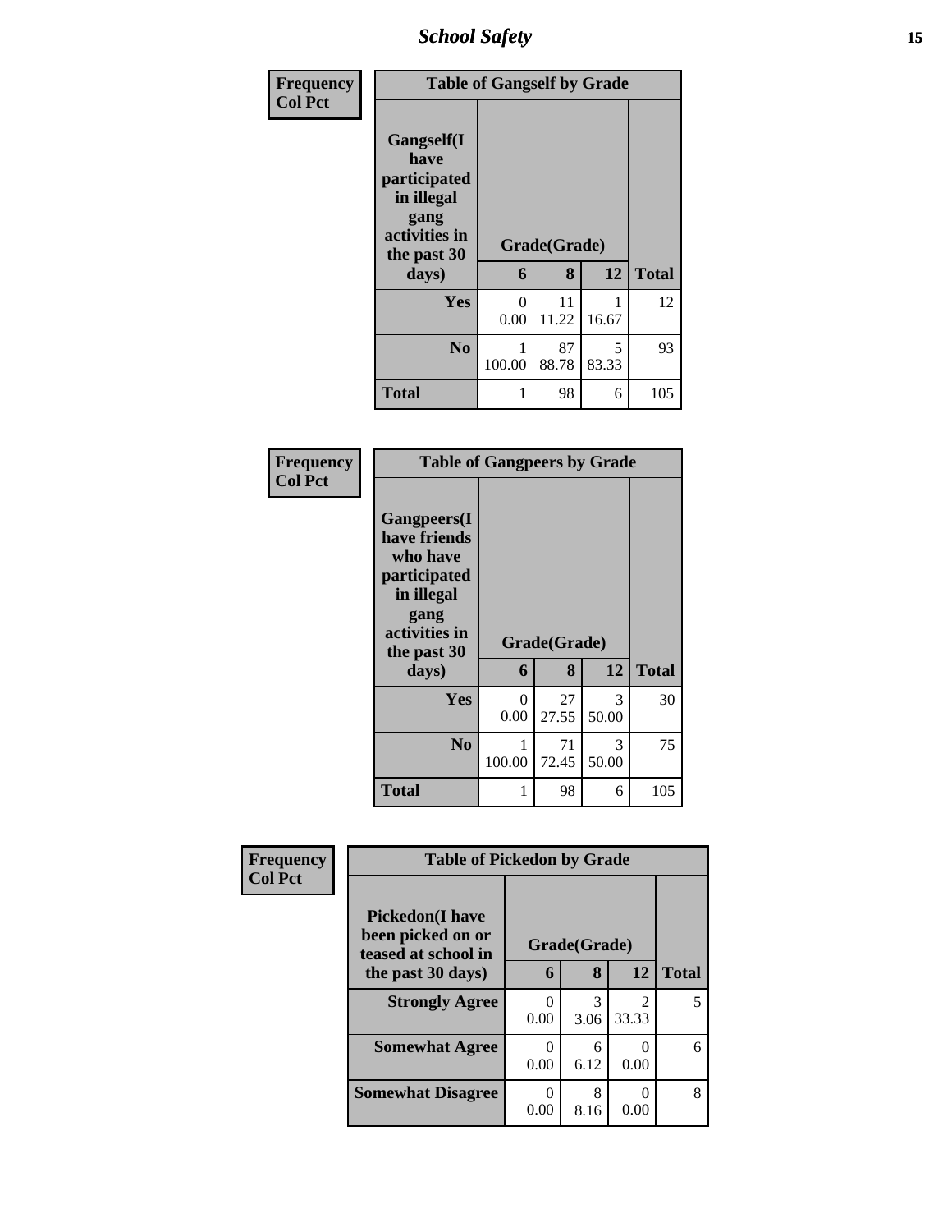| Frequency Col Pct | | | | |
|---|---|---|---|---|
| **Table of Gangself by Grade** | | | | |
| **Gangself(I have participated in illegal gang activities in the past 30 days)** | **Grade(Grade)** | | | |
| | **6** | **8** | **12** | **Total** |
| **Yes** | 0<br>0.00 | 11<br>11.22 | 1<br>16.67 | 12 |
| **No** | 1<br>100.00 | 87<br>88.78 | 5<br>83.33 | 93 |
| **Total** | 1 | 98 | 6 | 105 |

| Frequency Col Pct | | | | |
|---|---|---|---|---|
| **Table of Gangpeers by Grade** | | | | |
| **Gangpeers(I have friends who have participated in illegal gang activities in the past 30 days)** | **Grade(Grade)** | | | |
| | **6** | **8** | **12** | **Total** |
| **Yes** | 0<br>0.00 | 27<br>27.55 | 3<br>50.00 | 30 |
| **No** | 1<br>100.00 | 71<br>72.45 | 3<br>50.00 | 75 |
| **Total** | 1 | 98 | 6 | 105 |

| Frequency Col Pct | | | | |
|---|---|---|---|---|
| **Table of Pickedon by Grade** | | | | |
| **Pickedon(I have been picked on or teased at school in the past 30 days)** | **Grade(Grade)** | | | |
| | **6** | **8** | **12** | **Total** |
| **Strongly Agree** | 0<br>0.00 | 3<br>3.06 | 2<br>33.33 | 5 |
| **Somewhat Agree** | 0<br>0.00 | 6<br>6.12 | 0<br>0.00 | 6 |
| **Somewhat Disagree** | 0<br>0.00 | 8<br>8.16 | 0<br>0.00 | 8 |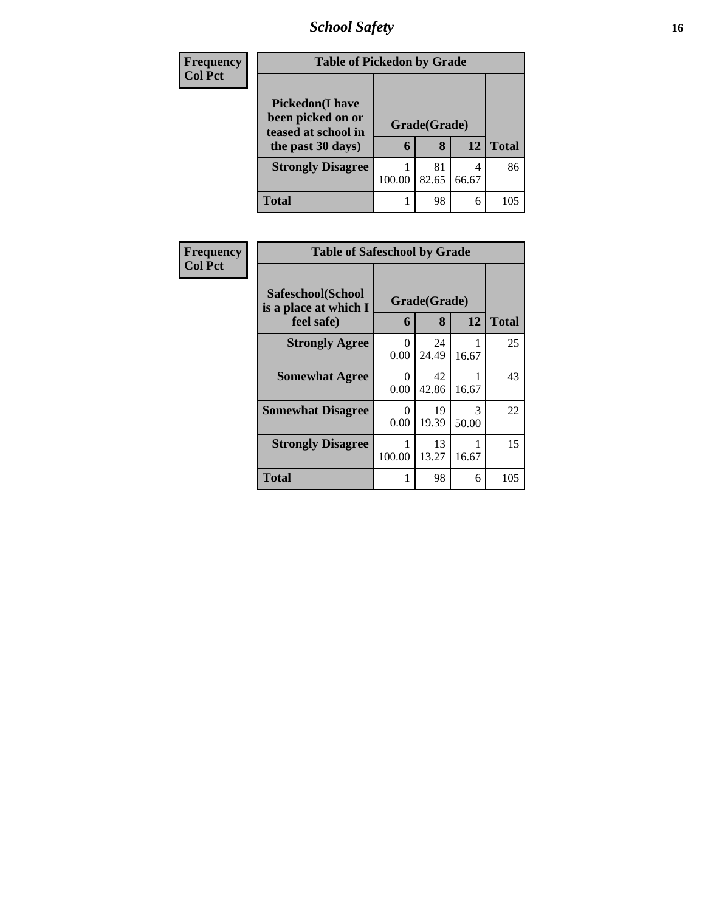| Frequency Col Pct | | | | |
|---|---|---|---|---|
| **Table of Pickedon by Grade** | | | | |
| **Pickedon(I have been picked on or teased at school in the past 30 days)** | **Grade(Grade)** | | | **Total** |
| | **6** | **8** | **12** | |
| **Strongly Disagree** | 1<br>100.00 | 81<br>82.65 | 4<br>66.67 | 86 |
| **Total** | 1 | 98 | 6 | 105 |

| Frequency Col Pct | | | | |
|---|---|---|---|---|
| **Table of Safeschool by Grade** | | | | |
| **Safeschool(School is a place at which I feel safe)** | **Grade(Grade)** | | | **Total** |
| | **6** | **8** | **12** | |
| **Strongly Agree** | 0<br>0.00 | 24<br>24.49 | 1<br>16.67 | 25 |
| **Somewhat Agree** | 0<br>0.00 | 42<br>42.86 | 1<br>16.67 | 43 |
| **Somewhat Disagree** | 0<br>0.00 | 19<br>19.39 | 3<br>50.00 | 22 |
| **Strongly Disagree** | 1<br>100.00 | 13<br>13.27 | 1<br>16.67 | 15 |
| **Total** | 1 | 98 | 6 | 105 |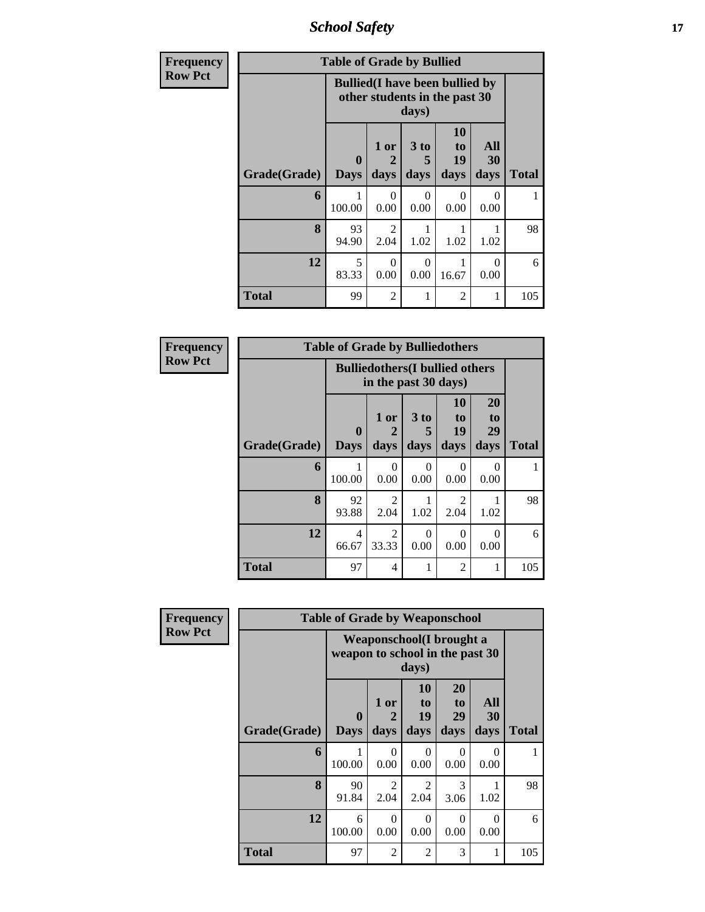| Frequency Row Pct |
|---|

**Table of Grade by Bullied**

| Grade(Grade) | Bullied(I have been bullied by other students in the past 30 days) 0 Days | 1 or 2 days | 3 to 5 days | 10 to 19 days | All 30 days | Total |
|---|---|---|---|---|---|---|
| 6 | 1<br>100.00 | 0<br>0.00 | 0<br>0.00 | 0<br>0.00 | 0<br>0.00 | 1 |
| 8 | 93<br>94.90 | 2<br>2.04 | 1<br>1.02 | 1<br>1.02 | 1<br>1.02 | 98 |
| 12 | 5<br>83.33 | 0<br>0.00 | 0<br>0.00 | 1<br>16.67 | 0<br>0.00 | 6 |
| Total | 99 | 2 | 1 | 2 | 1 | 105 |

| Frequency Row Pct |
|---|

**Table of Grade by Bulliedothers**

| Grade(Grade) | Bulliedothers(I bullied others in the past 30 days) 0 Days | 1 or 2 days | 3 to 5 days | 10 to 19 days | 20 to 29 days | Total |
|---|---|---|---|---|---|---|
| 6 | 1<br>100.00 | 0<br>0.00 | 0<br>0.00 | 0<br>0.00 | 0<br>0.00 | 1 |
| 8 | 92<br>93.88 | 2<br>2.04 | 1<br>1.02 | 2<br>2.04 | 1<br>1.02 | 98 |
| 12 | 4<br>66.67 | 2<br>33.33 | 0<br>0.00 | 0<br>0.00 | 0<br>0.00 | 6 |
| Total | 97 | 4 | 1 | 2 | 1 | 105 |

| Frequency Row Pct |
|---|

**Table of Grade by Weaponschool**

| Grade(Grade) | Weaponschool(I brought a weapon to school in the past 30 days) 0 Days | 1 or 2 days | 10 to 19 days | 20 to 29 days | All 30 days | Total |
|---|---|---|---|---|---|---|
| 6 | 1<br>100.00 | 0<br>0.00 | 0<br>0.00 | 0<br>0.00 | 0<br>0.00 | 1 |
| 8 | 90<br>91.84 | 2<br>2.04 | 2<br>2.04 | 3<br>3.06 | 1<br>1.02 | 98 |
| 12 | 6<br>100.00 | 0<br>0.00 | 0<br>0.00 | 0<br>0.00 | 0<br>0.00 | 6 |
| Total | 97 | 2 | 2 | 3 | 1 | 105 |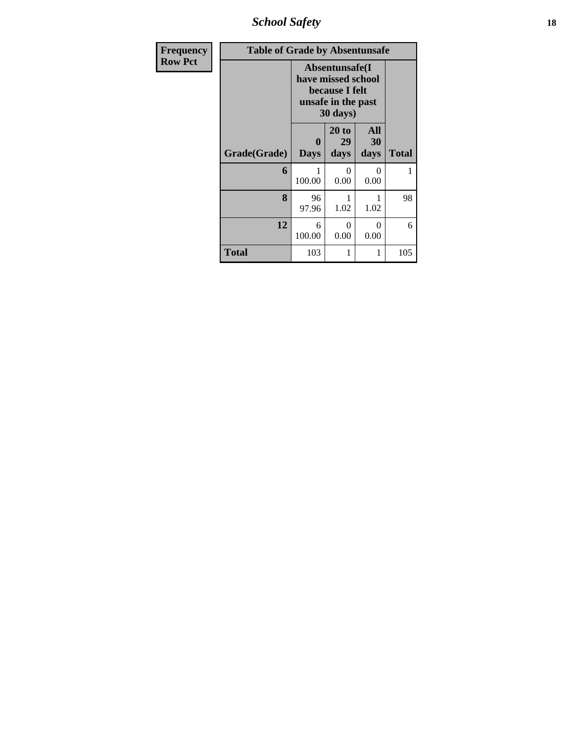| Frequency<br>Row Pct | | | | |
|---|---|---|---|---|

**Table of Grade by Absentunsafe**

| Grade(Grade) | Absentunsafe(I have missed school because I felt unsafe in the past 30 days) 0 Days | 20 to 29 days | All 30 days | Total |
|---|---|---|---|---|
| 6 | 1<br>100.00 | 0<br>0.00 | 0<br>0.00 | 1 |
| 8 | 96<br>97.96 | 1<br>1.02 | 1<br>1.02 | 98 |
| 12 | 6<br>100.00 | 0<br>0.00 | 0<br>0.00 | 6 |
| Total | 103 | 1 | 1 | 105 |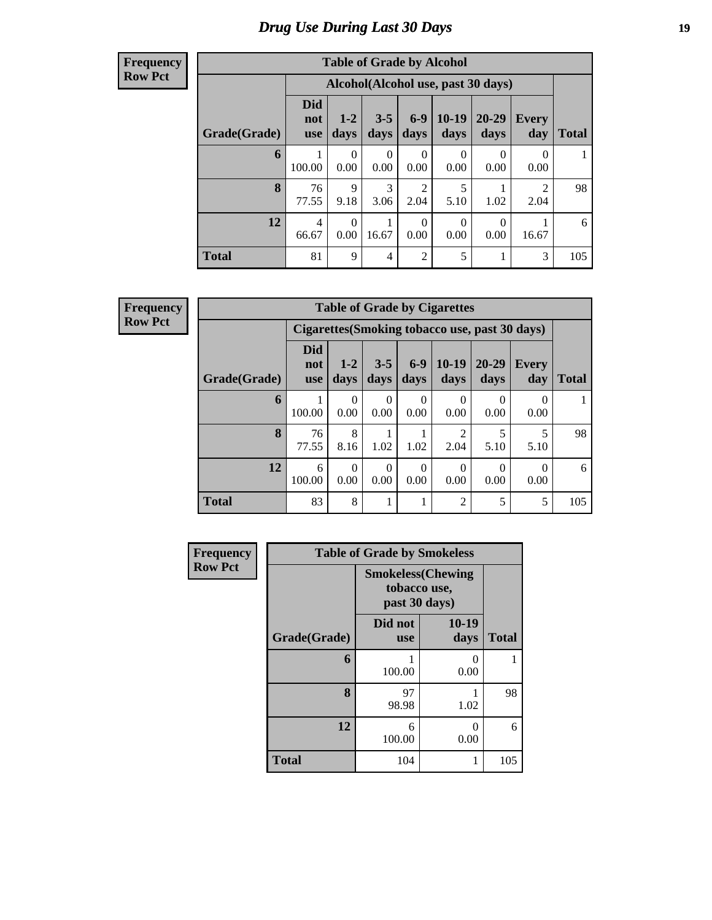# Drug Use During Last 30 Days

**Frequency**
**Row Pct**

| Table of Grade by Alcohol | | | | | | | | |
|---|---|---|---|---|---|---|---|---|
| | Alcohol(Alcohol use, past 30 days) | | | | | | | |
| Grade(Grade) | Did not use | 1-2 days | 3-5 days | 6-9 days | 10-19 days | 20-29 days | Every day | Total |
| 6 | 1<br>100.00 | 0<br>0.00 | 0<br>0.00 | 0<br>0.00 | 0<br>0.00 | 0<br>0.00 | 0<br>0.00 | 1 |
| 8 | 76<br>77.55 | 9<br>9.18 | 3<br>3.06 | 2<br>2.04 | 5<br>5.10 | 1<br>1.02 | 2<br>2.04 | 98 |
| 12 | 4<br>66.67 | 0<br>0.00 | 1<br>16.67 | 0<br>0.00 | 0<br>0.00 | 0<br>0.00 | 1<br>16.67 | 6 |
| Total | 81 | 9 | 4 | 2 | 5 | 1 | 3 | 105 |

**Frequency**
**Row Pct**

| Table of Grade by Cigarettes | | | | | | | | |
|---|---|---|---|---|---|---|---|---|
| | Cigarettes(Smoking tobacco use, past 30 days) | | | | | | | |
| Grade(Grade) | Did not use | 1-2 days | 3-5 days | 6-9 days | 10-19 days | 20-29 days | Every day | Total |
| 6 | 1<br>100.00 | 0<br>0.00 | 0<br>0.00 | 0<br>0.00 | 0<br>0.00 | 0<br>0.00 | 0<br>0.00 | 1 |
| 8 | 76<br>77.55 | 8<br>8.16 | 1<br>1.02 | 1<br>1.02 | 2<br>2.04 | 5<br>5.10 | 5<br>5.10 | 98 |
| 12 | 6<br>100.00 | 0<br>0.00 | 0<br>0.00 | 0<br>0.00 | 0<br>0.00 | 0<br>0.00 | 0<br>0.00 | 6 |
| Total | 83 | 8 | 1 | 1 | 2 | 5 | 5 | 105 |

**Frequency**
**Row Pct**

| Table of Grade by Smokeless | | | |
|---|---|---|---|
| | Smokeless(Chewing tobacco use, past 30 days) | | |
| Grade(Grade) | Did not use | 10-19 days | Total |
| 6 | 1<br>100.00 | 0<br>0.00 | 1 |
| 8 | 97<br>98.98 | 1<br>1.02 | 98 |
| 12 | 6<br>100.00 | 0<br>0.00 | 6 |
| Total | 104 | 1 | 105 |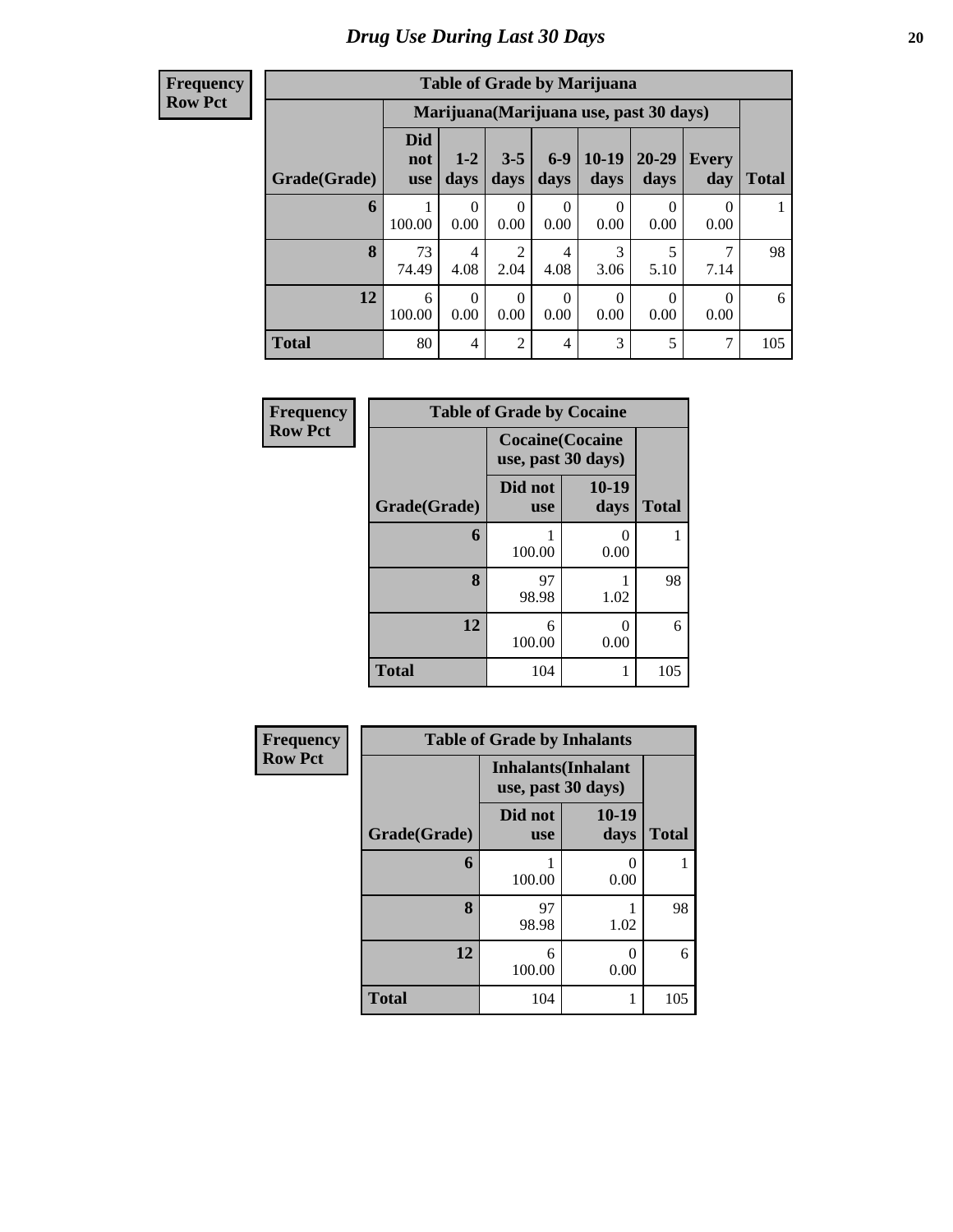# Drug Use During Last 30 Days

**Frequency**
**Row Pct**

| Table of Grade by Marijuana | | | | | | | | |
|---|---|---|---|---|---|---|---|---|
| | Marijuana(Marijuana use, past 30 days) | | | | | | | |
| Grade(Grade) | Did not use | 1-2 days | 3-5 days | 6-9 days | 10-19 days | 20-29 days | Every day | Total |
| 6 | 1<br>100.00 | 0<br>0.00 | 0<br>0.00 | 0<br>0.00 | 0<br>0.00 | 0<br>0.00 | 0<br>0.00 | 1 |
| 8 | 73<br>74.49 | 4<br>4.08 | 2<br>2.04 | 4<br>4.08 | 3<br>3.06 | 5<br>5.10 | 7<br>7.14 | 98 |
| 12 | 6<br>100.00 | 0<br>0.00 | 0<br>0.00 | 0<br>0.00 | 0<br>0.00 | 0<br>0.00 | 0<br>0.00 | 6 |
| Total | 80 | 4 | 2 | 4 | 3 | 5 | 7 | 105 |

**Frequency**
**Row Pct**

| Table of Grade by Cocaine | | | |
|---|---|---|---|
| | Cocaine(Cocaine use, past 30 days) | | |
| Grade(Grade) | Did not use | 10-19 days | Total |
| 6 | 1<br>100.00 | 0<br>0.00 | 1 |
| 8 | 97<br>98.98 | 1<br>1.02 | 98 |
| 12 | 6<br>100.00 | 0<br>0.00 | 6 |
| Total | 104 | 1 | 105 |

**Frequency**
**Row Pct**

| Table of Grade by Inhalants | | | |
|---|---|---|---|
| | Inhalants(Inhalant use, past 30 days) | | |
| Grade(Grade) | Did not use | 10-19 days | Total |
| 6 | 1<br>100.00 | 0<br>0.00 | 1 |
| 8 | 97<br>98.98 | 1<br>1.02 | 98 |
| 12 | 6<br>100.00 | 0<br>0.00 | 6 |
| Total | 104 | 1 | 105 |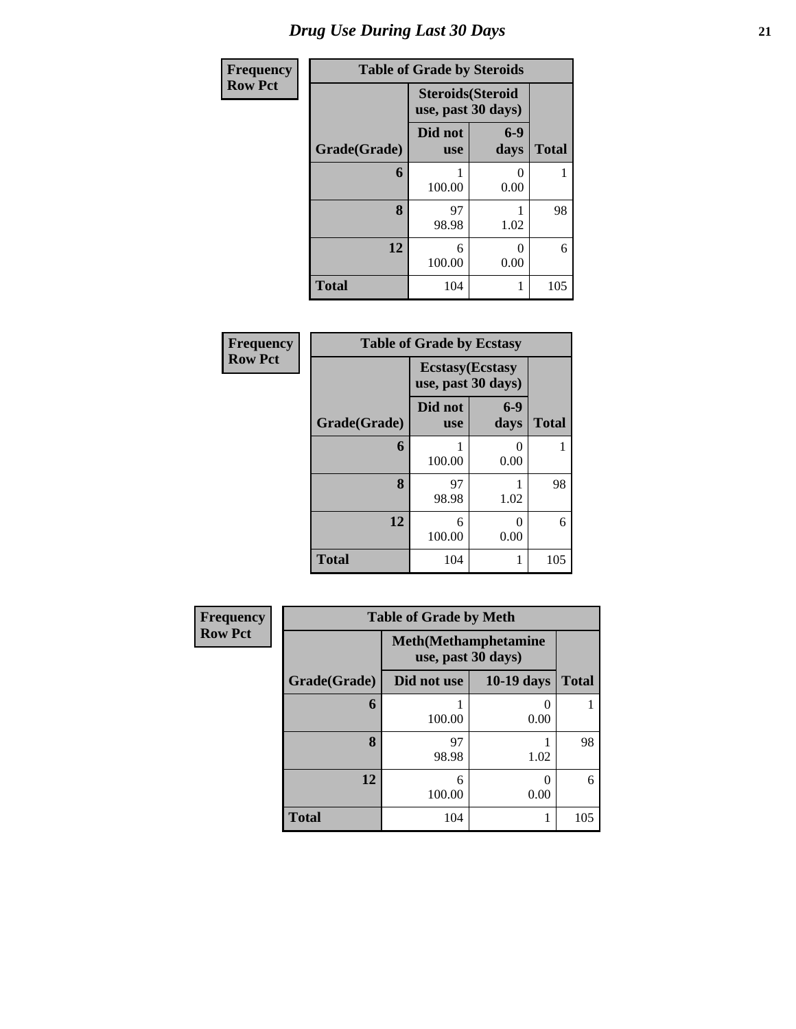# Drug Use During Last 30 Days

| Frequency<br>Row Pct | | | |
|---|---|---|---|
| **Table of Grade by Steroids** | | | |
| | **Steroids(Steroid use, past 30 days)** | | |
| **Grade(Grade)** | **Did not use** | **6-9 days** | **Total** |
| **6** | 1<br>100.00 | 0<br>0.00 | 1 |
| **8** | 97<br>98.98 | 1<br>1.02 | 98 |
| **12** | 6<br>100.00 | 0<br>0.00 | 6 |
| **Total** | 104 | 1 | 105 |

| Frequency<br>Row Pct | | | |
|---|---|---|---|
| **Table of Grade by Ecstasy** | | | |
| | **Ecstasy(Ecstasy use, past 30 days)** | | |
| **Grade(Grade)** | **Did not use** | **6-9 days** | **Total** |
| **6** | 1<br>100.00 | 0<br>0.00 | 1 |
| **8** | 97<br>98.98 | 1<br>1.02 | 98 |
| **12** | 6<br>100.00 | 0<br>0.00 | 6 |
| **Total** | 104 | 1 | 105 |

| Frequency<br>Row Pct | | | |
|---|---|---|---|
| **Table of Grade by Meth** | | | |
| | **Meth(Methamphetamine use, past 30 days)** | | |
| **Grade(Grade)** | **Did not use** | **10-19 days** | **Total** |
| **6** | 1<br>100.00 | 0<br>0.00 | 1 |
| **8** | 97<br>98.98 | 1<br>1.02 | 98 |
| **12** | 6<br>100.00 | 0<br>0.00 | 6 |
| **Total** | 104 | 1 | 105 |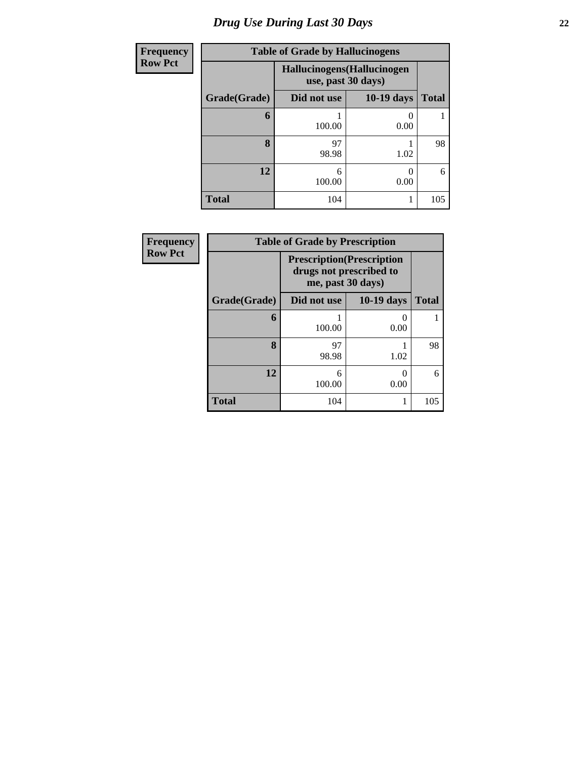# Drug Use During Last 30 Days

**Frequency**
**Row Pct**

| Table of Grade by Hallucinogens | | | |
|---|---|---|---|
| | Hallucinogens(Hallucinogen use, past 30 days) | | |
| Grade(Grade) | Did not use | 10-19 days | Total |
| **6** | 1<br>100.00 | 0<br>0.00 | 1 |
| **8** | 97<br>98.98 | 1<br>1.02 | 98 |
| **12** | 6<br>100.00 | 0<br>0.00 | 6 |
| **Total** | 104 | 1 | 105 |

**Frequency**
**Row Pct**

| Table of Grade by Prescription | | | |
|---|---|---|---|
| | Prescription(Prescription drugs not prescribed to me, past 30 days) | | |
| Grade(Grade) | Did not use | 10-19 days | Total |
| **6** | 1<br>100.00 | 0<br>0.00 | 1 |
| **8** | 97<br>98.98 | 1<br>1.02 | 98 |
| **12** | 6<br>100.00 | 0<br>0.00 | 6 |
| **Total** | 104 | 1 | 105 |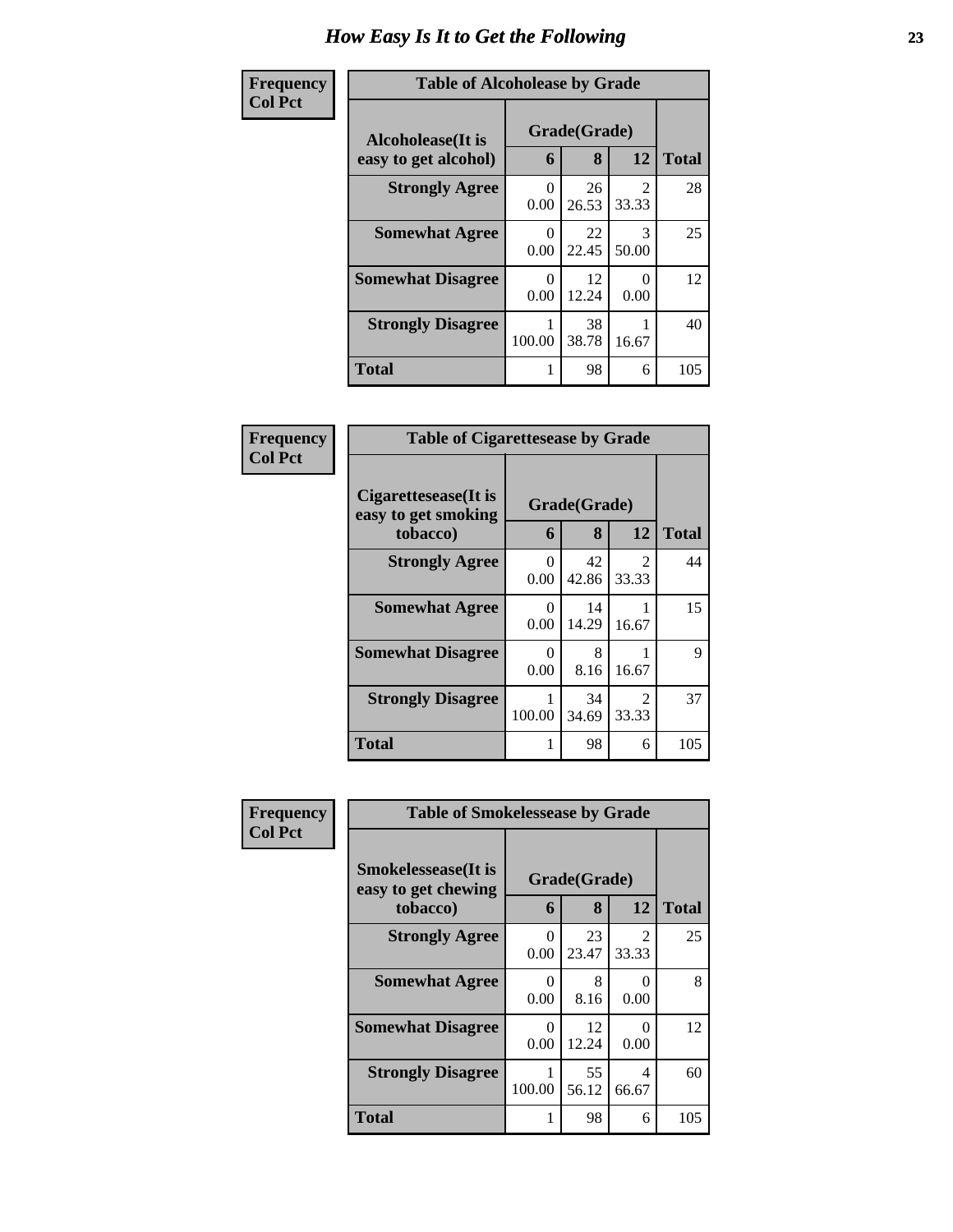# How Easy Is It to Get the Following

**Frequency**
**Col Pct**

**Table of Alcoholease by Grade**

| Alcoholease(It is easy to get alcohol) | Grade(Grade) | | | Total |
|---|---|---|---|---|
| | 6 | 8 | 12 | |
| Strongly Agree | 0<br>0.00 | 26<br>26.53 | 2<br>33.33 | 28 |
| Somewhat Agree | 0<br>0.00 | 22<br>22.45 | 3<br>50.00 | 25 |
| Somewhat Disagree | 0<br>0.00 | 12<br>12.24 | 0<br>0.00 | 12 |
| Strongly Disagree | 1<br>100.00 | 38<br>38.78 | 1<br>16.67 | 40 |
| Total | 1 | 98 | 6 | 105 |

**Frequency**
**Col Pct**

**Table of Cigarettesease by Grade**

| Cigarettesease(It is easy to get smoking tobacco) | Grade(Grade) | | | Total |
|---|---|---|---|---|
| | 6 | 8 | 12 | |
| Strongly Agree | 0<br>0.00 | 42<br>42.86 | 2<br>33.33 | 44 |
| Somewhat Agree | 0<br>0.00 | 14<br>14.29 | 1<br>16.67 | 15 |
| Somewhat Disagree | 0<br>0.00 | 8<br>8.16 | 1<br>16.67 | 9 |
| Strongly Disagree | 1<br>100.00 | 34<br>34.69 | 2<br>33.33 | 37 |
| Total | 1 | 98 | 6 | 105 |

**Frequency**
**Col Pct**

**Table of Smokelessease by Grade**

| Smokelessease(It is easy to get chewing tobacco) | Grade(Grade) | | | Total |
|---|---|---|---|---|
| | 6 | 8 | 12 | |
| Strongly Agree | 0<br>0.00 | 23<br>23.47 | 2<br>33.33 | 25 |
| Somewhat Agree | 0<br>0.00 | 8<br>8.16 | 0<br>0.00 | 8 |
| Somewhat Disagree | 0<br>0.00 | 12<br>12.24 | 0<br>0.00 | 12 |
| Strongly Disagree | 1<br>100.00 | 55<br>56.12 | 4<br>66.67 | 60 |
| Total | 1 | 98 | 6 | 105 |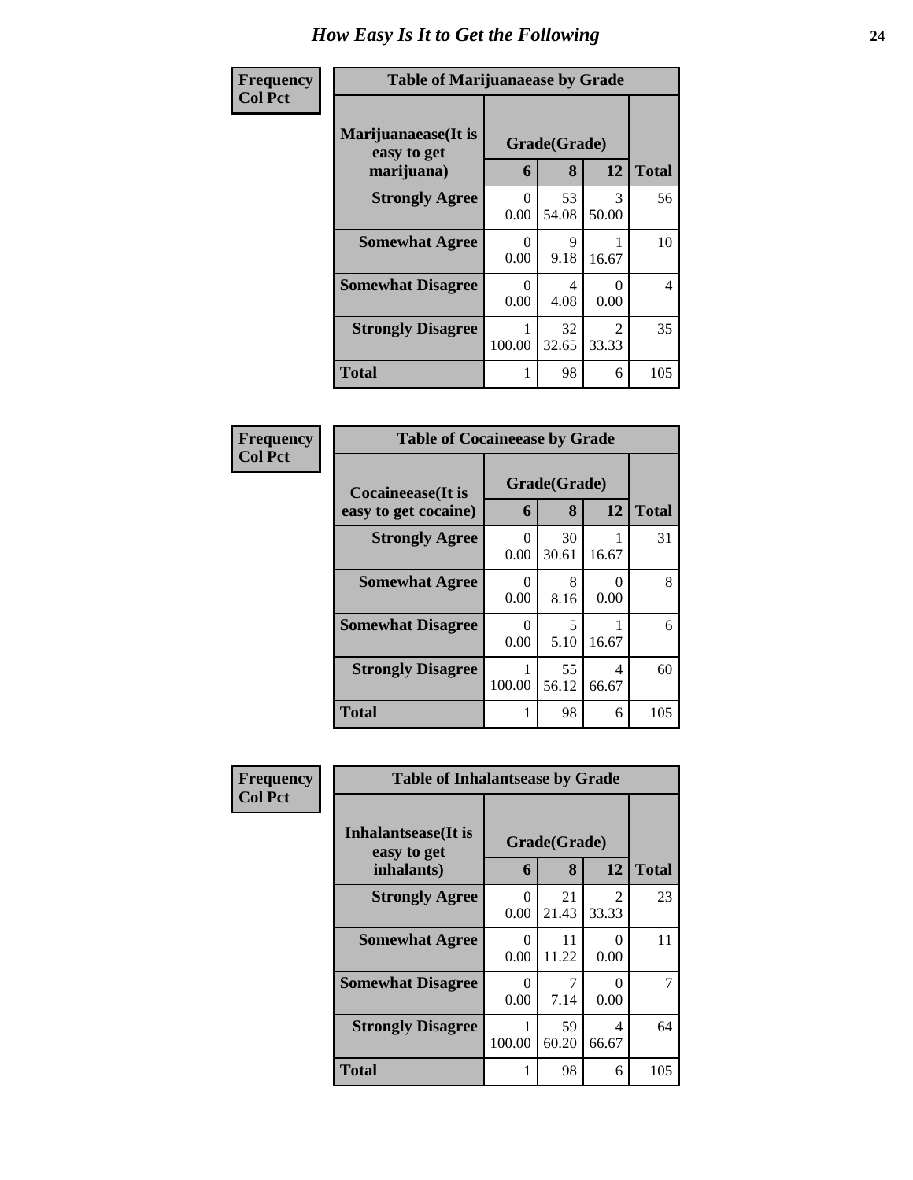# How Easy Is It to Get the Following

**Frequency**
**Col Pct**

**Table of Marijuanaease by Grade**

| Marijuanaease(It is easy to get marijuana) | Grade(Grade) | | | Total |
|---|---|---|---|---|
| | 6 | 8 | 12 | |
| Strongly Agree | 0<br>0.00 | 53<br>54.08 | 3<br>50.00 | 56 |
| Somewhat Agree | 0<br>0.00 | 9<br>9.18 | 1<br>16.67 | 10 |
| Somewhat Disagree | 0<br>0.00 | 4<br>4.08 | 0<br>0.00 | 4 |
| Strongly Disagree | 1<br>100.00 | 32<br>32.65 | 2<br>33.33 | 35 |
| Total | 1 | 98 | 6 | 105 |

**Frequency**
**Col Pct**

**Table of Cocaineease by Grade**

| Cocaineease(It is easy to get cocaine) | Grade(Grade) | | | Total |
|---|---|---|---|---|
| | 6 | 8 | 12 | |
| Strongly Agree | 0<br>0.00 | 30<br>30.61 | 1<br>16.67 | 31 |
| Somewhat Agree | 0<br>0.00 | 8<br>8.16 | 0<br>0.00 | 8 |
| Somewhat Disagree | 0<br>0.00 | 5<br>5.10 | 1<br>16.67 | 6 |
| Strongly Disagree | 1<br>100.00 | 55<br>56.12 | 4<br>66.67 | 60 |
| Total | 1 | 98 | 6 | 105 |

**Frequency**
**Col Pct**

**Table of Inhalantsease by Grade**

| Inhalantsease(It is easy to get inhalants) | Grade(Grade) | | | Total |
|---|---|---|---|---|
| | 6 | 8 | 12 | |
| Strongly Agree | 0<br>0.00 | 21<br>21.43 | 2<br>33.33 | 23 |
| Somewhat Agree | 0<br>0.00 | 11<br>11.22 | 0<br>0.00 | 11 |
| Somewhat Disagree | 0<br>0.00 | 7<br>7.14 | 0<br>0.00 | 7 |
| Strongly Disagree | 1<br>100.00 | 59<br>60.20 | 4<br>66.67 | 64 |
| Total | 1 | 98 | 6 | 105 |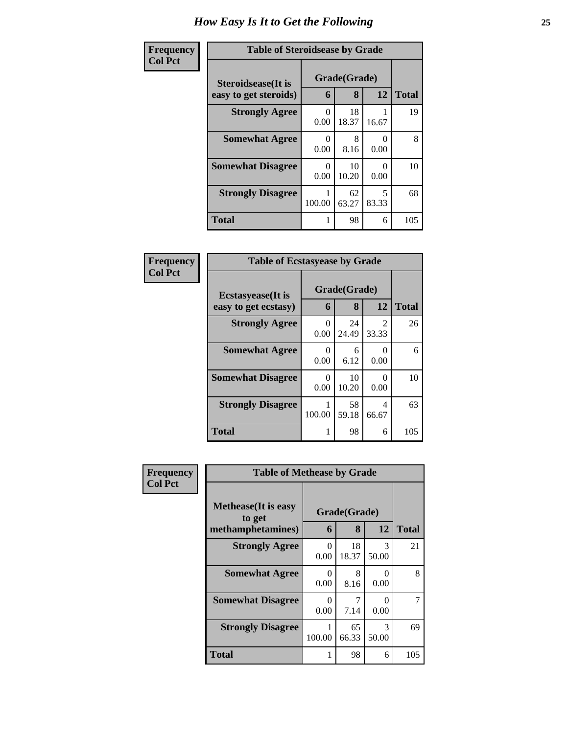# How Easy Is It to Get the Following

**Frequency**
**Col Pct**

**Table of Steroidsease by Grade**

| Steroidsease(It is easy to get steroids) | Grade(Grade) | | | Total |
|---|---|---|---|---|
| | 6 | 8 | 12 | |
| **Strongly Agree** | 0<br>0.00 | 18<br>18.37 | 1<br>16.67 | 19 |
| **Somewhat Agree** | 0<br>0.00 | 8<br>8.16 | 0<br>0.00 | 8 |
| **Somewhat Disagree** | 0<br>0.00 | 10<br>10.20 | 0<br>0.00 | 10 |
| **Strongly Disagree** | 1<br>100.00 | 62<br>63.27 | 5<br>83.33 | 68 |
| **Total** | 1 | 98 | 6 | 105 |

**Frequency**
**Col Pct**

**Table of Ecstasyease by Grade**

| Ecstasyease(It is easy to get ecstasy) | Grade(Grade) | | | Total |
|---|---|---|---|---|
| | 6 | 8 | 12 | |
| **Strongly Agree** | 0<br>0.00 | 24<br>24.49 | 2<br>33.33 | 26 |
| **Somewhat Agree** | 0<br>0.00 | 6<br>6.12 | 0<br>0.00 | 6 |
| **Somewhat Disagree** | 0<br>0.00 | 10<br>10.20 | 0<br>0.00 | 10 |
| **Strongly Disagree** | 1<br>100.00 | 58<br>59.18 | 4<br>66.67 | 63 |
| **Total** | 1 | 98 | 6 | 105 |

**Frequency**
**Col Pct**

**Table of Methease by Grade**

| Methease(It is easy to get methamphetamines) | Grade(Grade) | | | Total |
|---|---|---|---|---|
| | 6 | 8 | 12 | |
| **Strongly Agree** | 0<br>0.00 | 18<br>18.37 | 3<br>50.00 | 21 |
| **Somewhat Agree** | 0<br>0.00 | 8<br>8.16 | 0<br>0.00 | 8 |
| **Somewhat Disagree** | 0<br>0.00 | 7<br>7.14 | 0<br>0.00 | 7 |
| **Strongly Disagree** | 1<br>100.00 | 65<br>66.33 | 3<br>50.00 | 69 |
| **Total** | 1 | 98 | 6 | 105 |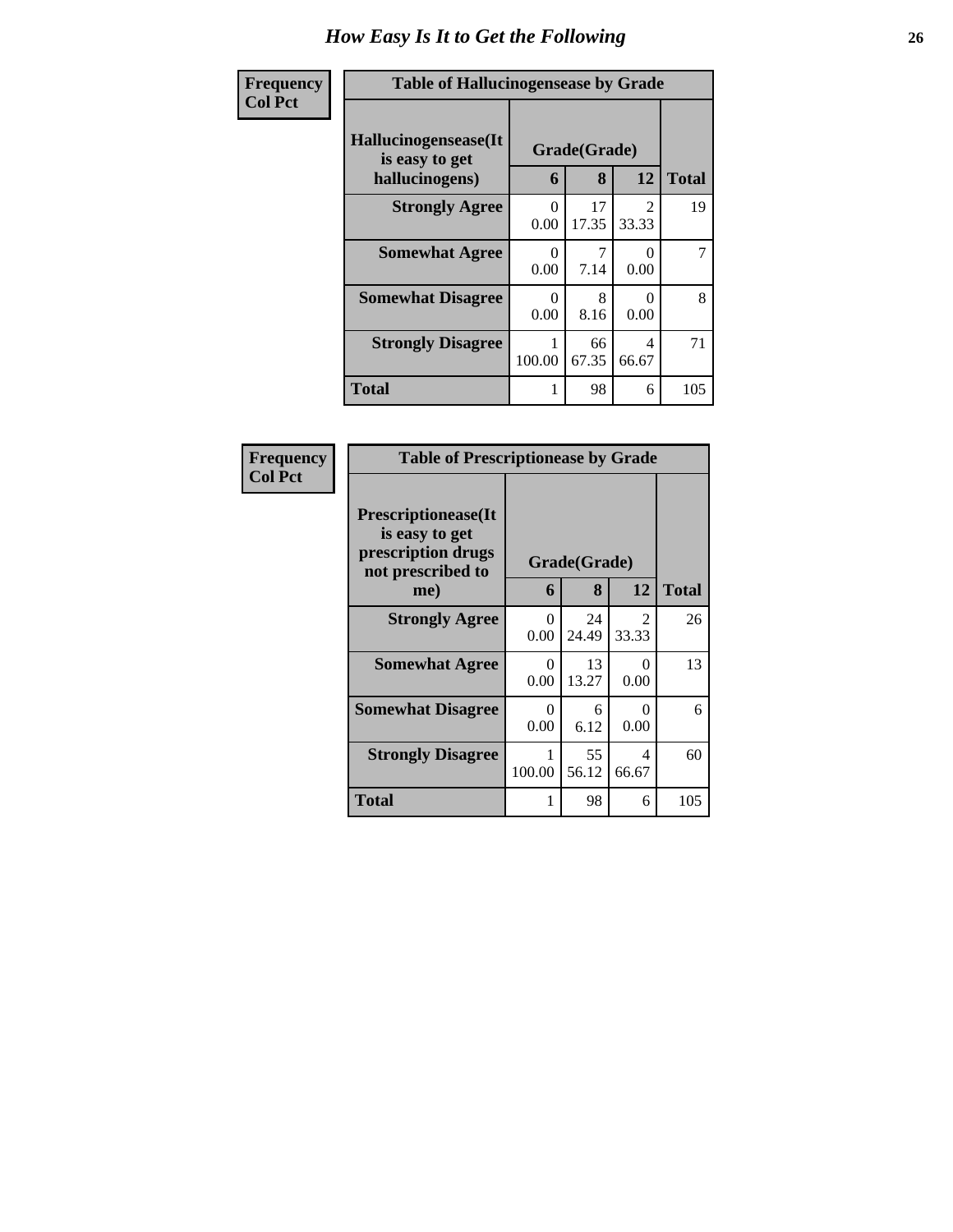# How Easy Is It to Get the Following

| Frequency<br>Col Pct |
|---|

**Table of Hallucinogensease by Grade**

| Hallucinogensease(It is easy to get hallucinogens) | Grade(Grade) | | | Total |
|---|---|---|---|---|
| | 6 | 8 | 12 | |
| **Strongly Agree** | 0<br>0.00 | 17<br>17.35 | 2<br>33.33 | 19 |
| **Somewhat Agree** | 0<br>0.00 | 7<br>7.14 | 0<br>0.00 | 7 |
| **Somewhat Disagree** | 0<br>0.00 | 8<br>8.16 | 0<br>0.00 | 8 |
| **Strongly Disagree** | 1<br>100.00 | 66<br>67.35 | 4<br>66.67 | 71 |
| **Total** | 1 | 98 | 6 | 105 |

| Frequency<br>Col Pct |
|---|

**Table of Prescriptionease by Grade**

| Prescriptionease(It is easy to get prescription drugs not prescribed to me) | Grade(Grade) | | | Total |
|---|---|---|---|---|
| | 6 | 8 | 12 | |
| **Strongly Agree** | 0<br>0.00 | 24<br>24.49 | 2<br>33.33 | 26 |
| **Somewhat Agree** | 0<br>0.00 | 13<br>13.27 | 0<br>0.00 | 13 |
| **Somewhat Disagree** | 0<br>0.00 | 6<br>6.12 | 0<br>0.00 | 6 |
| **Strongly Disagree** | 1<br>100.00 | 55<br>56.12 | 4<br>66.67 | 60 |
| **Total** | 1 | 98 | 6 | 105 |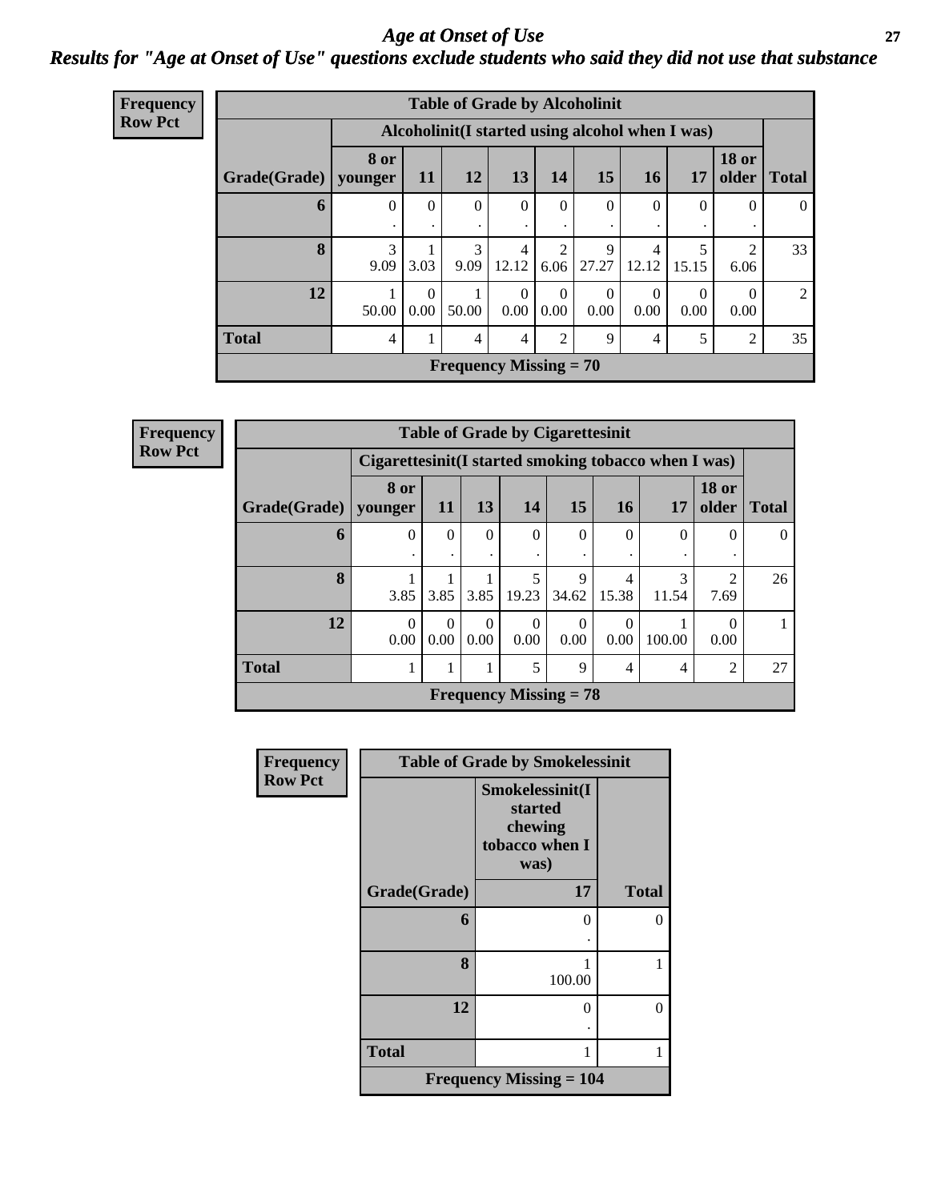## Age at Onset of Use

### Results for "Age at Onset of Use" questions exclude students who said they did not use that substance

**Frequency**
**Row Pct**

| Table of Grade by Alcoholinit | | | | | | | | | | |
|---|---|---|---|---|---|---|---|---|---|---|
| | Alcoholinit(I started using alcohol when I was) | | | | | | | | | |
| Grade(Grade) | 8 or younger | 11 | 12 | 13 | 14 | 15 | 16 | 17 | 18 or older | Total |
| 6 | 0<br>. | 0<br>. | 0<br>. | 0<br>. | 0<br>. | 0<br>. | 0<br>. | 0<br>. | 0<br>. | 0 |
| 8 | 3<br>9.09 | 1<br>3.03 | 3<br>9.09 | 4<br>12.12 | 2<br>6.06 | 9<br>27.27 | 4<br>12.12 | 5<br>15.15 | 2<br>6.06 | 33 |
| 12 | 1<br>50.00 | 0<br>0.00 | 1<br>50.00 | 0<br>0.00 | 0<br>0.00 | 0<br>0.00 | 0<br>0.00 | 0<br>0.00 | 0<br>0.00 | 2 |
| Total | 4 | 1 | 4 | 4 | 2 | 9 | 4 | 5 | 2 | 35 |
| Frequency Missing = 70 | | | | | | | | | | |

**Frequency**
**Row Pct**

| Table of Grade by Cigarettesinit | | | | | | | | | |
|---|---|---|---|---|---|---|---|---|---|
| | Cigarettesinit(I started smoking tobacco when I was) | | | | | | | | |
| Grade(Grade) | 8 or younger | 11 | 13 | 14 | 15 | 16 | 17 | 18 or older | Total |
| 6 | 0<br>. | 0<br>. | 0<br>. | 0<br>. | 0<br>. | 0<br>. | 0<br>. | 0<br>. | 0 |
| 8 | 1<br>3.85 | 1<br>3.85 | 1<br>3.85 | 5<br>19.23 | 9<br>34.62 | 4<br>15.38 | 3<br>11.54 | 2<br>7.69 | 26 |
| 12 | 0<br>0.00 | 0<br>0.00 | 0<br>0.00 | 0<br>0.00 | 0<br>0.00 | 0<br>0.00 | 1<br>100.00 | 0<br>0.00 | 1 |
| Total | 1 | 1 | 1 | 5 | 9 | 4 | 4 | 2 | 27 |
| Frequency Missing = 78 | | | | | | | | | |

**Frequency**
**Row Pct**

| Table of Grade by Smokelessinit | | |
|---|---|---|
| | Smokelessinit(I started chewing tobacco when I was) | |
| Grade(Grade) | 17 | Total |
| 6 | 0<br>. | 0 |
| 8 | 1<br>100.00 | 1 |
| 12 | 0<br>. | 0 |
| Total | 1 | 1 |
| Frequency Missing = 104 | | |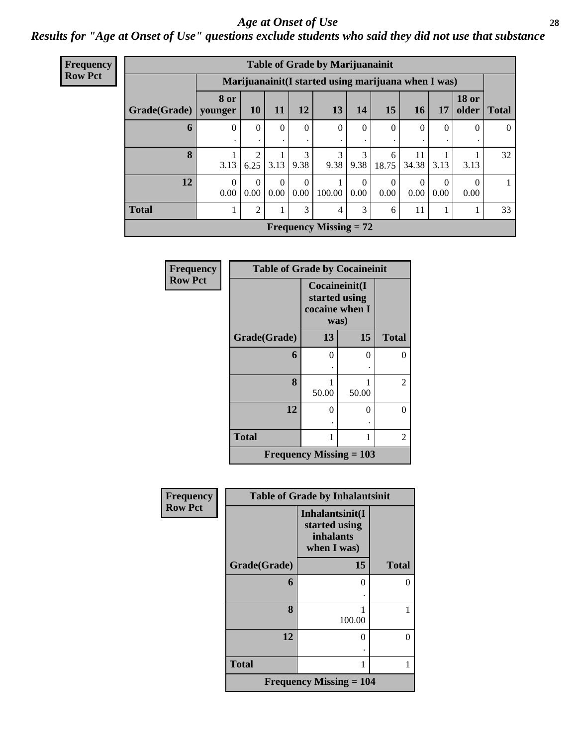# Age at Onset of Use

## Results for "Age at Onset of Use" questions exclude students who said they did not use that substance

**Frequency**
**Row Pct**

| Table of Grade by Marijuanainit | | | | | | | | | | | |
|---|---|---|---|---|---|---|---|---|---|---|---|
| | Marijuanainit(I started using marijuana when I was) | | | | | | | | | | |
| Grade(Grade) | 8 or younger | 10 | 11 | 12 | 13 | 14 | 15 | 16 | 17 | 18 or older | Total |
| 6 | 0<br>. | 0<br>. | 0<br>. | 0<br>. | 0<br>. | 0<br>. | 0<br>. | 0<br>. | 0<br>. | 0<br>. | 0 |
| 8 | 1<br>3.13 | 2<br>6.25 | 1<br>3.13 | 3<br>9.38 | 3<br>9.38 | 3<br>9.38 | 6<br>18.75 | 11<br>34.38 | 1<br>3.13 | 1<br>3.13 | 32 |
| 12 | 0<br>0.00 | 0<br>0.00 | 0<br>0.00 | 0<br>0.00 | 1<br>100.00 | 0<br>0.00 | 0<br>0.00 | 0<br>0.00 | 0<br>0.00 | 0<br>0.00 | 1 |
| Total | 1 | 2 | 1 | 3 | 4 | 3 | 6 | 11 | 1 | 1 | 33 |
| Frequency Missing = 72 | | | | | | | | | | | |

**Frequency**
**Row Pct**

| Table of Grade by Cocaineinit | | | |
|---|---|---|---|
| | Cocaineinit(I started using cocaine when I was) | | |
| Grade(Grade) | 13 | 15 | Total |
| 6 | 0<br>. | 0<br>. | 0 |
| 8 | 1<br>50.00 | 1<br>50.00 | 2 |
| 12 | 0<br>. | 0<br>. | 0 |
| Total | 1 | 1 | 2 |
| Frequency Missing = 103 | | | |

**Frequency**
**Row Pct**

| Table of Grade by Inhalantsinit | | |
|---|---|---|
| | Inhalantsinit(I started using inhalants when I was) | |
| Grade(Grade) | 15 | Total |
| 6 | 0<br>. | 0 |
| 8 | 1<br>100.00 | 1 |
| 12 | 0<br>. | 0 |
| Total | 1 | 1 |
| Frequency Missing = 104 | | |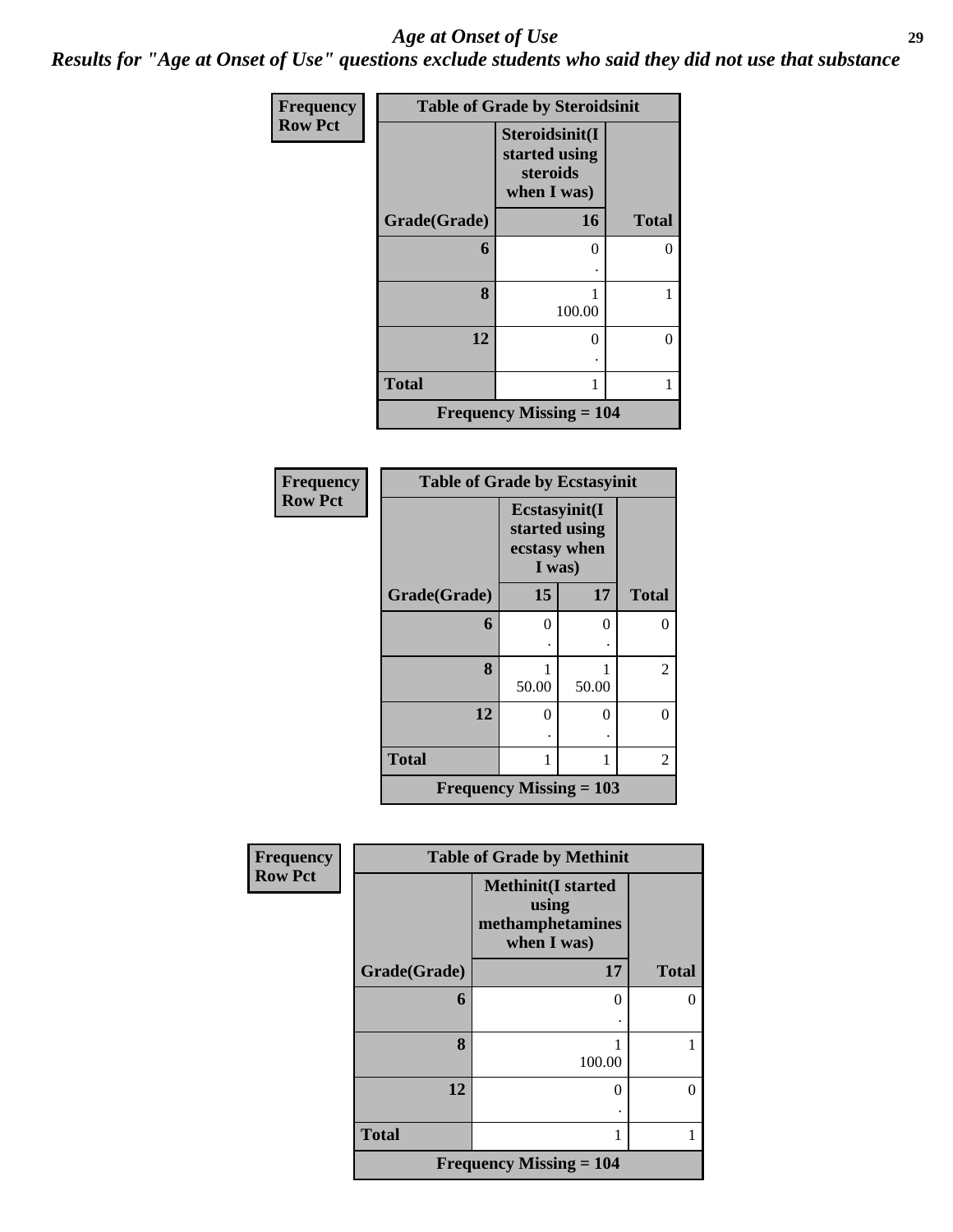# *Age at Onset of Use*

***Results for "Age at Onset of Use" questions exclude students who said they did not use that substance***

**Frequency**
**Row Pct**

| Table of Grade by Steroidsinit | | |
|---|---|---|
| | **Steroidsinit(I started using steroids when I was)** | |
| **Grade(Grade)** | **16** | **Total** |
| **6** | 0<br>. | 0 |
| **8** | 1<br>100.00 | 1 |
| **12** | 0<br>. | 0 |
| **Total** | 1 | 1 |
| **Frequency Missing = 104** | | |

**Frequency**
**Row Pct**

| Table of Grade by Ecstasyinit | | | |
|---|---|---|---|
| | **Ecstasyinit(I started using ecstasy when I was)** | | |
| **Grade(Grade)** | **15** | **17** | **Total** |
| **6** | 0<br>. | 0<br>. | 0 |
| **8** | 1<br>50.00 | 1<br>50.00 | 2 |
| **12** | 0<br>. | 0<br>. | 0 |
| **Total** | 1 | 1 | 2 |
| **Frequency Missing = 103** | | | |

**Frequency**
**Row Pct**

| Table of Grade by Methinit | | |
|---|---|---|
| | **Methinit(I started using methamphetamines when I was)** | |
| **Grade(Grade)** | **17** | **Total** |
| **6** | 0<br>. | 0 |
| **8** | 1<br>100.00 | 1 |
| **12** | 0<br>. | 0 |
| **Total** | 1 | 1 |
| **Frequency Missing = 104** | | |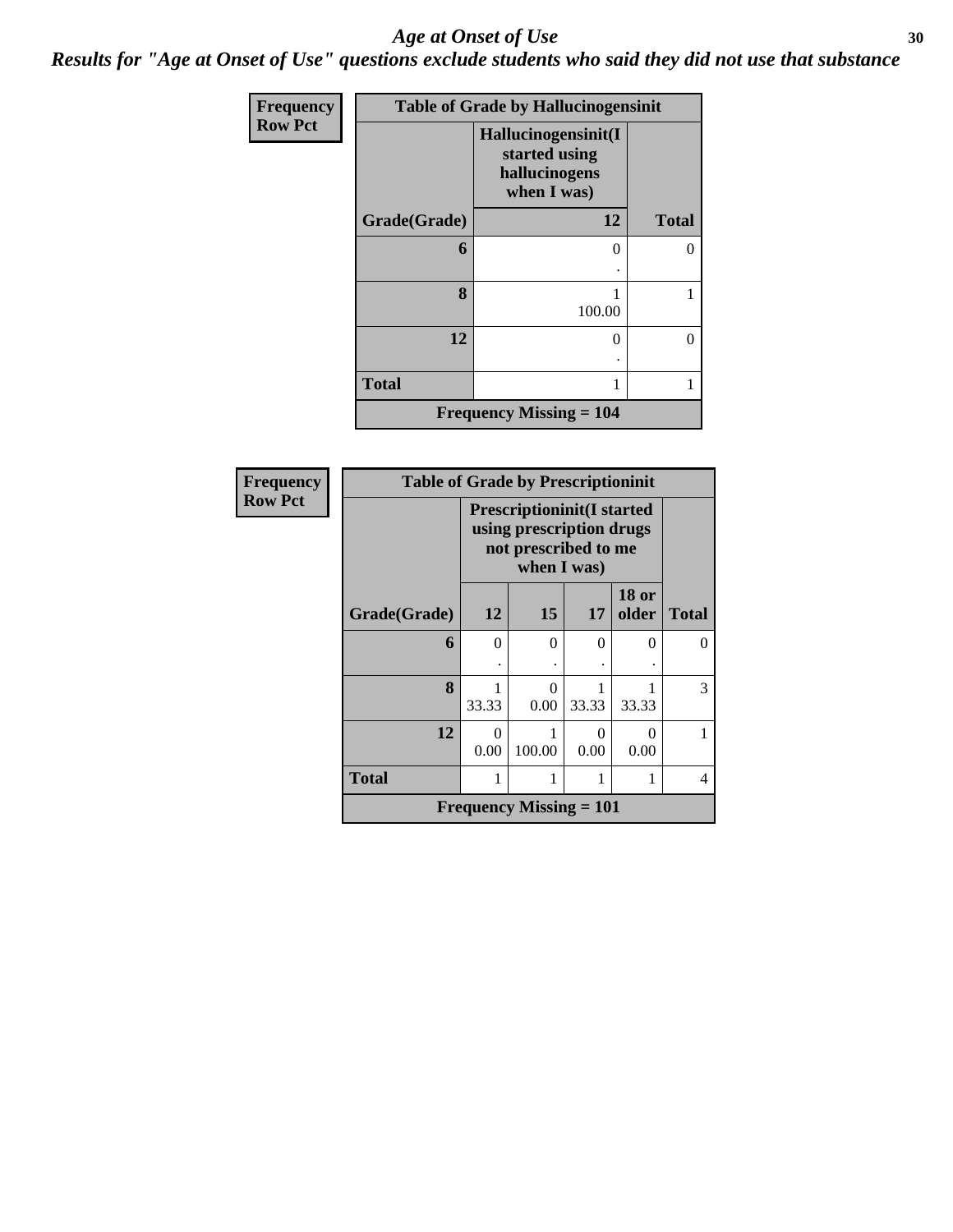# Age at Onset of Use

*Results for "Age at Onset of Use" questions exclude students who said they did not use that substance*

**Frequency**
**Row Pct**

| Table of Grade by Hallucinogensinit | | |
|---|---|---|
| | Hallucinogensinit(I started using hallucinogens when I was) | |
| Grade(Grade) | 12 | Total |
| 6 | 0<br>. | 0 |
| 8 | 1<br>100.00 | 1 |
| 12 | 0<br>. | 0 |
| Total | 1 | 1 |
| Frequency Missing = 104 | | |

**Frequency**
**Row Pct**

| Table of Grade by Prescriptioninit | | | | | |
|---|---|---|---|---|---|
| | Prescriptioninit(I started using prescription drugs not prescribed to me when I was) | | | | |
| Grade(Grade) | 12 | 15 | 17 | 18 or older | Total |
| 6 | 0<br>. | 0<br>. | 0<br>. | 0<br>. | 0 |
| 8 | 1<br>33.33 | 0<br>0.00 | 1<br>33.33 | 1<br>33.33 | 3 |
| 12 | 0<br>0.00 | 1<br>100.00 | 0<br>0.00 | 0<br>0.00 | 1 |
| Total | 1 | 1 | 1 | 1 | 4 |
| Frequency Missing = 101 | | | | | |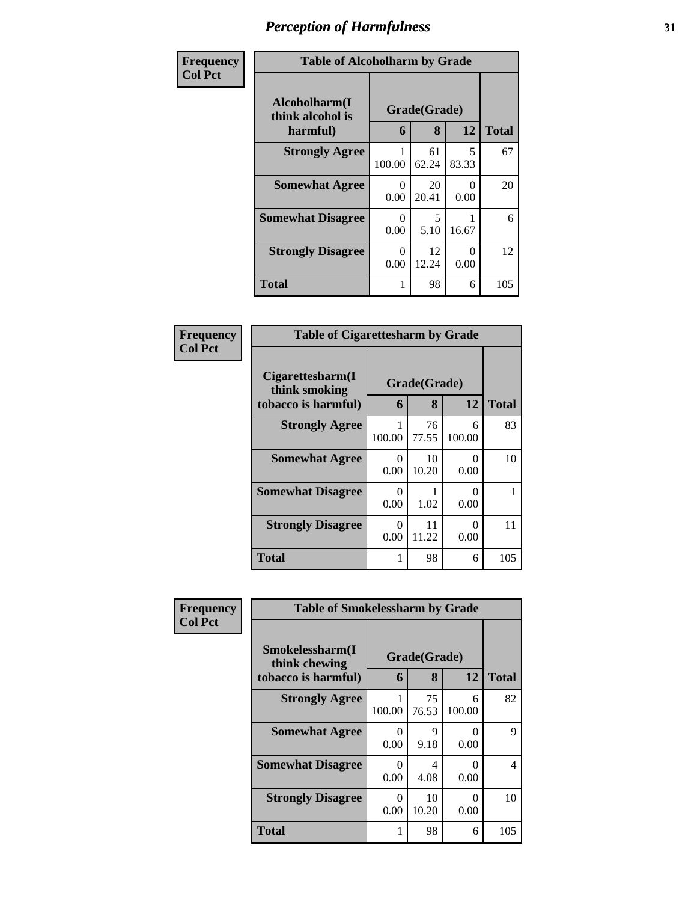# Perception of Harmfulness

**Frequency**
**Col Pct**

| Table of Alcoholharm by Grade | | | | |
|---|---|---|---|---|
| **Alcoholharm(I think alcohol is harmful)** | **Grade(Grade)** | | | **Total** |
| | **6** | **8** | **12** | |
| **Strongly Agree** | 1<br>100.00 | 61<br>62.24 | 5<br>83.33 | 67 |
| **Somewhat Agree** | 0<br>0.00 | 20<br>20.41 | 0<br>0.00 | 20 |
| **Somewhat Disagree** | 0<br>0.00 | 5<br>5.10 | 1<br>16.67 | 6 |
| **Strongly Disagree** | 0<br>0.00 | 12<br>12.24 | 0<br>0.00 | 12 |
| **Total** | 1 | 98 | 6 | 105 |

**Frequency**
**Col Pct**

| Table of Cigarettesharm by Grade | | | | |
|---|---|---|---|---|
| **Cigarettesharm(I think smoking tobacco is harmful)** | **Grade(Grade)** | | | **Total** |
| | **6** | **8** | **12** | |
| **Strongly Agree** | 1<br>100.00 | 76<br>77.55 | 6<br>100.00 | 83 |
| **Somewhat Agree** | 0<br>0.00 | 10<br>10.20 | 0<br>0.00 | 10 |
| **Somewhat Disagree** | 0<br>0.00 | 1<br>1.02 | 0<br>0.00 | 1 |
| **Strongly Disagree** | 0<br>0.00 | 11<br>11.22 | 0<br>0.00 | 11 |
| **Total** | 1 | 98 | 6 | 105 |

**Frequency**
**Col Pct**

| Table of Smokelessharm by Grade | | | | |
|---|---|---|---|---|
| **Smokelessharm(I think chewing tobacco is harmful)** | **Grade(Grade)** | | | **Total** |
| | **6** | **8** | **12** | |
| **Strongly Agree** | 1<br>100.00 | 75<br>76.53 | 6<br>100.00 | 82 |
| **Somewhat Agree** | 0<br>0.00 | 9<br>9.18 | 0<br>0.00 | 9 |
| **Somewhat Disagree** | 0<br>0.00 | 4<br>4.08 | 0<br>0.00 | 4 |
| **Strongly Disagree** | 0<br>0.00 | 10<br>10.20 | 0<br>0.00 | 10 |
| **Total** | 1 | 98 | 6 | 105 |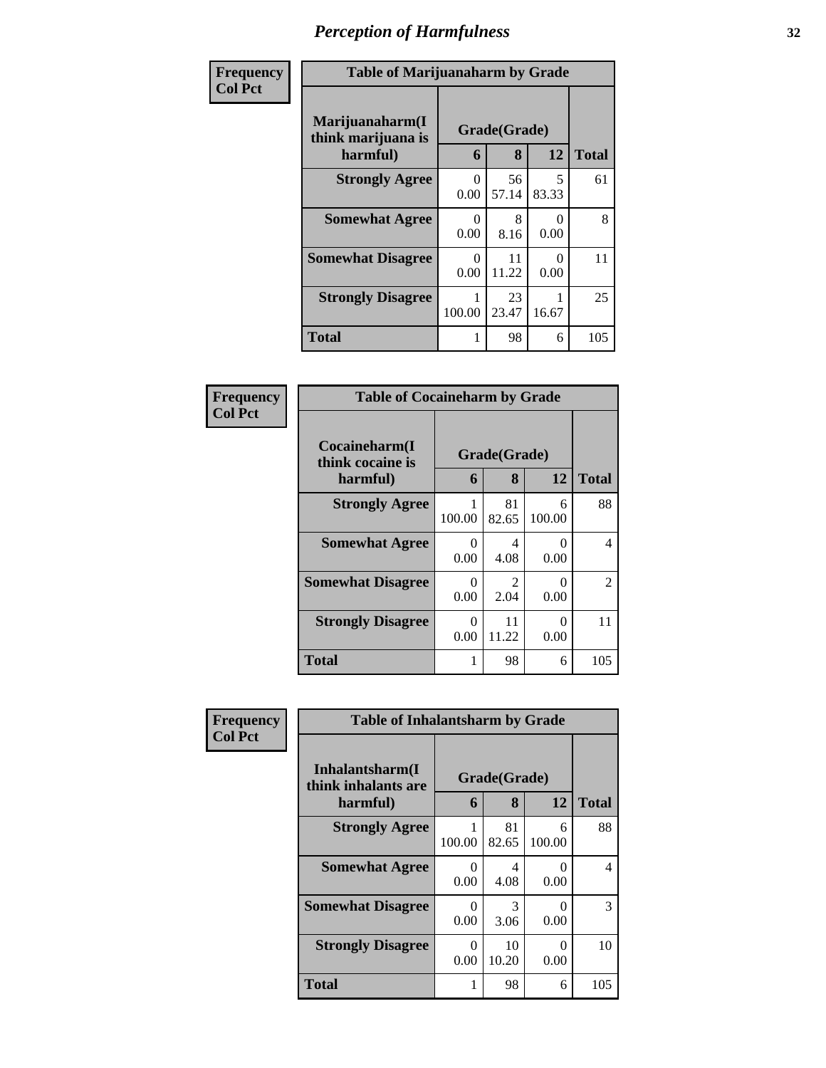# *Perception of Harmfulness*

| Frequency<br>Col Pct | Table of Marijuanaharm by Grade | | | |
|---|---|---|---|---|
| Marijuanaharm(I think marijuana is harmful) | Grade(Grade) | | | Total |
| | 6 | 8 | 12 | |
| Strongly Agree | 0<br>0.00 | 56<br>57.14 | 5<br>83.33 | 61 |
| Somewhat Agree | 0<br>0.00 | 8<br>8.16 | 0<br>0.00 | 8 |
| Somewhat Disagree | 0<br>0.00 | 11<br>11.22 | 0<br>0.00 | 11 |
| Strongly Disagree | 1<br>100.00 | 23<br>23.47 | 1<br>16.67 | 25 |
| Total | 1 | 98 | 6 | 105 |

| Frequency<br>Col Pct | Table of Cocaineharm by Grade | | | |
|---|---|---|---|---|
| Cocaineharm(I think cocaine is harmful) | Grade(Grade) | | | Total |
| | 6 | 8 | 12 | |
| Strongly Agree | 1<br>100.00 | 81<br>82.65 | 6<br>100.00 | 88 |
| Somewhat Agree | 0<br>0.00 | 4<br>4.08 | 0<br>0.00 | 4 |
| Somewhat Disagree | 0<br>0.00 | 2<br>2.04 | 0<br>0.00 | 2 |
| Strongly Disagree | 0<br>0.00 | 11<br>11.22 | 0<br>0.00 | 11 |
| Total | 1 | 98 | 6 | 105 |

| Frequency<br>Col Pct | Table of Inhalantsharm by Grade | | | |
|---|---|---|---|---|
| Inhalantsharm(I think inhalants are harmful) | Grade(Grade) | | | Total |
| | 6 | 8 | 12 | |
| Strongly Agree | 1<br>100.00 | 81<br>82.65 | 6<br>100.00 | 88 |
| Somewhat Agree | 0<br>0.00 | 4<br>4.08 | 0<br>0.00 | 4 |
| Somewhat Disagree | 0<br>0.00 | 3<br>3.06 | 0<br>0.00 | 3 |
| Strongly Disagree | 0<br>0.00 | 10<br>10.20 | 0<br>0.00 | 10 |
| Total | 1 | 98 | 6 | 105 |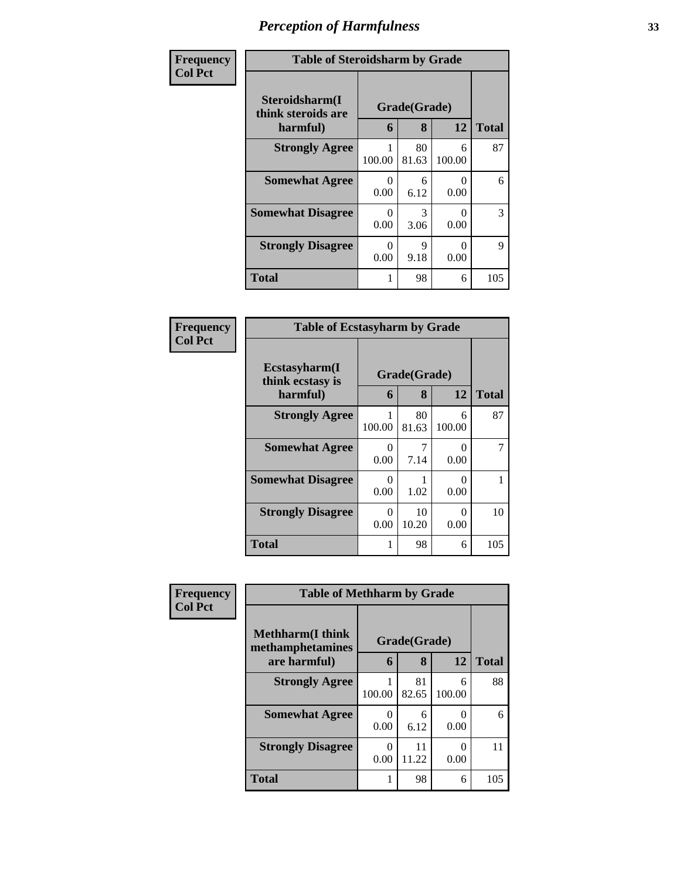# Perception of Harmfulness

**Frequency**
**Col Pct**

| Table of Steroidsharm by Grade | | | | |
|---|---|---|---|---|
| **Steroidsharm(I think steroids are harmful)** | **Grade(Grade)** | | | **Total** |
| | **6** | **8** | **12** | |
| **Strongly Agree** | 1<br>100.00 | 80<br>81.63 | 6<br>100.00 | 87 |
| **Somewhat Agree** | 0<br>0.00 | 6<br>6.12 | 0<br>0.00 | 6 |
| **Somewhat Disagree** | 0<br>0.00 | 3<br>3.06 | 0<br>0.00 | 3 |
| **Strongly Disagree** | 0<br>0.00 | 9<br>9.18 | 0<br>0.00 | 9 |
| **Total** | 1 | 98 | 6 | 105 |

**Frequency**
**Col Pct**

| Table of Ecstasyharm by Grade | | | | |
|---|---|---|---|---|
| **Ecstasyharm(I think ecstasy is harmful)** | **Grade(Grade)** | | | **Total** |
| | **6** | **8** | **12** | |
| **Strongly Agree** | 1<br>100.00 | 80<br>81.63 | 6<br>100.00 | 87 |
| **Somewhat Agree** | 0<br>0.00 | 7<br>7.14 | 0<br>0.00 | 7 |
| **Somewhat Disagree** | 0<br>0.00 | 1<br>1.02 | 0<br>0.00 | 1 |
| **Strongly Disagree** | 0<br>0.00 | 10<br>10.20 | 0<br>0.00 | 10 |
| **Total** | 1 | 98 | 6 | 105 |

**Frequency**
**Col Pct**

| Table of Methharm by Grade | | | | |
|---|---|---|---|---|
| **Methharm(I think methamphetamines are harmful)** | **Grade(Grade)** | | | **Total** |
| | **6** | **8** | **12** | |
| **Strongly Agree** | 1<br>100.00 | 81<br>82.65 | 6<br>100.00 | 88 |
| **Somewhat Agree** | 0<br>0.00 | 6<br>6.12 | 0<br>0.00 | 6 |
| **Strongly Disagree** | 0<br>0.00 | 11<br>11.22 | 0<br>0.00 | 11 |
| **Total** | 1 | 98 | 6 | 105 |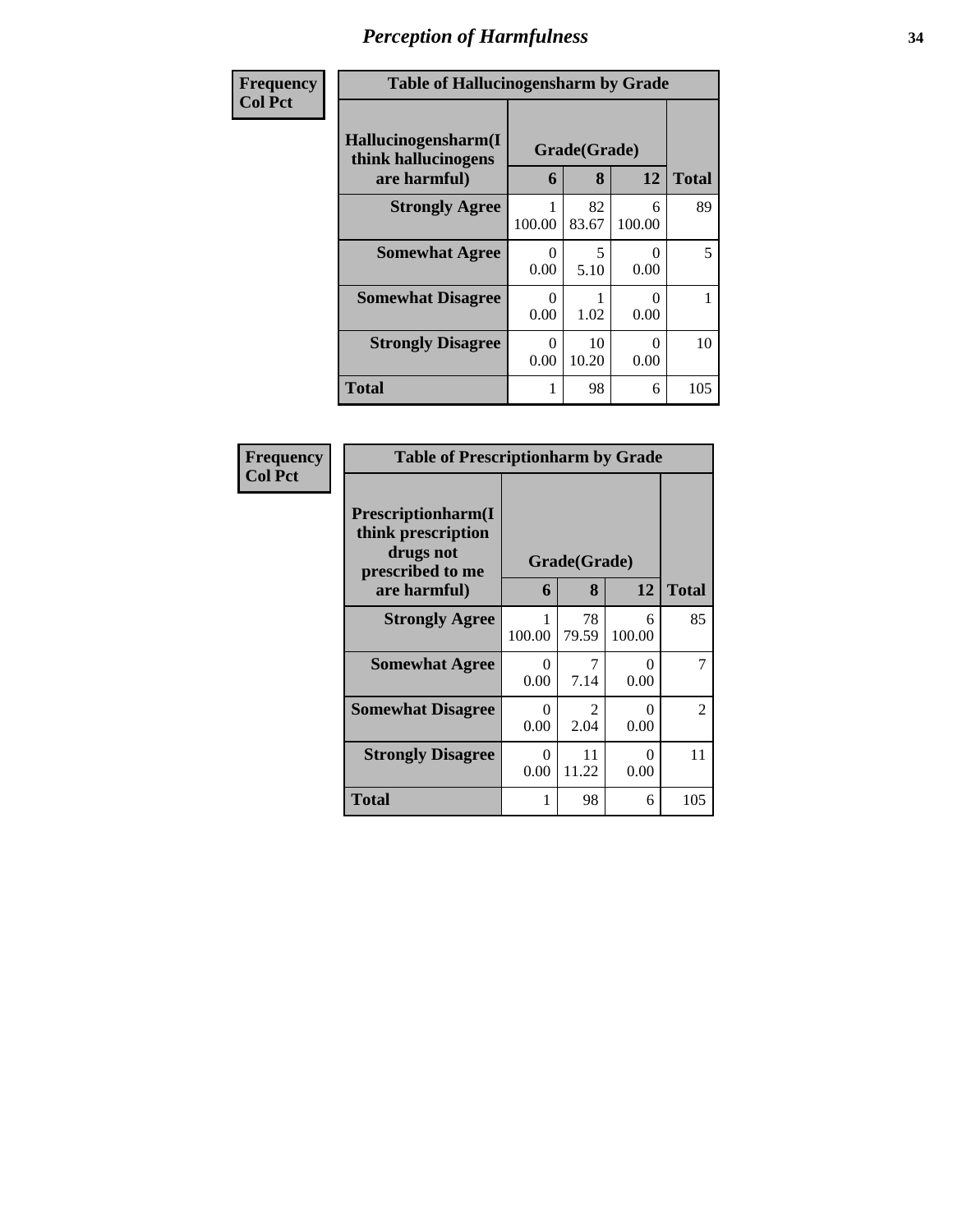# Perception of Harmfulness

**Frequency Col Pct**

| Table of Hallucinogensharm by Grade | | | | |
|---|---|---|---|---|
| Hallucinogensharm(I think hallucinogens are harmful) | Grade(Grade) | | | Total |
| | 6 | 8 | 12 | |
| Strongly Agree | 1<br>100.00 | 82<br>83.67 | 6<br>100.00 | 89 |
| Somewhat Agree | 0<br>0.00 | 5<br>5.10 | 0<br>0.00 | 5 |
| Somewhat Disagree | 0<br>0.00 | 1<br>1.02 | 0<br>0.00 | 1 |
| Strongly Disagree | 0<br>0.00 | 10<br>10.20 | 0<br>0.00 | 10 |
| Total | 1 | 98 | 6 | 105 |

**Frequency Col Pct**

| Table of Prescriptionharm by Grade | | | | |
|---|---|---|---|---|
| Prescriptionharm(I think prescription drugs not prescribed to me are harmful) | Grade(Grade) | | | Total |
| | 6 | 8 | 12 | |
| Strongly Agree | 1<br>100.00 | 78<br>79.59 | 6<br>100.00 | 85 |
| Somewhat Agree | 0<br>0.00 | 7<br>7.14 | 0<br>0.00 | 7 |
| Somewhat Disagree | 0<br>0.00 | 2<br>2.04 | 0<br>0.00 | 2 |
| Strongly Disagree | 0<br>0.00 | 11<br>11.22 | 0<br>0.00 | 11 |
| Total | 1 | 98 | 6 | 105 |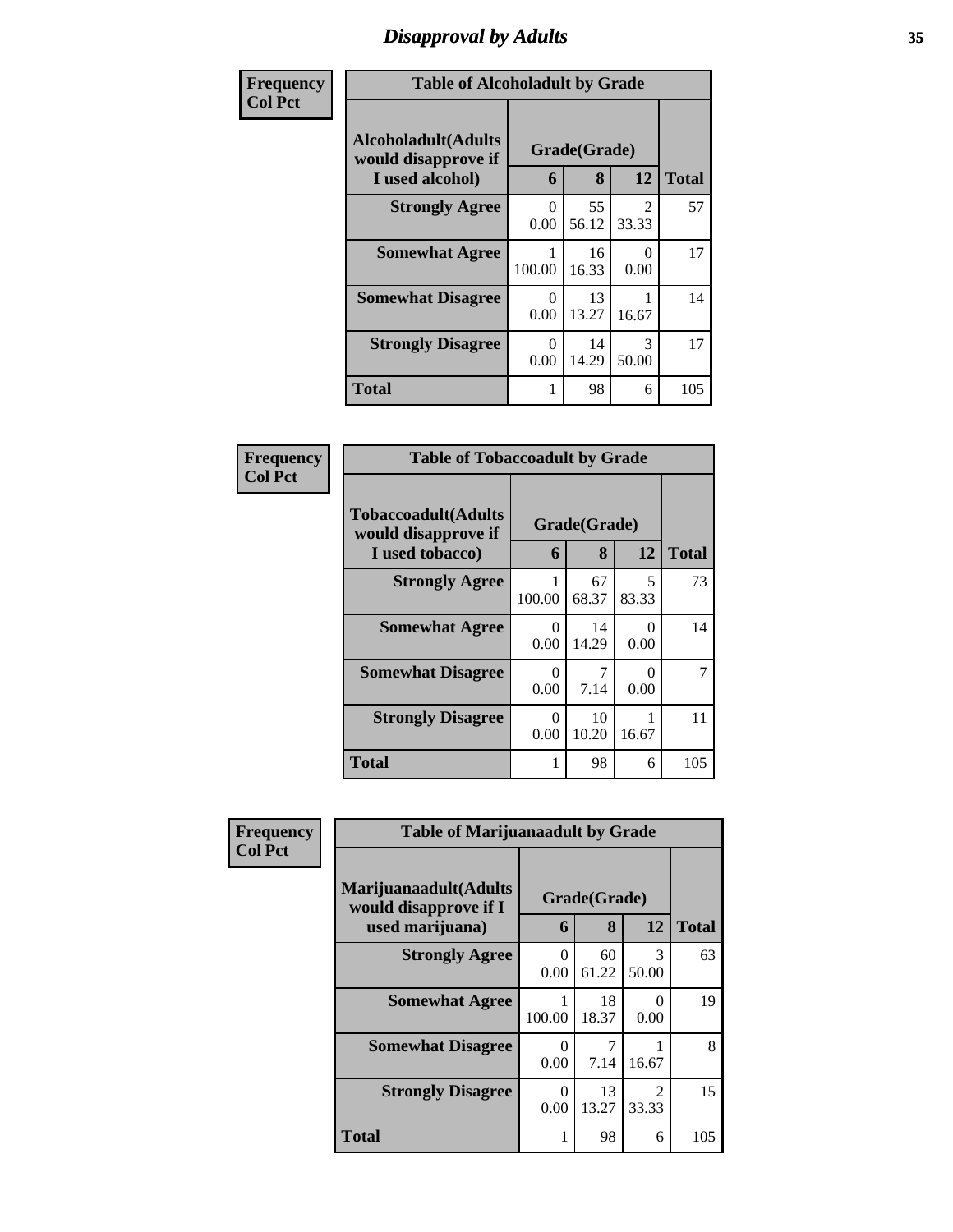# Disapproval by Adults

**Frequency**
**Col Pct**

**Table of Alcoholadult by Grade**

| Alcoholadult(Adults would disapprove if I used alcohol) | Grade(Grade) | | | Total |
|---|---|---|---|---|
| | 6 | 8 | 12 | |
| **Strongly Agree** | 0<br>0.00 | 55<br>56.12 | 2<br>33.33 | 57 |
| **Somewhat Agree** | 1<br>100.00 | 16<br>16.33 | 0<br>0.00 | 17 |
| **Somewhat Disagree** | 0<br>0.00 | 13<br>13.27 | 1<br>16.67 | 14 |
| **Strongly Disagree** | 0<br>0.00 | 14<br>14.29 | 3<br>50.00 | 17 |
| **Total** | 1 | 98 | 6 | 105 |

**Frequency**
**Col Pct**

**Table of Tobaccoadult by Grade**

| Tobaccoadult(Adults would disapprove if I used tobacco) | Grade(Grade) | | | Total |
|---|---|---|---|---|
| | 6 | 8 | 12 | |
| **Strongly Agree** | 1<br>100.00 | 67<br>68.37 | 5<br>83.33 | 73 |
| **Somewhat Agree** | 0<br>0.00 | 14<br>14.29 | 0<br>0.00 | 14 |
| **Somewhat Disagree** | 0<br>0.00 | 7<br>7.14 | 0<br>0.00 | 7 |
| **Strongly Disagree** | 0<br>0.00 | 10<br>10.20 | 1<br>16.67 | 11 |
| **Total** | 1 | 98 | 6 | 105 |

**Frequency**
**Col Pct**

**Table of Marijuanaadult by Grade**

| Marijuanaadult(Adults would disapprove if I used marijuana) | Grade(Grade) | | | Total |
|---|---|---|---|---|
| | 6 | 8 | 12 | |
| **Strongly Agree** | 0<br>0.00 | 60<br>61.22 | 3<br>50.00 | 63 |
| **Somewhat Agree** | 1<br>100.00 | 18<br>18.37 | 0<br>0.00 | 19 |
| **Somewhat Disagree** | 0<br>0.00 | 7<br>7.14 | 1<br>16.67 | 8 |
| **Strongly Disagree** | 0<br>0.00 | 13<br>13.27 | 2<br>33.33 | 15 |
| **Total** | 1 | 98 | 6 | 105 |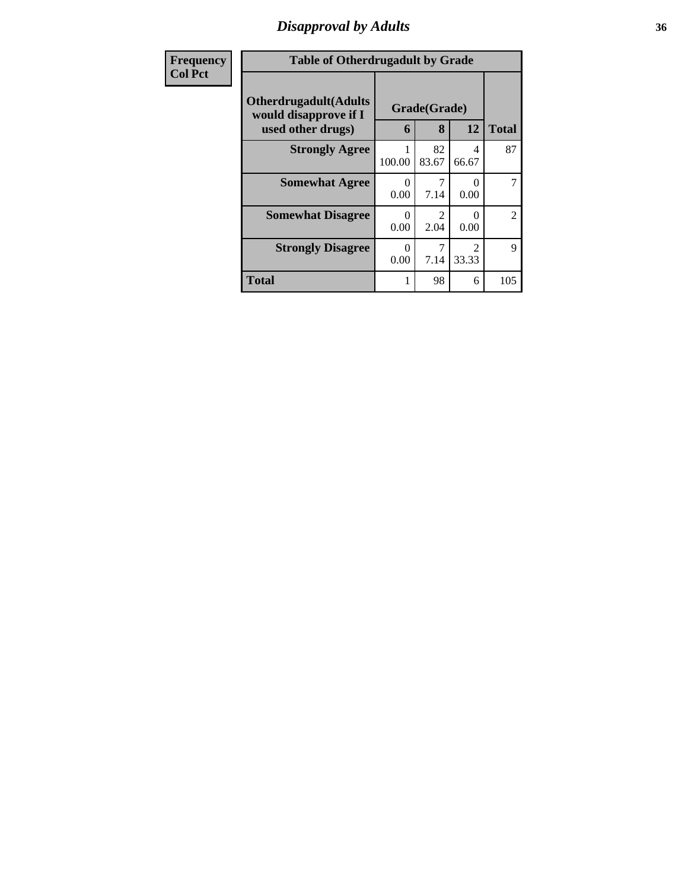# Disapproval by Adults

**Frequency**
**Col Pct**

| Table of Otherdrugadult by Grade | | | | |
|---|---|---|---|---|
| **Otherdrugadult(Adults would disapprove if I used other drugs)** | **Grade(Grade)** | | | **Total** |
| | **6** | **8** | **12** | |
| **Strongly Agree** | 1<br>100.00 | 82<br>83.67 | 4<br>66.67 | 87 |
| **Somewhat Agree** | 0<br>0.00 | 7<br>7.14 | 0<br>0.00 | 7 |
| **Somewhat Disagree** | 0<br>0.00 | 2<br>2.04 | 0<br>0.00 | 2 |
| **Strongly Disagree** | 0<br>0.00 | 7<br>7.14 | 2<br>33.33 | 9 |
| **Total** | 1 | 98 | 6 | 105 |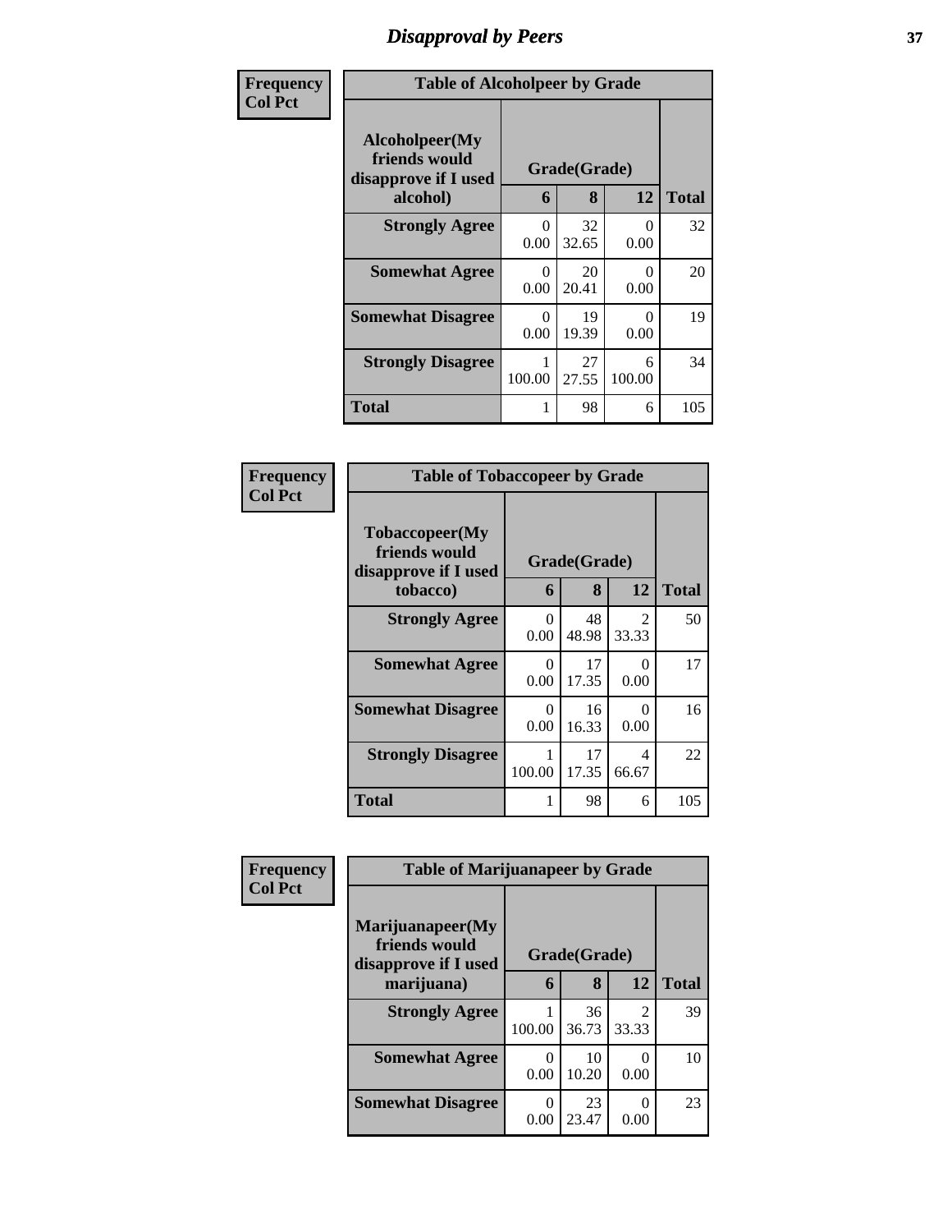# Disapproval by Peers

| Frequency<br>Col Pct |
|---|

**Table of Alcoholpeer by Grade**

| Alcoholpeer(My friends would disapprove if I used alcohol) | Grade(Grade) | | | Total |
|---|---|---|---|---|
| | 6 | 8 | 12 | |
| Strongly Agree | 0<br>0.00 | 32<br>32.65 | 0<br>0.00 | 32 |
| Somewhat Agree | 0<br>0.00 | 20<br>20.41 | 0<br>0.00 | 20 |
| Somewhat Disagree | 0<br>0.00 | 19<br>19.39 | 0<br>0.00 | 19 |
| Strongly Disagree | 1<br>100.00 | 27<br>27.55 | 6<br>100.00 | 34 |
| Total | 1 | 98 | 6 | 105 |

| Frequency<br>Col Pct |
|---|

**Table of Tobaccopeer by Grade**

| Tobaccopeer(My friends would disapprove if I used tobacco) | Grade(Grade) | | | Total |
|---|---|---|---|---|
| | 6 | 8 | 12 | |
| Strongly Agree | 0<br>0.00 | 48<br>48.98 | 2<br>33.33 | 50 |
| Somewhat Agree | 0<br>0.00 | 17<br>17.35 | 0<br>0.00 | 17 |
| Somewhat Disagree | 0<br>0.00 | 16<br>16.33 | 0<br>0.00 | 16 |
| Strongly Disagree | 1<br>100.00 | 17<br>17.35 | 4<br>66.67 | 22 |
| Total | 1 | 98 | 6 | 105 |

| Frequency<br>Col Pct |
|---|

**Table of Marijuanapeer by Grade**

| Marijuanapeer(My friends would disapprove if I used marijuana) | Grade(Grade) | | | Total |
|---|---|---|---|---|
| | 6 | 8 | 12 | |
| Strongly Agree | 1<br>100.00 | 36<br>36.73 | 2<br>33.33 | 39 |
| Somewhat Agree | 0<br>0.00 | 10<br>10.20 | 0<br>0.00 | 10 |
| Somewhat Disagree | 0<br>0.00 | 23<br>23.47 | 0<br>0.00 | 23 |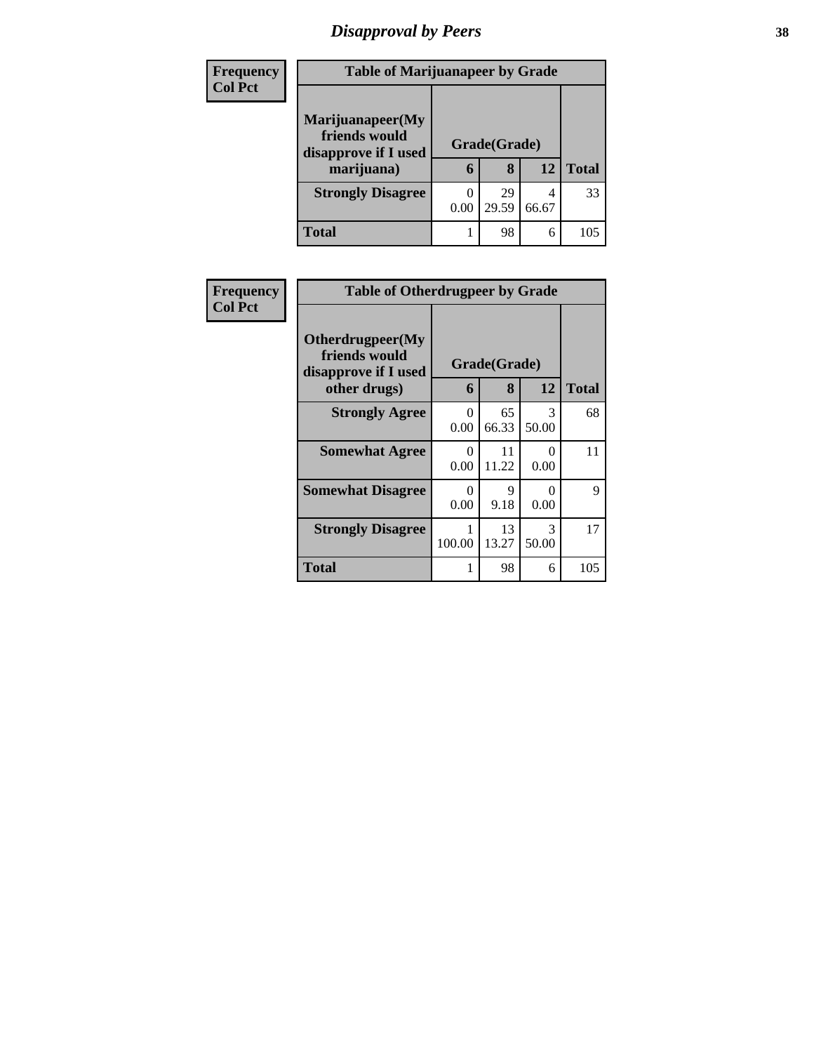# Disapproval by Peers

| Frequency Col Pct | Table of Marijuanapeer by Grade | | | |
|---|---|---|---|---|
| Marijuanapeer(My friends would disapprove if I used marijuana) | Grade(Grade) | | | Total |
| | 6 | 8 | 12 | |
| Strongly Disagree | 0 0.00 | 29 29.59 | 4 66.67 | 33 |
| Total | 1 | 98 | 6 | 105 |

| Frequency Col Pct | Table of Otherdrugpeer by Grade | | | |
|---|---|---|---|---|
| Otherdrugpeer(My friends would disapprove if I used other drugs) | Grade(Grade) | | | Total |
| | 6 | 8 | 12 | |
| Strongly Agree | 0 0.00 | 65 66.33 | 3 50.00 | 68 |
| Somewhat Agree | 0 0.00 | 11 11.22 | 0 0.00 | 11 |
| Somewhat Disagree | 0 0.00 | 9 9.18 | 0 0.00 | 9 |
| Strongly Disagree | 1 100.00 | 13 13.27 | 3 50.00 | 17 |
| Total | 1 | 98 | 6 | 105 |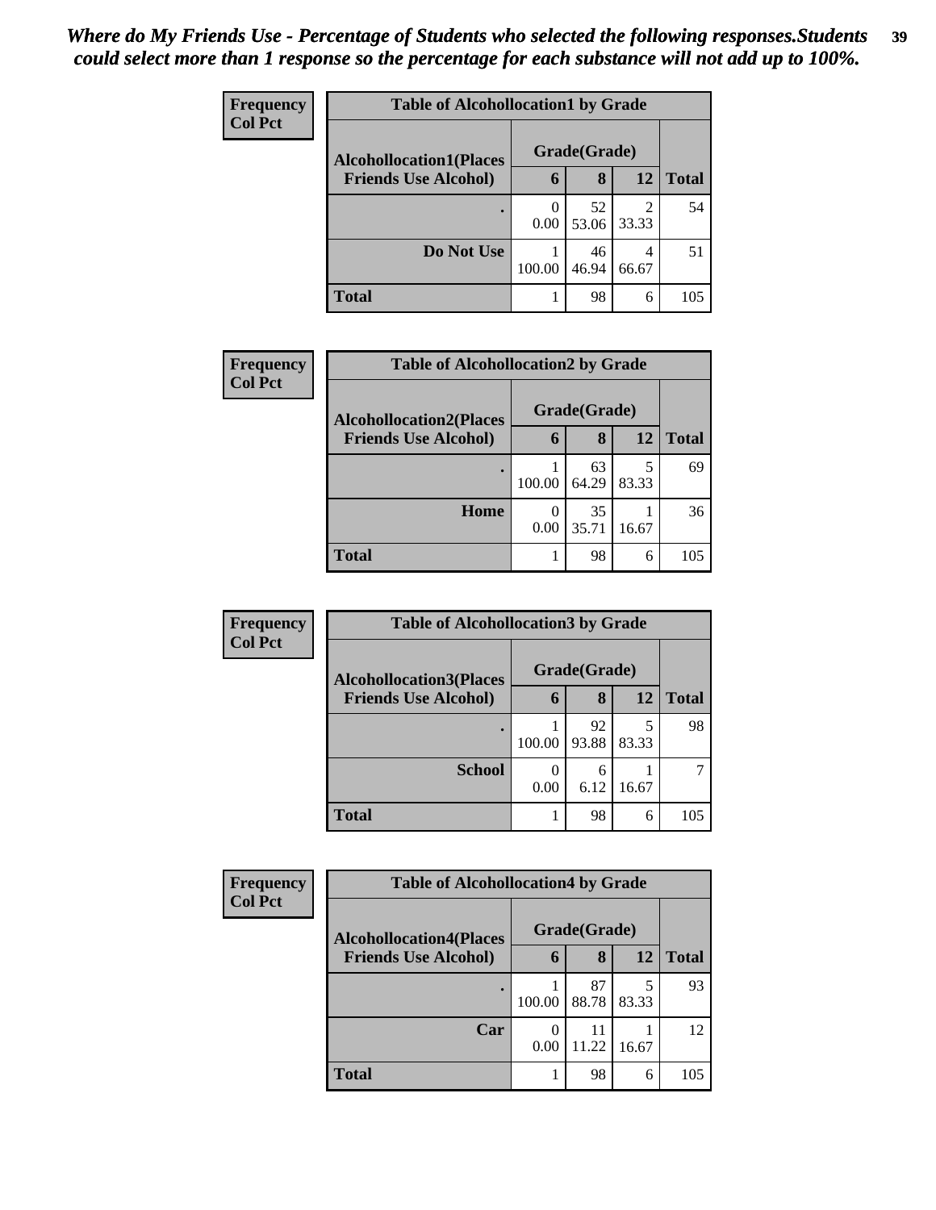*Where do My Friends Use - Percentage of Students who selected the following responses.Students could select more than 1 response so the percentage for each substance will not add up to 100%.*

**Frequency**
**Col Pct**

**Table of Alcohollocation1 by Grade**

| Alcohollocation1(Places Friends Use Alcohol) | Grade(Grade) 6 | 8 | 12 | Total |
|---|---|---|---|---|
| . | 0<br>0.00 | 52<br>53.06 | 2<br>33.33 | 54 |
| Do Not Use | 1<br>100.00 | 46<br>46.94 | 4<br>66.67 | 51 |
| Total | 1 | 98 | 6 | 105 |

**Frequency**
**Col Pct**

**Table of Alcohollocation2 by Grade**

| Alcohollocation2(Places Friends Use Alcohol) | Grade(Grade) 6 | 8 | 12 | Total |
|---|---|---|---|---|
| . | 1<br>100.00 | 63<br>64.29 | 5<br>83.33 | 69 |
| Home | 0<br>0.00 | 35<br>35.71 | 1<br>16.67 | 36 |
| Total | 1 | 98 | 6 | 105 |

**Frequency**
**Col Pct**

**Table of Alcohollocation3 by Grade**

| Alcohollocation3(Places Friends Use Alcohol) | Grade(Grade) 6 | 8 | 12 | Total |
|---|---|---|---|---|
| . | 1<br>100.00 | 92<br>93.88 | 5<br>83.33 | 98 |
| School | 0<br>0.00 | 6<br>6.12 | 1<br>16.67 | 7 |
| Total | 1 | 98 | 6 | 105 |

**Frequency**
**Col Pct**

**Table of Alcohollocation4 by Grade**

| Alcohollocation4(Places Friends Use Alcohol) | Grade(Grade) 6 | 8 | 12 | Total |
|---|---|---|---|---|
| . | 1<br>100.00 | 87<br>88.78 | 5<br>83.33 | 93 |
| Car | 0<br>0.00 | 11<br>11.22 | 1<br>16.67 | 12 |
| Total | 1 | 98 | 6 | 105 |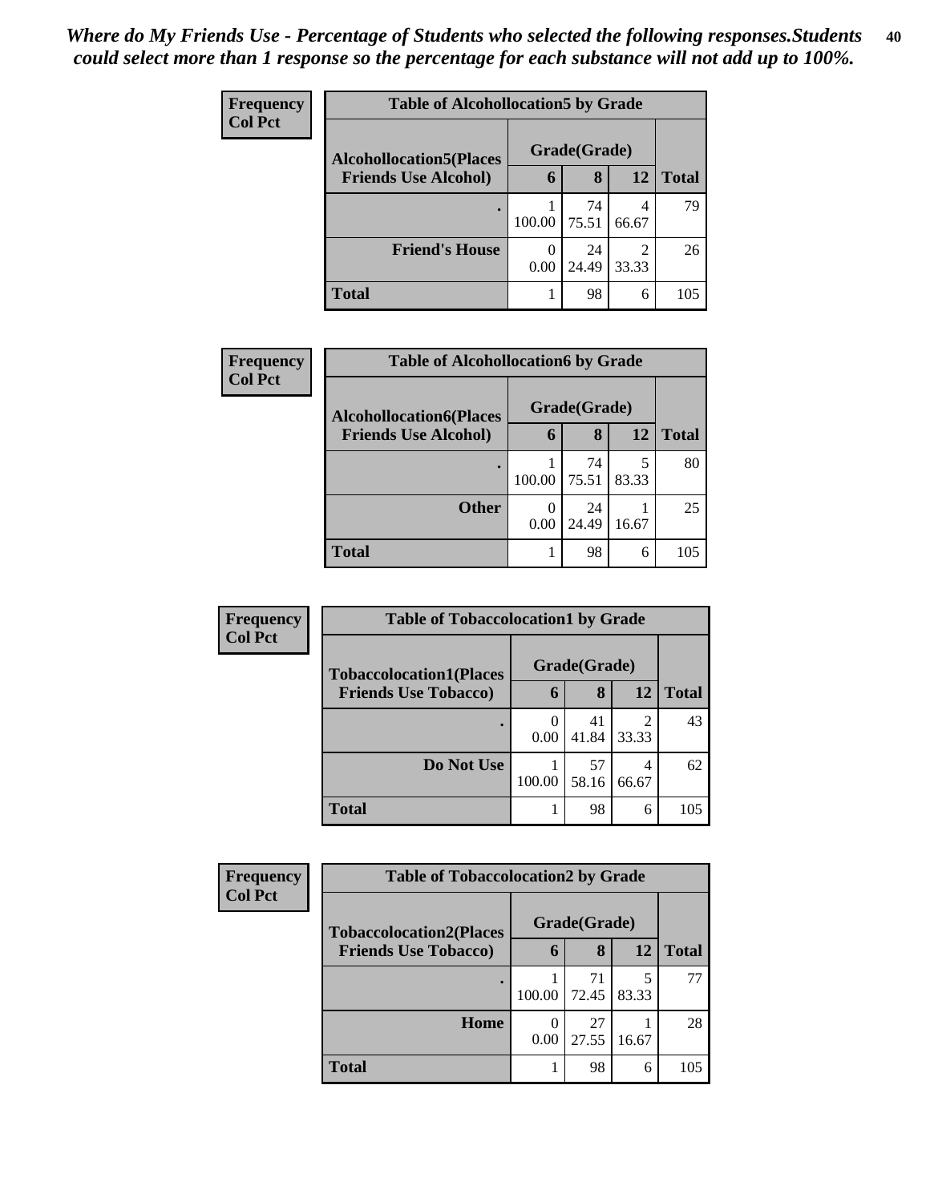*Where do My Friends Use - Percentage of Students who selected the following responses.Students could select more than 1 response so the percentage for each substance will not add up to 100%.*

**Frequency**
**Col Pct**

**Table of Alcohollocation5 by Grade**

| Alcohollocation5(Places Friends Use Alcohol) | Grade(Grade) 6 | 8 | 12 | Total |
|---|---|---|---|---|
| . | 1<br>100.00 | 74<br>75.51 | 4<br>66.67 | 79 |
| Friend's House | 0<br>0.00 | 24<br>24.49 | 2<br>33.33 | 26 |
| Total | 1 | 98 | 6 | 105 |

**Frequency**
**Col Pct**

**Table of Alcohollocation6 by Grade**

| Alcohollocation6(Places Friends Use Alcohol) | Grade(Grade) 6 | 8 | 12 | Total |
|---|---|---|---|---|
| . | 1<br>100.00 | 74<br>75.51 | 5<br>83.33 | 80 |
| Other | 0<br>0.00 | 24<br>24.49 | 1<br>16.67 | 25 |
| Total | 1 | 98 | 6 | 105 |

**Frequency**
**Col Pct**

**Table of Tobaccolocation1 by Grade**

| Tobaccolocation1(Places Friends Use Tobacco) | Grade(Grade) 6 | 8 | 12 | Total |
|---|---|---|---|---|
| . | 0<br>0.00 | 41<br>41.84 | 2<br>33.33 | 43 |
| Do Not Use | 1<br>100.00 | 57<br>58.16 | 4<br>66.67 | 62 |
| Total | 1 | 98 | 6 | 105 |

**Frequency**
**Col Pct**

**Table of Tobaccolocation2 by Grade**

| Tobaccolocation2(Places Friends Use Tobacco) | Grade(Grade) 6 | 8 | 12 | Total |
|---|---|---|---|---|
| . | 1<br>100.00 | 71<br>72.45 | 5<br>83.33 | 77 |
| Home | 0<br>0.00 | 27<br>27.55 | 1<br>16.67 | 28 |
| Total | 1 | 98 | 6 | 105 |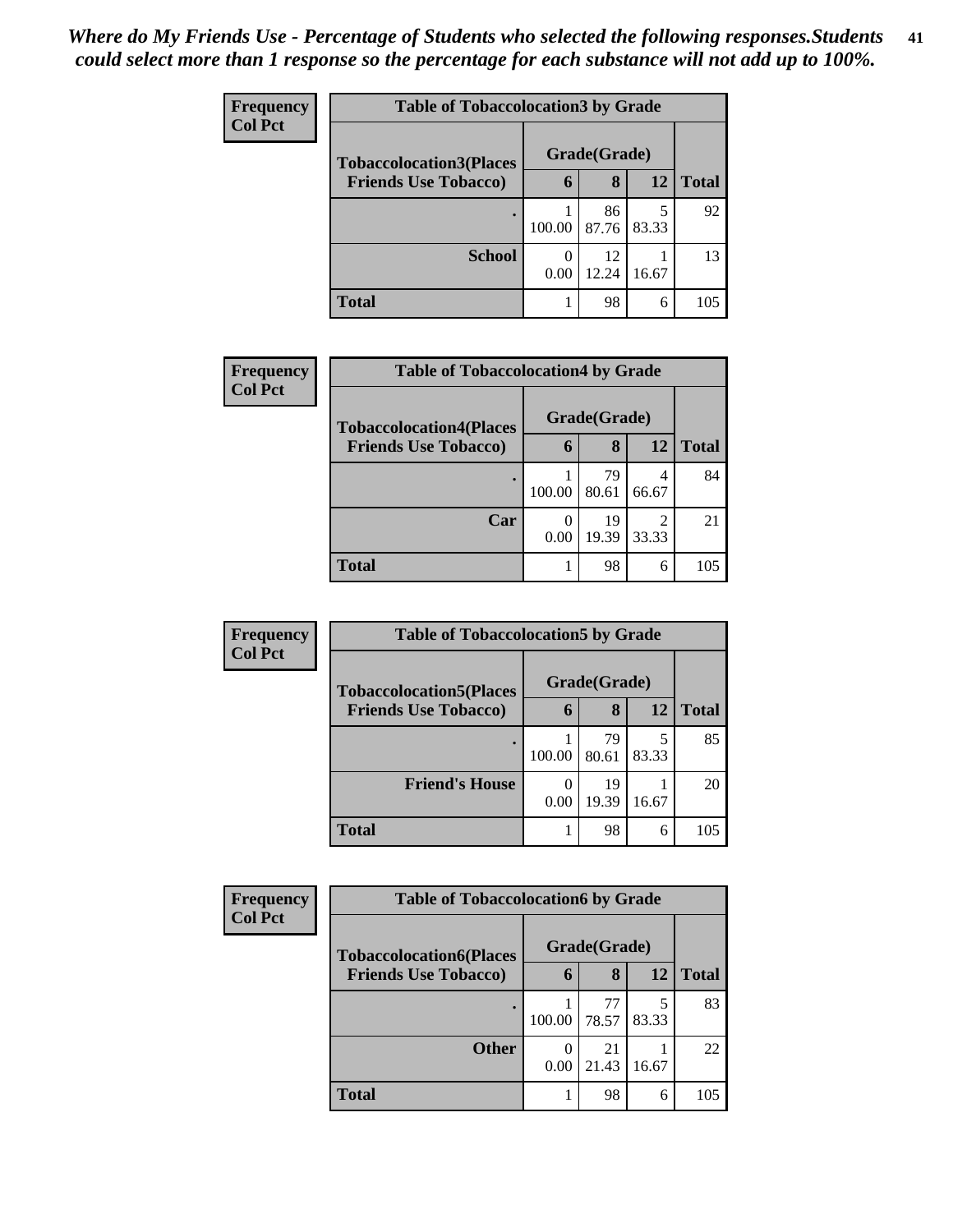*Where do My Friends Use - Percentage of Students who selected the following responses.Students could select more than 1 response so the percentage for each substance will not add up to 100%.*

**Frequency**
**Col Pct**

| Table of Tobaccolocation3 by Grade | | | | |
|---|---|---|---|---|
| **Tobaccolocation3(Places Friends Use Tobacco)** | **Grade(Grade)** | | | **Total** |
| | **6** | **8** | **12** | |
| **.** | 1<br>100.00 | 86<br>87.76 | 5<br>83.33 | 92 |
| **School** | 0<br>0.00 | 12<br>12.24 | 1<br>16.67 | 13 |
| **Total** | 1 | 98 | 6 | 105 |

**Frequency**
**Col Pct**

| Table of Tobaccolocation4 by Grade | | | | |
|---|---|---|---|---|
| **Tobaccolocation4(Places Friends Use Tobacco)** | **Grade(Grade)** | | | **Total** |
| | **6** | **8** | **12** | |
| **.** | 1<br>100.00 | 79<br>80.61 | 4<br>66.67 | 84 |
| **Car** | 0<br>0.00 | 19<br>19.39 | 2<br>33.33 | 21 |
| **Total** | 1 | 98 | 6 | 105 |

**Frequency**
**Col Pct**

| Table of Tobaccolocation5 by Grade | | | | |
|---|---|---|---|---|
| **Tobaccolocation5(Places Friends Use Tobacco)** | **Grade(Grade)** | | | **Total** |
| | **6** | **8** | **12** | |
| **.** | 1<br>100.00 | 79<br>80.61 | 5<br>83.33 | 85 |
| **Friend's House** | 0<br>0.00 | 19<br>19.39 | 1<br>16.67 | 20 |
| **Total** | 1 | 98 | 6 | 105 |

**Frequency**
**Col Pct**

| Table of Tobaccolocation6 by Grade | | | | |
|---|---|---|---|---|
| **Tobaccolocation6(Places Friends Use Tobacco)** | **Grade(Grade)** | | | **Total** |
| | **6** | **8** | **12** | |
| **.** | 1<br>100.00 | 77<br>78.57 | 5<br>83.33 | 83 |
| **Other** | 0<br>0.00 | 21<br>21.43 | 1<br>16.67 | 22 |
| **Total** | 1 | 98 | 6 | 105 |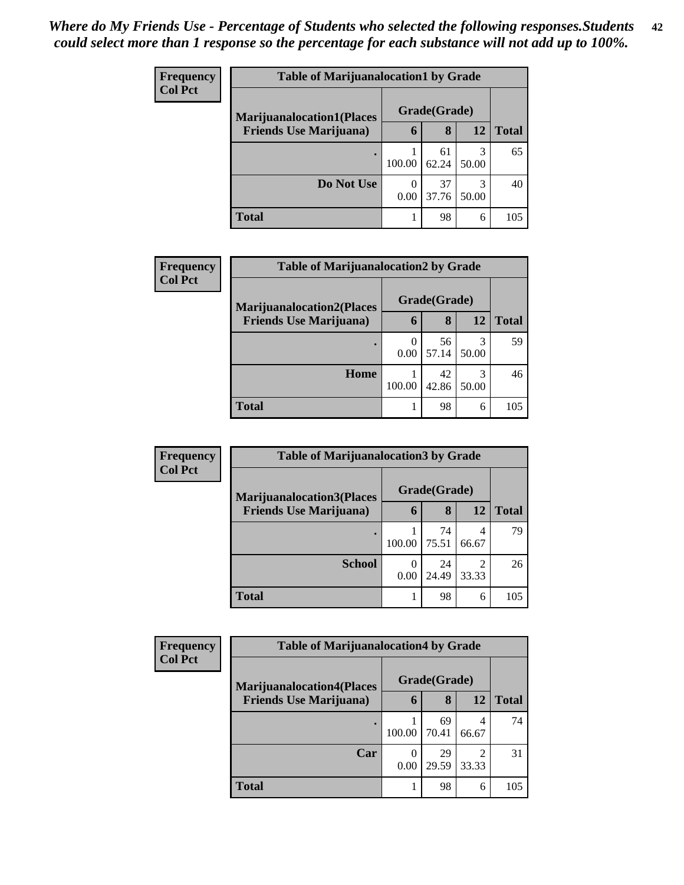*Where do My Friends Use - Percentage of Students who selected the following responses.Students could select more than 1 response so the percentage for each substance will not add up to 100%.*

**Frequency**
**Col Pct**

| Table of Marijuanalocation1 by Grade | | | | |
|---|---|---|---|---|
| **Marijuanalocation1(Places Friends Use Marijuana)** | **Grade(Grade)** | | | **Total** |
| | **6** | **8** | **12** | |
| **.** | 1<br>100.00 | 61<br>62.24 | 3<br>50.00 | 65 |
| **Do Not Use** | 0<br>0.00 | 37<br>37.76 | 3<br>50.00 | 40 |
| **Total** | 1 | 98 | 6 | 105 |

**Frequency**
**Col Pct**

| Table of Marijuanalocation2 by Grade | | | | |
|---|---|---|---|---|
| **Marijuanalocation2(Places Friends Use Marijuana)** | **Grade(Grade)** | | | **Total** |
| | **6** | **8** | **12** | |
| **.** | 0<br>0.00 | 56<br>57.14 | 3<br>50.00 | 59 |
| **Home** | 1<br>100.00 | 42<br>42.86 | 3<br>50.00 | 46 |
| **Total** | 1 | 98 | 6 | 105 |

**Frequency**
**Col Pct**

| Table of Marijuanalocation3 by Grade | | | | |
|---|---|---|---|---|
| **Marijuanalocation3(Places Friends Use Marijuana)** | **Grade(Grade)** | | | **Total** |
| | **6** | **8** | **12** | |
| **.** | 1<br>100.00 | 74<br>75.51 | 4<br>66.67 | 79 |
| **School** | 0<br>0.00 | 24<br>24.49 | 2<br>33.33 | 26 |
| **Total** | 1 | 98 | 6 | 105 |

**Frequency**
**Col Pct**

| Table of Marijuanalocation4 by Grade | | | | |
|---|---|---|---|---|
| **Marijuanalocation4(Places Friends Use Marijuana)** | **Grade(Grade)** | | | **Total** |
| | **6** | **8** | **12** | |
| **.** | 1<br>100.00 | 69<br>70.41 | 4<br>66.67 | 74 |
| **Car** | 0<br>0.00 | 29<br>29.59 | 2<br>33.33 | 31 |
| **Total** | 1 | 98 | 6 | 105 |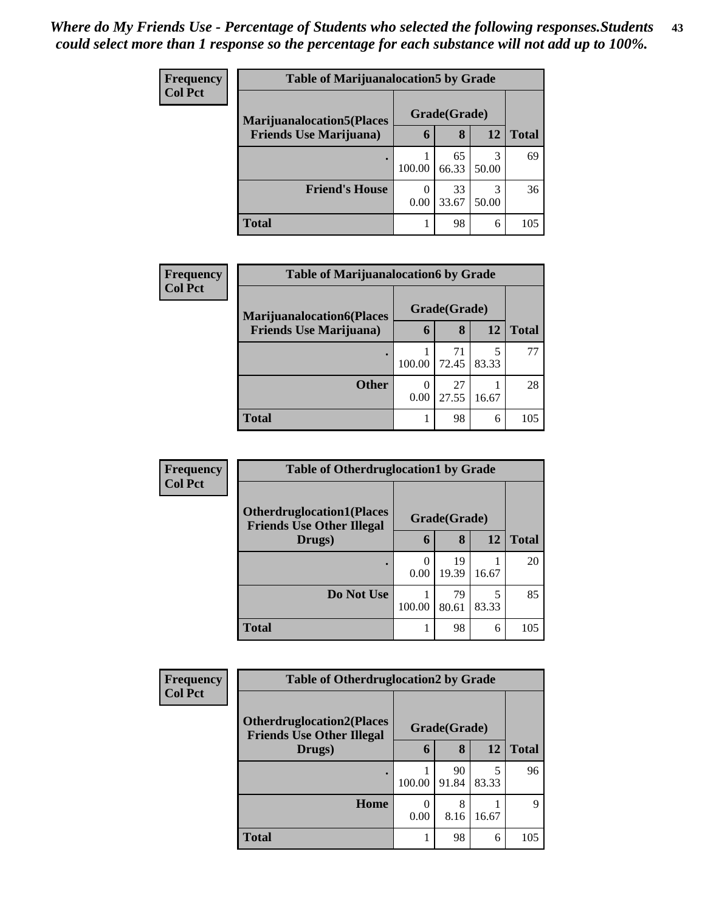*Where do My Friends Use - Percentage of Students who selected the following responses.Students could select more than 1 response so the percentage for each substance will not add up to 100%.*

**Frequency**
**Col Pct**

| Table of Marijuanalocation5 by Grade | | | | |
|---|---|---|---|---|
| **Marijuanalocation5(Places Friends Use Marijuana)** | **Grade(Grade)** | | | |
| | **6** | **8** | **12** | **Total** |
| **.** | 1<br>100.00 | 65<br>66.33 | 3<br>50.00 | 69 |
| **Friend's House** | 0<br>0.00 | 33<br>33.67 | 3<br>50.00 | 36 |
| **Total** | 1 | 98 | 6 | 105 |

**Frequency**
**Col Pct**

| Table of Marijuanalocation6 by Grade | | | | |
|---|---|---|---|---|
| **Marijuanalocation6(Places Friends Use Marijuana)** | **Grade(Grade)** | | | |
| | **6** | **8** | **12** | **Total** |
| **.** | 1<br>100.00 | 71<br>72.45 | 5<br>83.33 | 77 |
| **Other** | 0<br>0.00 | 27<br>27.55 | 1<br>16.67 | 28 |
| **Total** | 1 | 98 | 6 | 105 |

**Frequency**
**Col Pct**

| Table of Otherdruglocation1 by Grade | | | | |
|---|---|---|---|---|
| **Otherdruglocation1(Places Friends Use Other Illegal Drugs)** | **Grade(Grade)** | | | |
| | **6** | **8** | **12** | **Total** |
| **.** | 0<br>0.00 | 19<br>19.39 | 1<br>16.67 | 20 |
| **Do Not Use** | 1<br>100.00 | 79<br>80.61 | 5<br>83.33 | 85 |
| **Total** | 1 | 98 | 6 | 105 |

**Frequency**
**Col Pct**

| Table of Otherdruglocation2 by Grade | | | | |
|---|---|---|---|---|
| **Otherdruglocation2(Places Friends Use Other Illegal Drugs)** | **Grade(Grade)** | | | |
| | **6** | **8** | **12** | **Total** |
| **.** | 1<br>100.00 | 90<br>91.84 | 5<br>83.33 | 96 |
| **Home** | 0<br>0.00 | 8<br>8.16 | 1<br>16.67 | 9 |
| **Total** | 1 | 98 | 6 | 105 |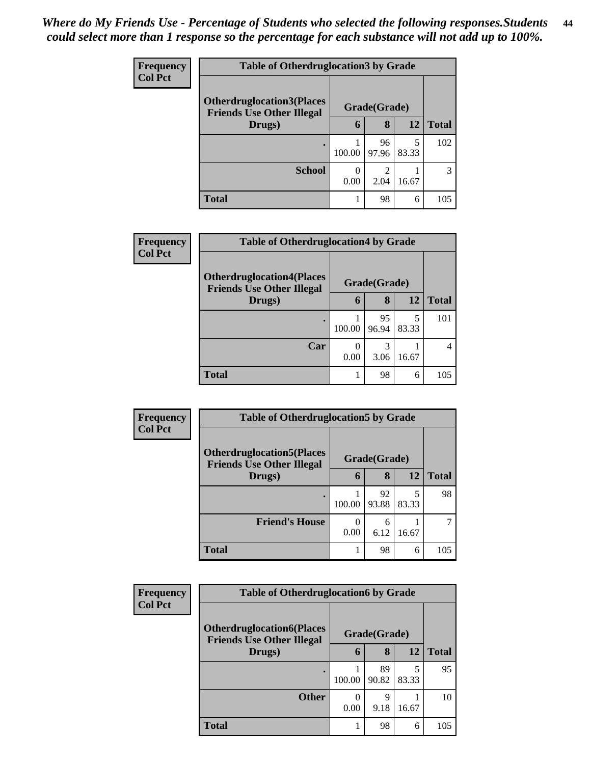*Where do My Friends Use - Percentage of Students who selected the following responses.Students could select more than 1 response so the percentage for each substance will not add up to 100%.*

**Frequency**
**Col Pct**

| Table of Otherdruglocation3 by Grade | | | | |
|---|---|---|---|---|
| Otherdruglocation3(Places Friends Use Other Illegal Drugs) | Grade(Grade) | | | Total |
| | 6 | 8 | 12 | |
| . | 1<br>100.00 | 96<br>97.96 | 5<br>83.33 | 102 |
| School | 0<br>0.00 | 2<br>2.04 | 1<br>16.67 | 3 |
| Total | 1 | 98 | 6 | 105 |

**Frequency**
**Col Pct**

| Table of Otherdruglocation4 by Grade | | | | |
|---|---|---|---|---|
| Otherdruglocation4(Places Friends Use Other Illegal Drugs) | Grade(Grade) | | | Total |
| | 6 | 8 | 12 | |
| . | 1<br>100.00 | 95<br>96.94 | 5<br>83.33 | 101 |
| Car | 0<br>0.00 | 3<br>3.06 | 1<br>16.67 | 4 |
| Total | 1 | 98 | 6 | 105 |

**Frequency**
**Col Pct**

| Table of Otherdruglocation5 by Grade | | | | |
|---|---|---|---|---|
| Otherdruglocation5(Places Friends Use Other Illegal Drugs) | Grade(Grade) | | | Total |
| | 6 | 8 | 12 | |
| . | 1<br>100.00 | 92<br>93.88 | 5<br>83.33 | 98 |
| Friend's House | 0<br>0.00 | 6<br>6.12 | 1<br>16.67 | 7 |
| Total | 1 | 98 | 6 | 105 |

**Frequency**
**Col Pct**

| Table of Otherdruglocation6 by Grade | | | | |
|---|---|---|---|---|
| Otherdruglocation6(Places Friends Use Other Illegal Drugs) | Grade(Grade) | | | Total |
| | 6 | 8 | 12 | |
| . | 1<br>100.00 | 89<br>90.82 | 5<br>83.33 | 95 |
| Other | 0<br>0.00 | 9<br>9.18 | 1<br>16.67 | 10 |
| Total | 1 | 98 | 6 | 105 |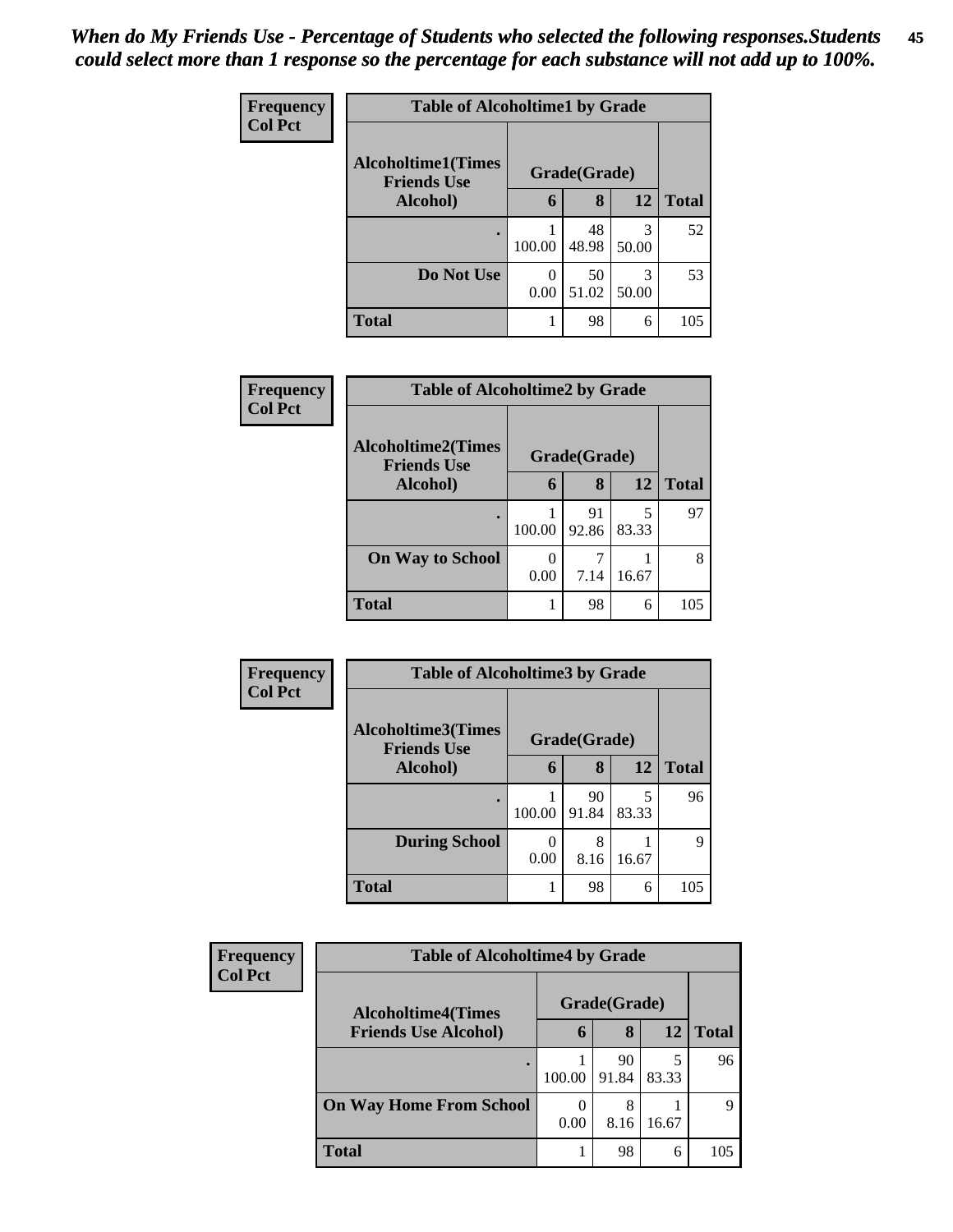*When do My Friends Use - Percentage of Students who selected the following responses.Students could select more than 1 response so the percentage for each substance will not add up to 100%.*

**Frequency**
**Col Pct**

| Table of Alcoholtime1 by Grade | | | | |
|---|---|---|---|---|
| **Alcoholtime1(Times Friends Use Alcohol)** | **Grade(Grade)** | | | **Total** |
| | **6** | **8** | **12** | |
| **.** | 1<br>100.00 | 48<br>48.98 | 3<br>50.00 | 52 |
| **Do Not Use** | 0<br>0.00 | 50<br>51.02 | 3<br>50.00 | 53 |
| **Total** | 1 | 98 | 6 | 105 |

**Frequency**
**Col Pct**

| Table of Alcoholtime2 by Grade | | | | |
|---|---|---|---|---|
| **Alcoholtime2(Times Friends Use Alcohol)** | **Grade(Grade)** | | | **Total** |
| | **6** | **8** | **12** | |
| **.** | 1<br>100.00 | 91<br>92.86 | 5<br>83.33 | 97 |
| **On Way to School** | 0<br>0.00 | 7<br>7.14 | 1<br>16.67 | 8 |
| **Total** | 1 | 98 | 6 | 105 |

**Frequency**
**Col Pct**

| Table of Alcoholtime3 by Grade | | | | |
|---|---|---|---|---|
| **Alcoholtime3(Times Friends Use Alcohol)** | **Grade(Grade)** | | | **Total** |
| | **6** | **8** | **12** | |
| **.** | 1<br>100.00 | 90<br>91.84 | 5<br>83.33 | 96 |
| **During School** | 0<br>0.00 | 8<br>8.16 | 1<br>16.67 | 9 |
| **Total** | 1 | 98 | 6 | 105 |

**Frequency**
**Col Pct**

| Table of Alcoholtime4 by Grade | | | | |
|---|---|---|---|---|
| **Alcoholtime4(Times Friends Use Alcohol)** | **Grade(Grade)** | | | **Total** |
| | **6** | **8** | **12** | |
| **.** | 1<br>100.00 | 90<br>91.84 | 5<br>83.33 | 96 |
| **On Way Home From School** | 0<br>0.00 | 8<br>8.16 | 1<br>16.67 | 9 |
| **Total** | 1 | 98 | 6 | 105 |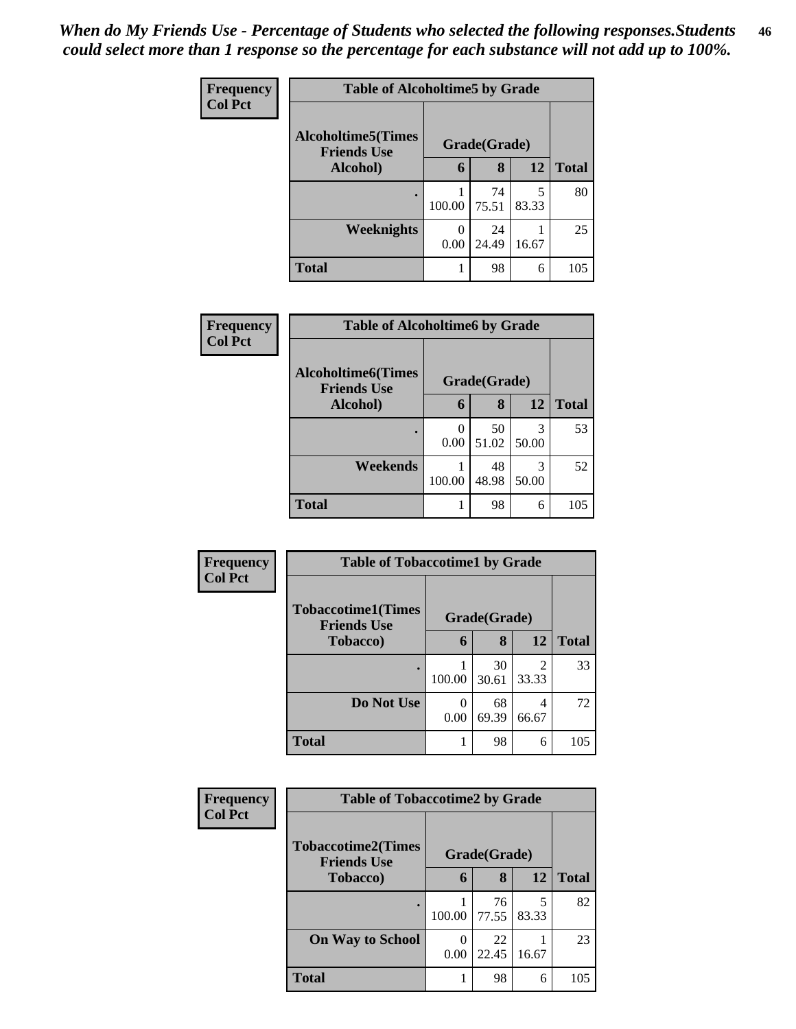*When do My Friends Use - Percentage of Students who selected the following responses.Students could select more than 1 response so the percentage for each substance will not add up to 100%.*

**Frequency**
**Col Pct**

**Table of Alcoholtime5 by Grade**

| Alcoholtime5(Times Friends Use Alcohol) | Grade(Grade) | | | Total |
|---|---|---|---|---|
| | 6 | 8 | 12 | |
| . | 1<br>100.00 | 74<br>75.51 | 5<br>83.33 | 80 |
| Weeknights | 0<br>0.00 | 24<br>24.49 | 1<br>16.67 | 25 |
| Total | 1 | 98 | 6 | 105 |

**Frequency**
**Col Pct**

**Table of Alcoholtime6 by Grade**

| Alcoholtime6(Times Friends Use Alcohol) | Grade(Grade) | | | Total |
|---|---|---|---|---|
| | 6 | 8 | 12 | |
| . | 0<br>0.00 | 50<br>51.02 | 3<br>50.00 | 53 |
| Weekends | 1<br>100.00 | 48<br>48.98 | 3<br>50.00 | 52 |
| Total | 1 | 98 | 6 | 105 |

**Frequency**
**Col Pct**

**Table of Tobaccotime1 by Grade**

| Tobaccotime1(Times Friends Use Tobacco) | Grade(Grade) | | | Total |
|---|---|---|---|---|
| | 6 | 8 | 12 | |
| . | 1<br>100.00 | 30<br>30.61 | 2<br>33.33 | 33 |
| Do Not Use | 0<br>0.00 | 68<br>69.39 | 4<br>66.67 | 72 |
| Total | 1 | 98 | 6 | 105 |

**Frequency**
**Col Pct**

**Table of Tobaccotime2 by Grade**

| Tobaccotime2(Times Friends Use Tobacco) | Grade(Grade) | | | Total |
|---|---|---|---|---|
| | 6 | 8 | 12 | |
| . | 1<br>100.00 | 76<br>77.55 | 5<br>83.33 | 82 |
| On Way to School | 0<br>0.00 | 22<br>22.45 | 1<br>16.67 | 23 |
| Total | 1 | 98 | 6 | 105 |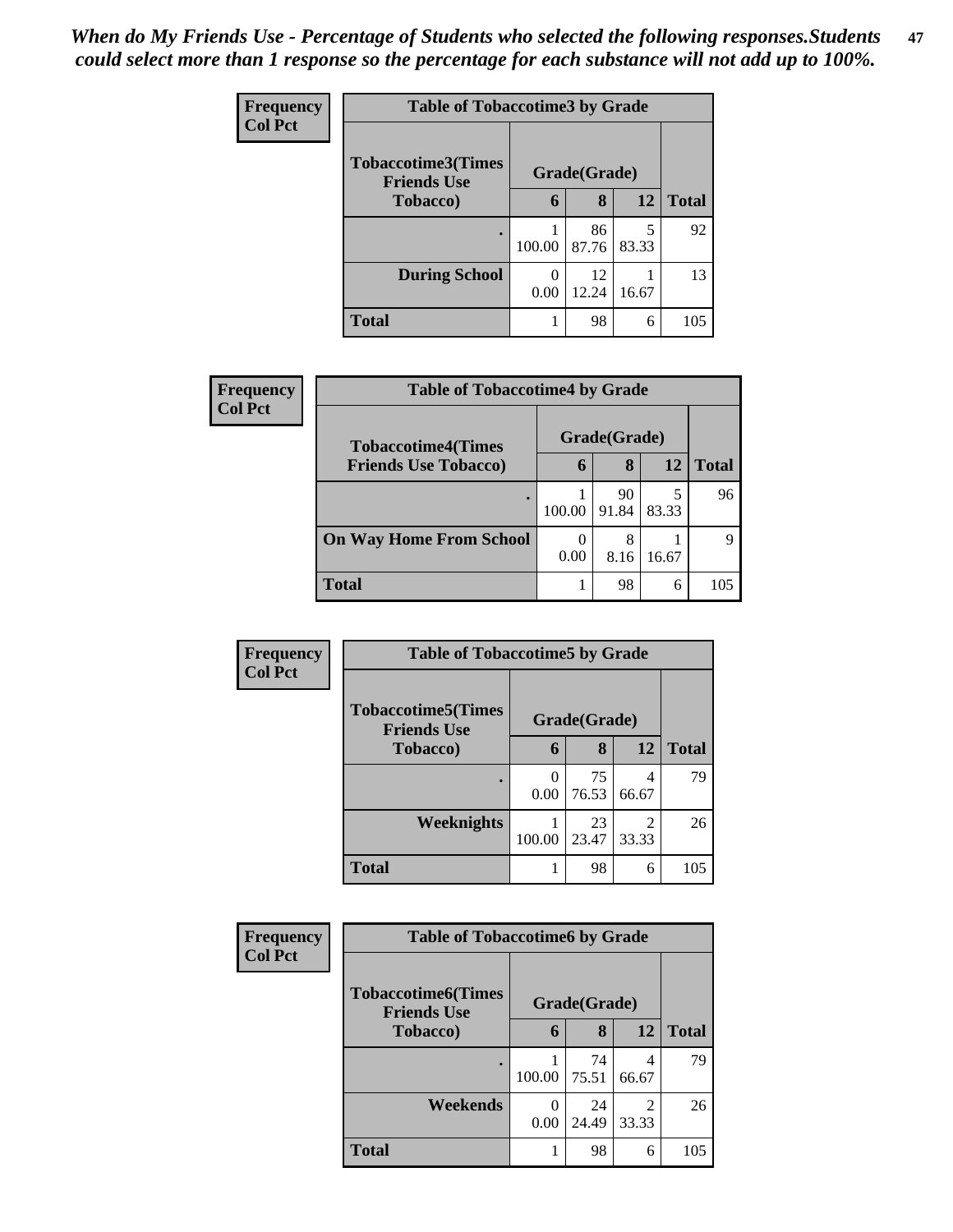*When do My Friends Use - Percentage of Students who selected the following responses.Students could select more than 1 response so the percentage for each substance will not add up to 100%.*

**Frequency**
**Col Pct**

| Table of Tobaccotime3 by Grade | | | | |
|---|---|---|---|---|
| **Tobaccotime3(Times Friends Use Tobacco)** | **Grade(Grade)** | | | **Total** |
| | **6** | **8** | **12** | |
| **.** | 1<br>100.00 | 86<br>87.76 | 5<br>83.33 | 92 |
| **During School** | 0<br>0.00 | 12<br>12.24 | 1<br>16.67 | 13 |
| **Total** | 1 | 98 | 6 | 105 |

**Frequency**
**Col Pct**

| Table of Tobaccotime4 by Grade | | | | |
|---|---|---|---|---|
| **Tobaccotime4(Times Friends Use Tobacco)** | **Grade(Grade)** | | | **Total** |
| | **6** | **8** | **12** | |
| **.** | 1<br>100.00 | 90<br>91.84 | 5<br>83.33 | 96 |
| **On Way Home From School** | 0<br>0.00 | 8<br>8.16 | 1<br>16.67 | 9 |
| **Total** | 1 | 98 | 6 | 105 |

**Frequency**
**Col Pct**

| Table of Tobaccotime5 by Grade | | | | |
|---|---|---|---|---|
| **Tobaccotime5(Times Friends Use Tobacco)** | **Grade(Grade)** | | | **Total** |
| | **6** | **8** | **12** | |
| **.** | 0<br>0.00 | 75<br>76.53 | 4<br>66.67 | 79 |
| **Weeknights** | 1<br>100.00 | 23<br>23.47 | 2<br>33.33 | 26 |
| **Total** | 1 | 98 | 6 | 105 |

**Frequency**
**Col Pct**

| Table of Tobaccotime6 by Grade | | | | |
|---|---|---|---|---|
| **Tobaccotime6(Times Friends Use Tobacco)** | **Grade(Grade)** | | | **Total** |
| | **6** | **8** | **12** | |
| **.** | 1<br>100.00 | 74<br>75.51 | 4<br>66.67 | 79 |
| **Weekends** | 0<br>0.00 | 24<br>24.49 | 2<br>33.33 | 26 |
| **Total** | 1 | 98 | 6 | 105 |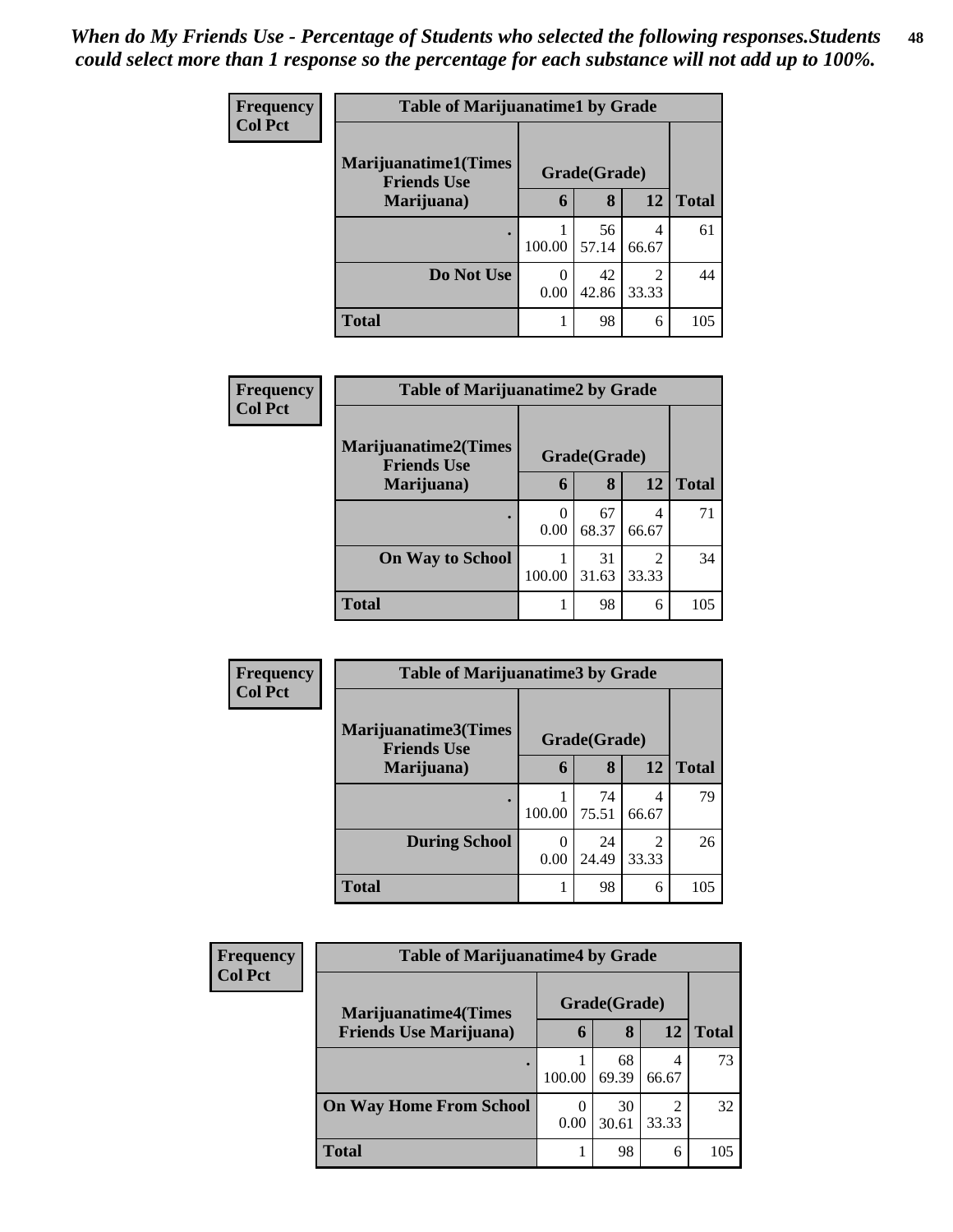*When do My Friends Use - Percentage of Students who selected the following responses.Students could select more than 1 response so the percentage for each substance will not add up to 100%.*

**Frequency**
**Col Pct**

| Table of Marijuanatime1 by Grade | | | | |
|---|---|---|---|---|
| **Marijuanatime1(Times Friends Use Marijuana)** | **Grade(Grade)** | | | |
| | **6** | **8** | **12** | **Total** |
| **.** | 1<br>100.00 | 56<br>57.14 | 4<br>66.67 | 61 |
| **Do Not Use** | 0<br>0.00 | 42<br>42.86 | 2<br>33.33 | 44 |
| **Total** | 1 | 98 | 6 | 105 |

**Frequency**
**Col Pct**

| Table of Marijuanatime2 by Grade | | | | |
|---|---|---|---|---|
| **Marijuanatime2(Times Friends Use Marijuana)** | **Grade(Grade)** | | | |
| | **6** | **8** | **12** | **Total** |
| **.** | 0<br>0.00 | 67<br>68.37 | 4<br>66.67 | 71 |
| **On Way to School** | 1<br>100.00 | 31<br>31.63 | 2<br>33.33 | 34 |
| **Total** | 1 | 98 | 6 | 105 |

**Frequency**
**Col Pct**

| Table of Marijuanatime3 by Grade | | | | |
|---|---|---|---|---|
| **Marijuanatime3(Times Friends Use Marijuana)** | **Grade(Grade)** | | | |
| | **6** | **8** | **12** | **Total** |
| **.** | 1<br>100.00 | 74<br>75.51 | 4<br>66.67 | 79 |
| **During School** | 0<br>0.00 | 24<br>24.49 | 2<br>33.33 | 26 |
| **Total** | 1 | 98 | 6 | 105 |

**Frequency**
**Col Pct**

| Table of Marijuanatime4 by Grade | | | | |
|---|---|---|---|---|
| **Marijuanatime4(Times Friends Use Marijuana)** | **Grade(Grade)** | | | |
| | **6** | **8** | **12** | **Total** |
| **.** | 1<br>100.00 | 68<br>69.39 | 4<br>66.67 | 73 |
| **On Way Home From School** | 0<br>0.00 | 30<br>30.61 | 2<br>33.33 | 32 |
| **Total** | 1 | 98 | 6 | 105 |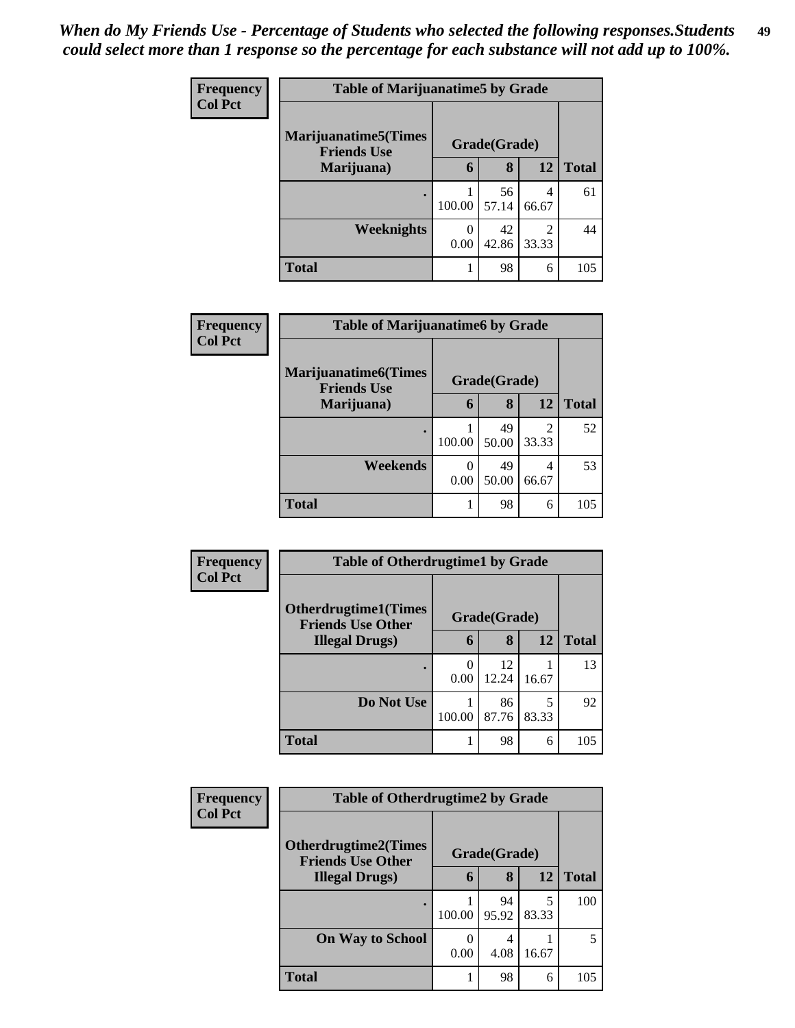*When do My Friends Use - Percentage of Students who selected the following responses.Students could select more than 1 response so the percentage for each substance will not add up to 100%.*

**Frequency**
**Col Pct**

| Table of Marijuanatime5 by Grade | | | | |
|---|---|---|---|---|
| **Marijuanatime5(Times Friends Use Marijuana)** | **Grade(Grade)** | | | |
| | **6** | **8** | **12** | **Total** |
| **.** | 1<br>100.00 | 56<br>57.14 | 4<br>66.67 | 61 |
| **Weeknights** | 0<br>0.00 | 42<br>42.86 | 2<br>33.33 | 44 |
| **Total** | 1 | 98 | 6 | 105 |

**Frequency**
**Col Pct**

| Table of Marijuanatime6 by Grade | | | | |
|---|---|---|---|---|
| **Marijuanatime6(Times Friends Use Marijuana)** | **Grade(Grade)** | | | |
| | **6** | **8** | **12** | **Total** |
| **.** | 1<br>100.00 | 49<br>50.00 | 2<br>33.33 | 52 |
| **Weekends** | 0<br>0.00 | 49<br>50.00 | 4<br>66.67 | 53 |
| **Total** | 1 | 98 | 6 | 105 |

**Frequency**
**Col Pct**

| Table of Otherdrugtime1 by Grade | | | | |
|---|---|---|---|---|
| **Otherdrugtime1(Times Friends Use Other Illegal Drugs)** | **Grade(Grade)** | | | |
| | **6** | **8** | **12** | **Total** |
| **.** | 0<br>0.00 | 12<br>12.24 | 1<br>16.67 | 13 |
| **Do Not Use** | 1<br>100.00 | 86<br>87.76 | 5<br>83.33 | 92 |
| **Total** | 1 | 98 | 6 | 105 |

**Frequency**
**Col Pct**

| Table of Otherdrugtime2 by Grade | | | | |
|---|---|---|---|---|
| **Otherdrugtime2(Times Friends Use Other Illegal Drugs)** | **Grade(Grade)** | | | |
| | **6** | **8** | **12** | **Total** |
| **.** | 1<br>100.00 | 94<br>95.92 | 5<br>83.33 | 100 |
| **On Way to School** | 0<br>0.00 | 4<br>4.08 | 1<br>16.67 | 5 |
| **Total** | 1 | 98 | 6 | 105 |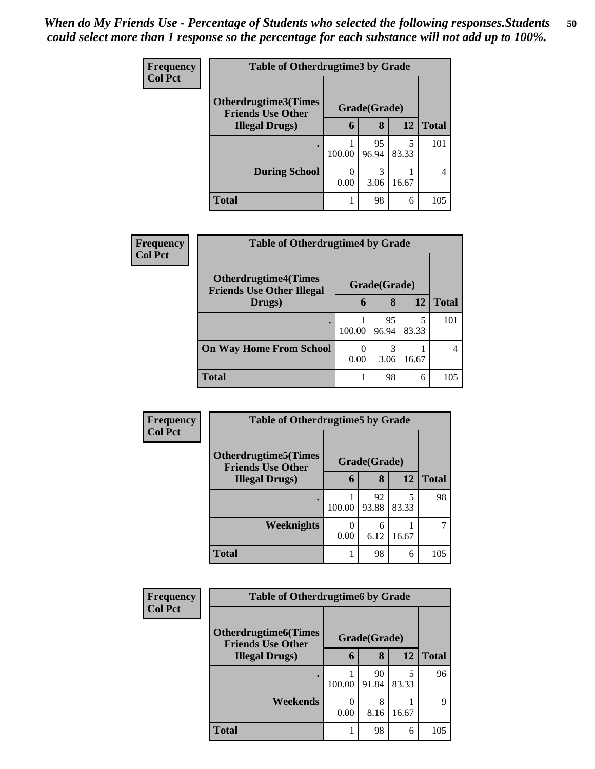*When do My Friends Use - Percentage of Students who selected the following responses.Students could select more than 1 response so the percentage for each substance will not add up to 100%.*

**Frequency / Col Pct**

**Table of Otherdrugtime3 by Grade**

| Otherdrugtime3(Times Friends Use Other Illegal Drugs) | Grade(Grade) | | | Total |
|---|---|---|---|---|
| | 6 | 8 | 12 | |
| . | 1<br>100.00 | 95<br>96.94 | 5<br>83.33 | 101 |
| During School | 0<br>0.00 | 3<br>3.06 | 1<br>16.67 | 4 |
| Total | 1 | 98 | 6 | 105 |

**Frequency / Col Pct**

**Table of Otherdrugtime4 by Grade**

| Otherdrugtime4(Times Friends Use Other Illegal Drugs) | Grade(Grade) | | | Total |
|---|---|---|---|---|
| | 6 | 8 | 12 | |
| . | 1<br>100.00 | 95<br>96.94 | 5<br>83.33 | 101 |
| On Way Home From School | 0<br>0.00 | 3<br>3.06 | 1<br>16.67 | 4 |
| Total | 1 | 98 | 6 | 105 |

**Frequency / Col Pct**

**Table of Otherdrugtime5 by Grade**

| Otherdrugtime5(Times Friends Use Other Illegal Drugs) | Grade(Grade) | | | Total |
|---|---|---|---|---|
| | 6 | 8 | 12 | |
| . | 1<br>100.00 | 92<br>93.88 | 5<br>83.33 | 98 |
| Weeknights | 0<br>0.00 | 6<br>6.12 | 1<br>16.67 | 7 |
| Total | 1 | 98 | 6 | 105 |

**Frequency / Col Pct**

**Table of Otherdrugtime6 by Grade**

| Otherdrugtime6(Times Friends Use Other Illegal Drugs) | Grade(Grade) | | | Total |
|---|---|---|---|---|
| | 6 | 8 | 12 | |
| . | 1<br>100.00 | 90<br>91.84 | 5<br>83.33 | 96 |
| Weekends | 0<br>0.00 | 8<br>8.16 | 1<br>16.67 | 9 |
| Total | 1 | 98 | 6 | 105 |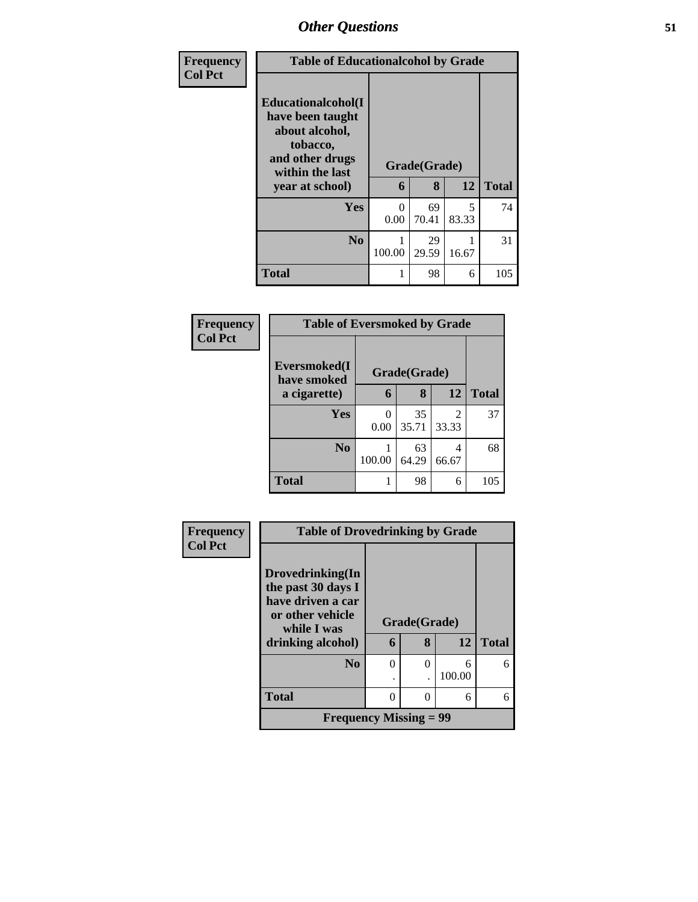# Other Questions

Frequency
Col Pct

| Table of Educationalcohol by Grade | | | | |
|---|---|---|---|---|
| Educationalcohol(I have been taught about alcohol, tobacco, and other drugs within the last year at school) | Grade(Grade) | | | |
| | 6 | 8 | 12 | Total |
| Yes | 0<br>0.00 | 69<br>70.41 | 5<br>83.33 | 74 |
| No | 1<br>100.00 | 29<br>29.59 | 1<br>16.67 | 31 |
| Total | 1 | 98 | 6 | 105 |

Frequency
Col Pct

| Table of Eversmoked by Grade | | | | |
|---|---|---|---|---|
| Eversmoked(I have smoked a cigarette) | Grade(Grade) | | | |
| | 6 | 8 | 12 | Total |
| Yes | 0<br>0.00 | 35<br>35.71 | 2<br>33.33 | 37 |
| No | 1<br>100.00 | 63<br>64.29 | 4<br>66.67 | 68 |
| Total | 1 | 98 | 6 | 105 |

Frequency
Col Pct

| Table of Drovedrinking by Grade | | | | |
|---|---|---|---|---|
| Drovedrinking(In the past 30 days I have driven a car or other vehicle while I was drinking alcohol) | Grade(Grade) | | | |
| | 6 | 8 | 12 | Total |
| No | 0<br>. | 0<br>. | 6<br>100.00 | 6 |
| Total | 0 | 0 | 6 | 6 |
| Frequency Missing = 99 | | | | |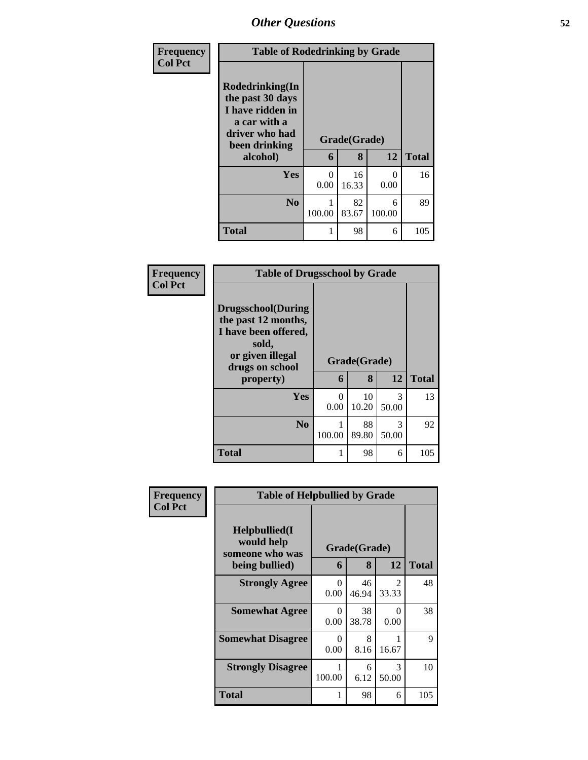| Frequency<br>Col Pct | Table of Rodedrinking by Grade | | | |
|---|---|---|---|---|
| Rodedrinking(In the past 30 days I have ridden in a car with a driver who had been drinking alcohol) | Grade(Grade) | | | |
| | 6 | 8 | 12 | Total |
| Yes | 0<br>0.00 | 16<br>16.33 | 0<br>0.00 | 16 |
| No | 1<br>100.00 | 82<br>83.67 | 6<br>100.00 | 89 |
| Total | 1 | 98 | 6 | 105 |

| Frequency<br>Col Pct | Table of Drugsschool by Grade | | | |
|---|---|---|---|---|
| Drugsschool(During the past 12 months, I have been offered, sold, or given illegal drugs on school property) | Grade(Grade) | | | |
| | 6 | 8 | 12 | Total |
| Yes | 0<br>0.00 | 10<br>10.20 | 3<br>50.00 | 13 |
| No | 1<br>100.00 | 88<br>89.80 | 3<br>50.00 | 92 |
| Total | 1 | 98 | 6 | 105 |

| Frequency<br>Col Pct | Table of Helpbullied by Grade | | | |
|---|---|---|---|---|
| Helpbullied(I would help someone who was being bullied) | Grade(Grade) | | | |
| | 6 | 8 | 12 | Total |
| Strongly Agree | 0<br>0.00 | 46<br>46.94 | 2<br>33.33 | 48 |
| Somewhat Agree | 0<br>0.00 | 38<br>38.78 | 0<br>0.00 | 38 |
| Somewhat Disagree | 0<br>0.00 | 8<br>8.16 | 1<br>16.67 | 9 |
| Strongly Disagree | 1<br>100.00 | 6<br>6.12 | 3<br>50.00 | 10 |
| Total | 1 | 98 | 6 | 105 |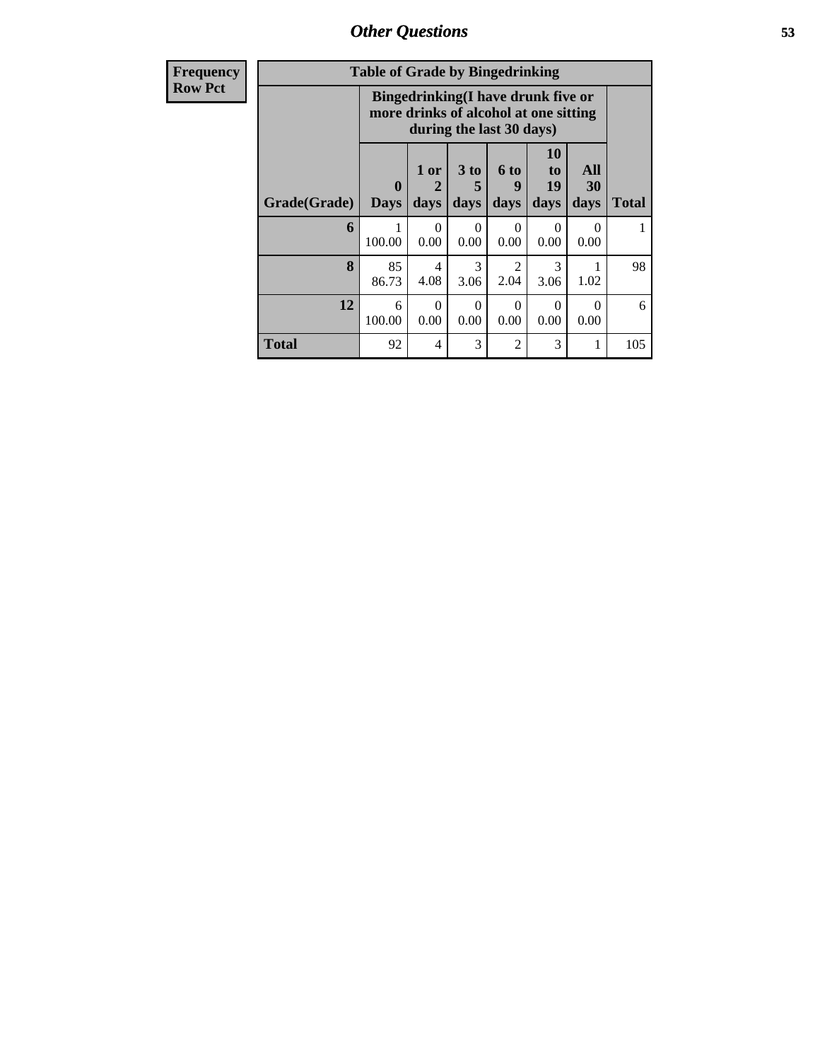| Frequency<br>Row Pct | Table of Grade by Bingedrinking | | | | | | |
|---|---|---|---|---|---|---|---|
| | Bingedrinking(I have drunk five or more drinks of alcohol at one sitting during the last 30 days) | | | | | | |
| Grade(Grade) | 0 Days | 1 or 2 days | 3 to 5 days | 6 to 9 days | 10 to 19 days | All 30 days | Total |
| **6** | 1<br>100.00 | 0<br>0.00 | 0<br>0.00 | 0<br>0.00 | 0<br>0.00 | 0<br>0.00 | 1 |
| **8** | 85<br>86.73 | 4<br>4.08 | 3<br>3.06 | 2<br>2.04 | 3<br>3.06 | 1<br>1.02 | 98 |
| **12** | 6<br>100.00 | 0<br>0.00 | 0<br>0.00 | 0<br>0.00 | 0<br>0.00 | 0<br>0.00 | 6 |
| **Total** | 92 | 4 | 3 | 2 | 3 | 1 | 105 |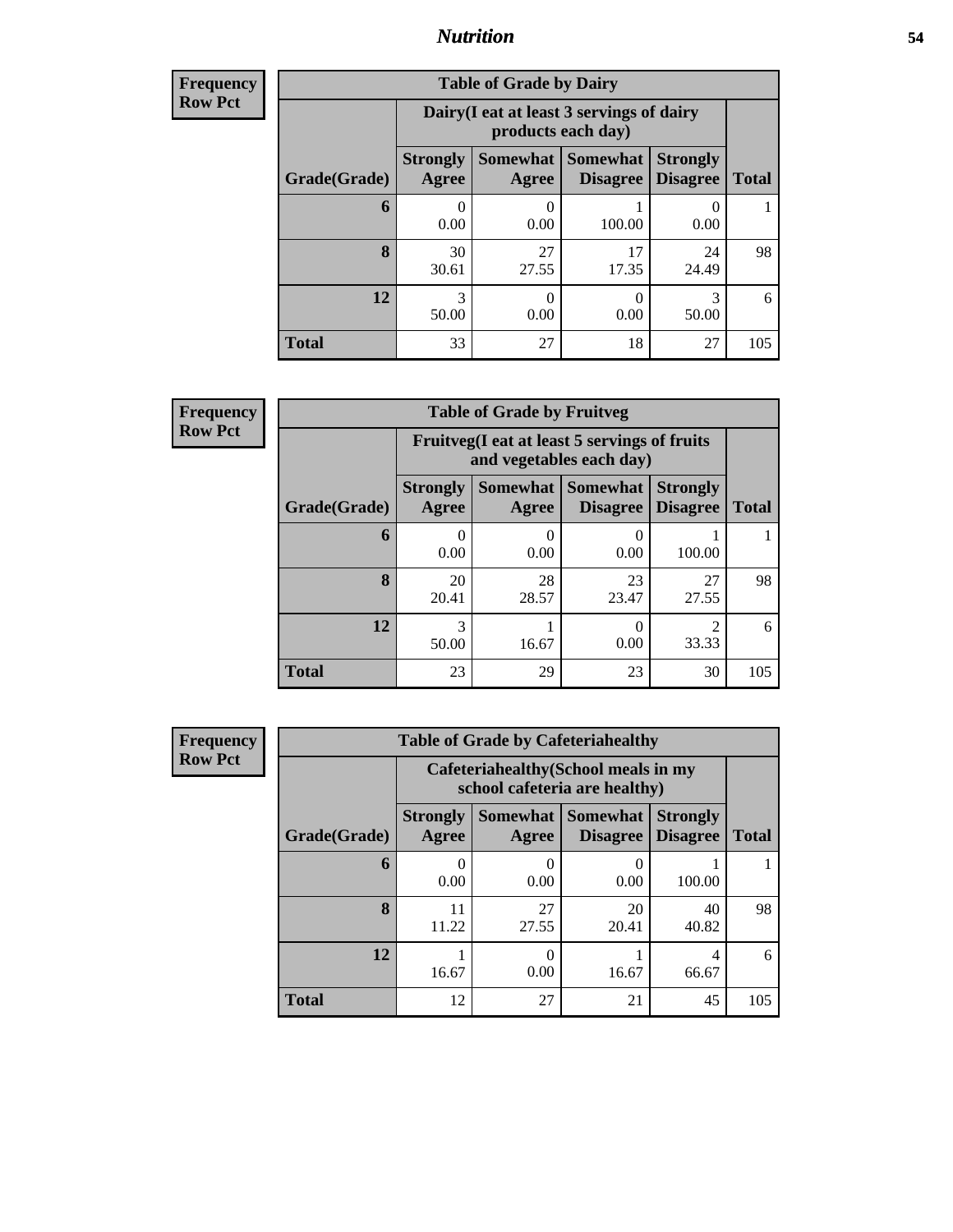| Frequency<br>Row Pct | Table of Grade by Dairy | | | | |
|---|---|---|---|---|---|
| | Dairy(I eat at least 3 servings of dairy products each day) | | | | |
| Grade(Grade) | Strongly Agree | Somewhat Agree | Somewhat Disagree | Strongly Disagree | Total |
| 6 | 0<br>0.00 | 0<br>0.00 | 1<br>100.00 | 0<br>0.00 | 1 |
| 8 | 30<br>30.61 | 27<br>27.55 | 17<br>17.35 | 24<br>24.49 | 98 |
| 12 | 3<br>50.00 | 0<br>0.00 | 0<br>0.00 | 3<br>50.00 | 6 |
| Total | 33 | 27 | 18 | 27 | 105 |

| Frequency<br>Row Pct | Table of Grade by Fruitveg | | | | |
|---|---|---|---|---|---|
| | Fruitveg(I eat at least 5 servings of fruits and vegetables each day) | | | | |
| Grade(Grade) | Strongly Agree | Somewhat Agree | Somewhat Disagree | Strongly Disagree | Total |
| 6 | 0<br>0.00 | 0<br>0.00 | 0<br>0.00 | 1<br>100.00 | 1 |
| 8 | 20<br>20.41 | 28<br>28.57 | 23<br>23.47 | 27<br>27.55 | 98 |
| 12 | 3<br>50.00 | 1<br>16.67 | 0<br>0.00 | 2<br>33.33 | 6 |
| Total | 23 | 29 | 23 | 30 | 105 |

| Frequency<br>Row Pct | Table of Grade by Cafeteriahealthy | | | | |
|---|---|---|---|---|---|
| | Cafeteriahealthy(School meals in my school cafeteria are healthy) | | | | |
| Grade(Grade) | Strongly Agree | Somewhat Agree | Somewhat Disagree | Strongly Disagree | Total |
| 6 | 0<br>0.00 | 0<br>0.00 | 0<br>0.00 | 1<br>100.00 | 1 |
| 8 | 11<br>11.22 | 27<br>27.55 | 20<br>20.41 | 40<br>40.82 | 98 |
| 12 | 1<br>16.67 | 0<br>0.00 | 1<br>16.67 | 4<br>66.67 | 6 |
| Total | 12 | 27 | 21 | 45 | 105 |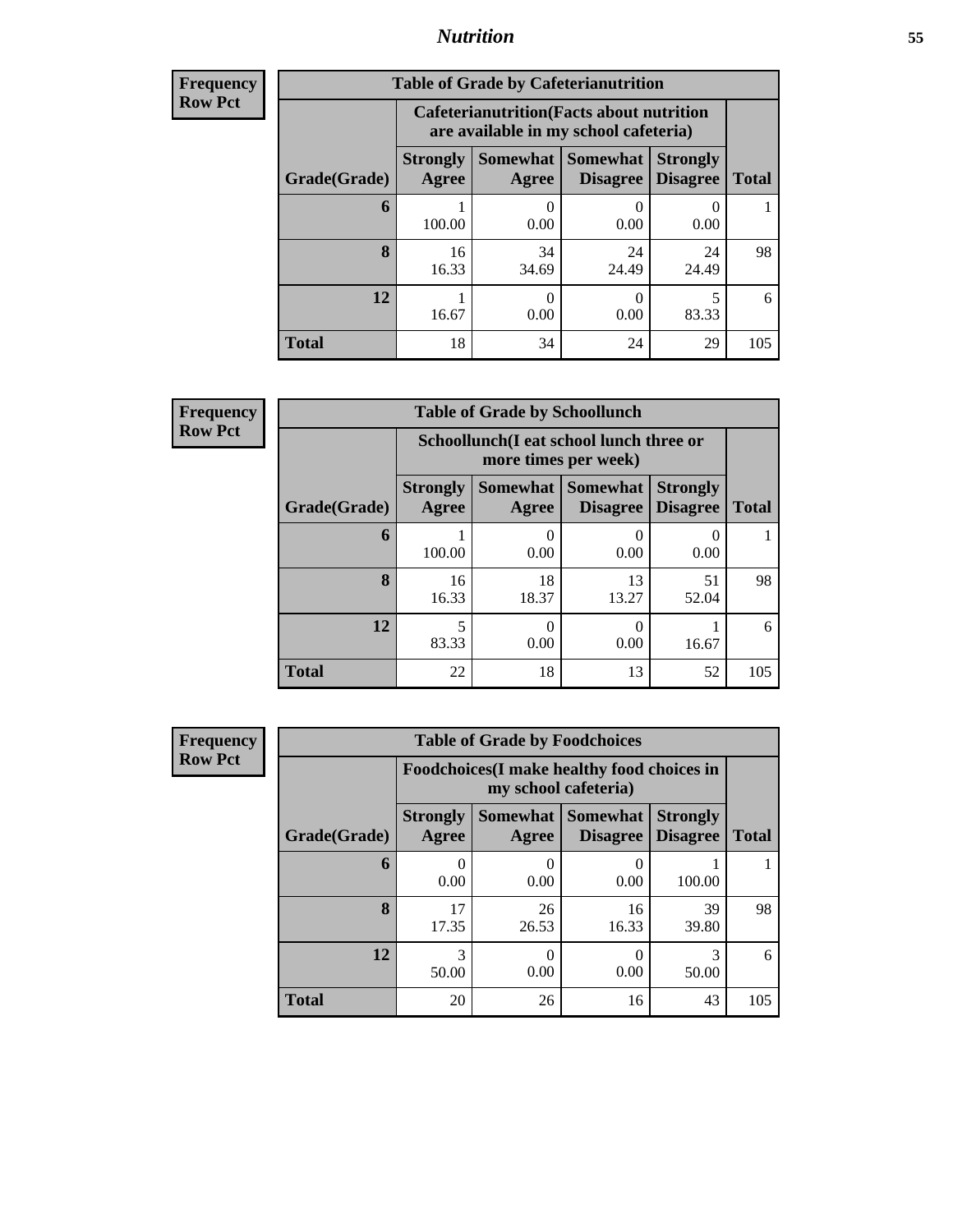| Frequency<br>Row Pct |
|---|

| Table of Grade by Cafeterianutrition | | | | | |
|---|---|---|---|---|---|
| | Cafeterianutrition(Facts about nutrition are available in my school cafeteria) | | | | |
| Grade(Grade) | Strongly Agree | Somewhat Agree | Somewhat Disagree | Strongly Disagree | Total |
| 6 | 1<br>100.00 | 0<br>0.00 | 0<br>0.00 | 0<br>0.00 | 1 |
| 8 | 16<br>16.33 | 34<br>34.69 | 24<br>24.49 | 24<br>24.49 | 98 |
| 12 | 1<br>16.67 | 0<br>0.00 | 0<br>0.00 | 5<br>83.33 | 6 |
| Total | 18 | 34 | 24 | 29 | 105 |

| Frequency<br>Row Pct |
|---|

| Table of Grade by Schoollunch | | | | | |
|---|---|---|---|---|---|
| | Schoollunch(I eat school lunch three or more times per week) | | | | |
| Grade(Grade) | Strongly Agree | Somewhat Agree | Somewhat Disagree | Strongly Disagree | Total |
| 6 | 1<br>100.00 | 0<br>0.00 | 0<br>0.00 | 0<br>0.00 | 1 |
| 8 | 16<br>16.33 | 18<br>18.37 | 13<br>13.27 | 51<br>52.04 | 98 |
| 12 | 5<br>83.33 | 0<br>0.00 | 0<br>0.00 | 1<br>16.67 | 6 |
| Total | 22 | 18 | 13 | 52 | 105 |

| Frequency<br>Row Pct |
|---|

| Table of Grade by Foodchoices | | | | | |
|---|---|---|---|---|---|
| | Foodchoices(I make healthy food choices in my school cafeteria) | | | | |
| Grade(Grade) | Strongly Agree | Somewhat Agree | Somewhat Disagree | Strongly Disagree | Total |
| 6 | 0<br>0.00 | 0<br>0.00 | 0<br>0.00 | 1<br>100.00 | 1 |
| 8 | 17<br>17.35 | 26<br>26.53 | 16<br>16.33 | 39<br>39.80 | 98 |
| 12 | 3<br>50.00 | 0<br>0.00 | 0<br>0.00 | 3<br>50.00 | 6 |
| Total | 20 | 26 | 16 | 43 | 105 |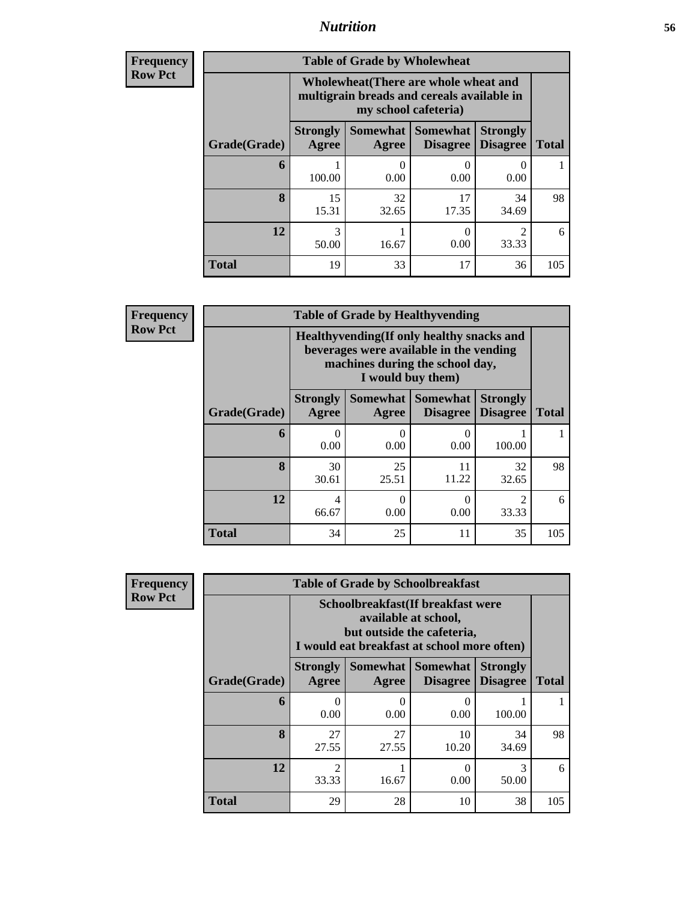## Nutrition

**Frequency / Row Pct**

| Table of Grade by Wholewheat | | | | | |
|---|---|---|---|---|---|
| | Wholewheat(There are whole wheat and multigrain breads and cereals available in my school cafeteria) | | | | |
| Grade(Grade) | Strongly Agree | Somewhat Agree | Somewhat Disagree | Strongly Disagree | Total |
| 6 | 1<br>100.00 | 0<br>0.00 | 0<br>0.00 | 0<br>0.00 | 1 |
| 8 | 15<br>15.31 | 32<br>32.65 | 17<br>17.35 | 34<br>34.69 | 98 |
| 12 | 3<br>50.00 | 1<br>16.67 | 0<br>0.00 | 2<br>33.33 | 6 |
| Total | 19 | 33 | 17 | 36 | 105 |

**Frequency / Row Pct**

| Table of Grade by Healthyvending | | | | | |
|---|---|---|---|---|---|
| | Healthyvending(If only healthy snacks and beverages were available in the vending machines during the school day, I would buy them) | | | | |
| Grade(Grade) | Strongly Agree | Somewhat Agree | Somewhat Disagree | Strongly Disagree | Total |
| 6 | 0<br>0.00 | 0<br>0.00 | 0<br>0.00 | 1<br>100.00 | 1 |
| 8 | 30<br>30.61 | 25<br>25.51 | 11<br>11.22 | 32<br>32.65 | 98 |
| 12 | 4<br>66.67 | 0<br>0.00 | 0<br>0.00 | 2<br>33.33 | 6 |
| Total | 34 | 25 | 11 | 35 | 105 |

**Frequency / Row Pct**

| Table of Grade by Schoolbreakfast | | | | | |
|---|---|---|---|---|---|
| | Schoolbreakfast(If breakfast were available at school, but outside the cafeteria, I would eat breakfast at school more often) | | | | |
| Grade(Grade) | Strongly Agree | Somewhat Agree | Somewhat Disagree | Strongly Disagree | Total |
| 6 | 0<br>0.00 | 0<br>0.00 | 0<br>0.00 | 1<br>100.00 | 1 |
| 8 | 27<br>27.55 | 27<br>27.55 | 10<br>10.20 | 34<br>34.69 | 98 |
| 12 | 2<br>33.33 | 1<br>16.67 | 0<br>0.00 | 3<br>50.00 | 6 |
| Total | 29 | 28 | 10 | 38 | 105 |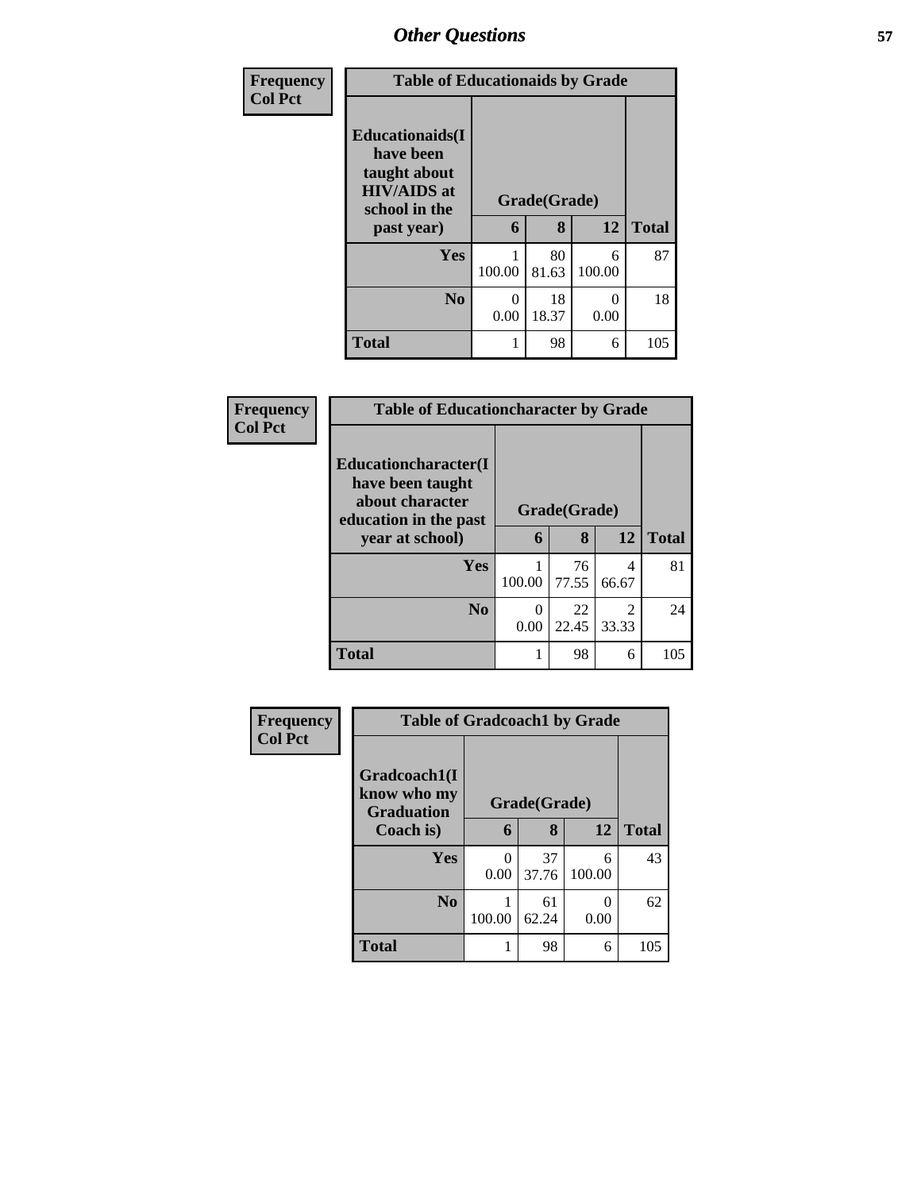| Frequency Col Pct | | | | |
|---|---|---|---|---|
| **Table of Educationaids by Grade** | | | | |
| **Educationaids(I have been taught about HIV/AIDS at school in the past year)** | **Grade(Grade)** | | | |
| | **6** | **8** | **12** | **Total** |
| **Yes** | 1<br>100.00 | 80<br>81.63 | 6<br>100.00 | 87 |
| **No** | 0<br>0.00 | 18<br>18.37 | 0<br>0.00 | 18 |
| **Total** | 1 | 98 | 6 | 105 |

| Frequency Col Pct | | | | |
|---|---|---|---|---|
| **Table of Educationcharacter by Grade** | | | | |
| **Educationcharacter(I have been taught about character education in the past year at school)** | **Grade(Grade)** | | | |
| | **6** | **8** | **12** | **Total** |
| **Yes** | 1<br>100.00 | 76<br>77.55 | 4<br>66.67 | 81 |
| **No** | 0<br>0.00 | 22<br>22.45 | 2<br>33.33 | 24 |
| **Total** | 1 | 98 | 6 | 105 |

| Frequency Col Pct | | | | |
|---|---|---|---|---|
| **Table of Gradcoach1 by Grade** | | | | |
| **Gradcoach1(I know who my Graduation Coach is)** | **Grade(Grade)** | | | |
| | **6** | **8** | **12** | **Total** |
| **Yes** | 0<br>0.00 | 37<br>37.76 | 6<br>100.00 | 43 |
| **No** | 1<br>100.00 | 61<br>62.24 | 0<br>0.00 | 62 |
| **Total** | 1 | 98 | 6 | 105 |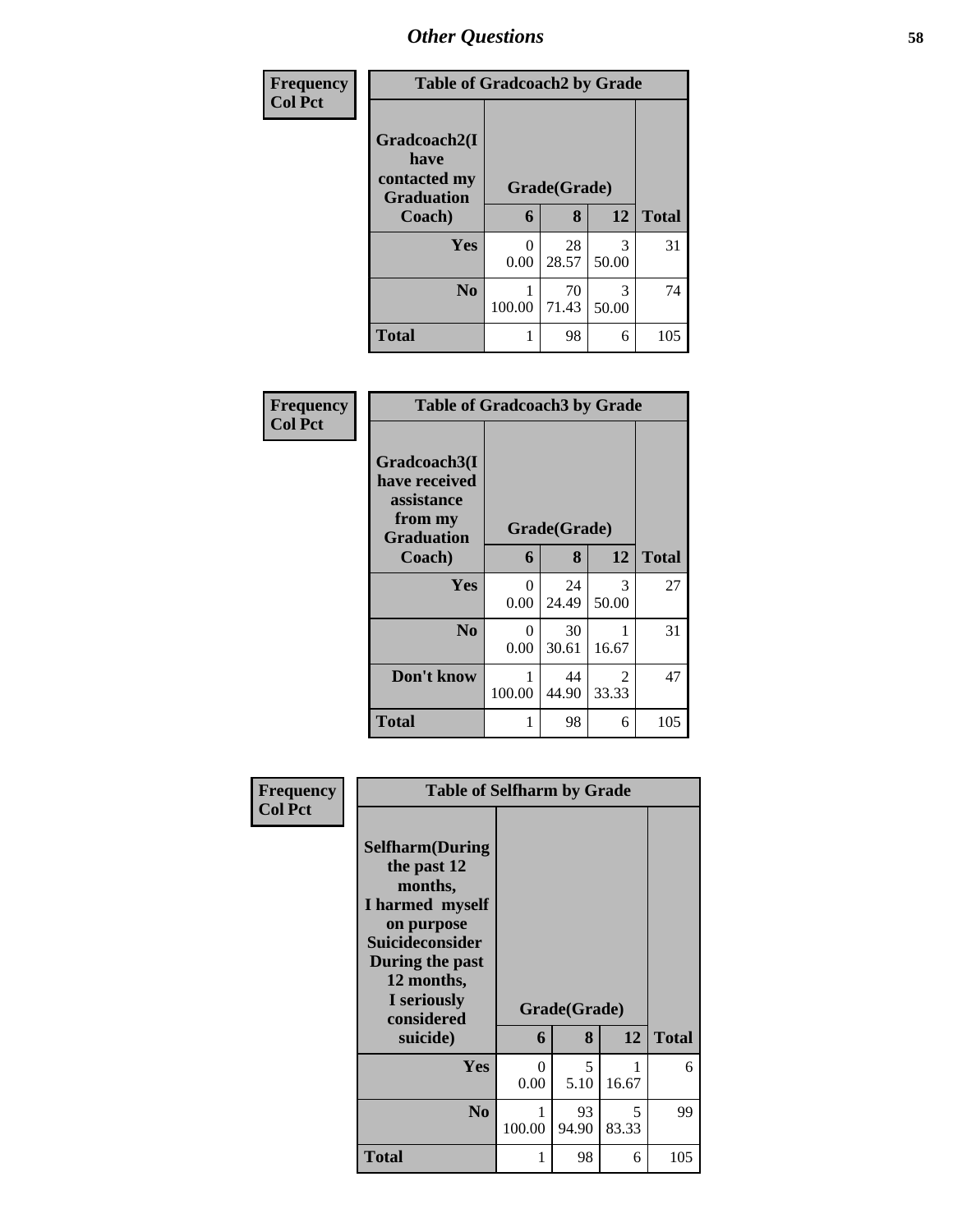| Frequency<br>Col Pct | Table of Gradcoach2 by Grade | | | |
|---|---|---|---|---|
| **Gradcoach2(I have contacted my Graduation Coach)** | **Grade(Grade)** | | | **Total** |
| | **6** | **8** | **12** | |
| **Yes** | 0<br>0.00 | 28<br>28.57 | 3<br>50.00 | 31 |
| **No** | 1<br>100.00 | 70<br>71.43 | 3<br>50.00 | 74 |
| **Total** | 1 | 98 | 6 | 105 |

| Frequency<br>Col Pct | Table of Gradcoach3 by Grade | | | |
|---|---|---|---|---|
| **Gradcoach3(I have received assistance from my Graduation Coach)** | **Grade(Grade)** | | | **Total** |
| | **6** | **8** | **12** | |
| **Yes** | 0<br>0.00 | 24<br>24.49 | 3<br>50.00 | 27 |
| **No** | 0<br>0.00 | 30<br>30.61 | 1<br>16.67 | 31 |
| **Don't know** | 1<br>100.00 | 44<br>44.90 | 2<br>33.33 | 47 |
| **Total** | 1 | 98 | 6 | 105 |

| Frequency<br>Col Pct | Table of Selfharm by Grade | | | |
|---|---|---|---|---|
| **Selfharm(During the past 12 months, I harmed myself on purpose Suicideconsider During the past 12 months, I seriously considered suicide)** | **Grade(Grade)** | | | **Total** |
| | **6** | **8** | **12** | |
| **Yes** | 0<br>0.00 | 5<br>5.10 | 1<br>16.67 | 6 |
| **No** | 1<br>100.00 | 93<br>94.90 | 5<br>83.33 | 99 |
| **Total** | 1 | 98 | 6 | 105 |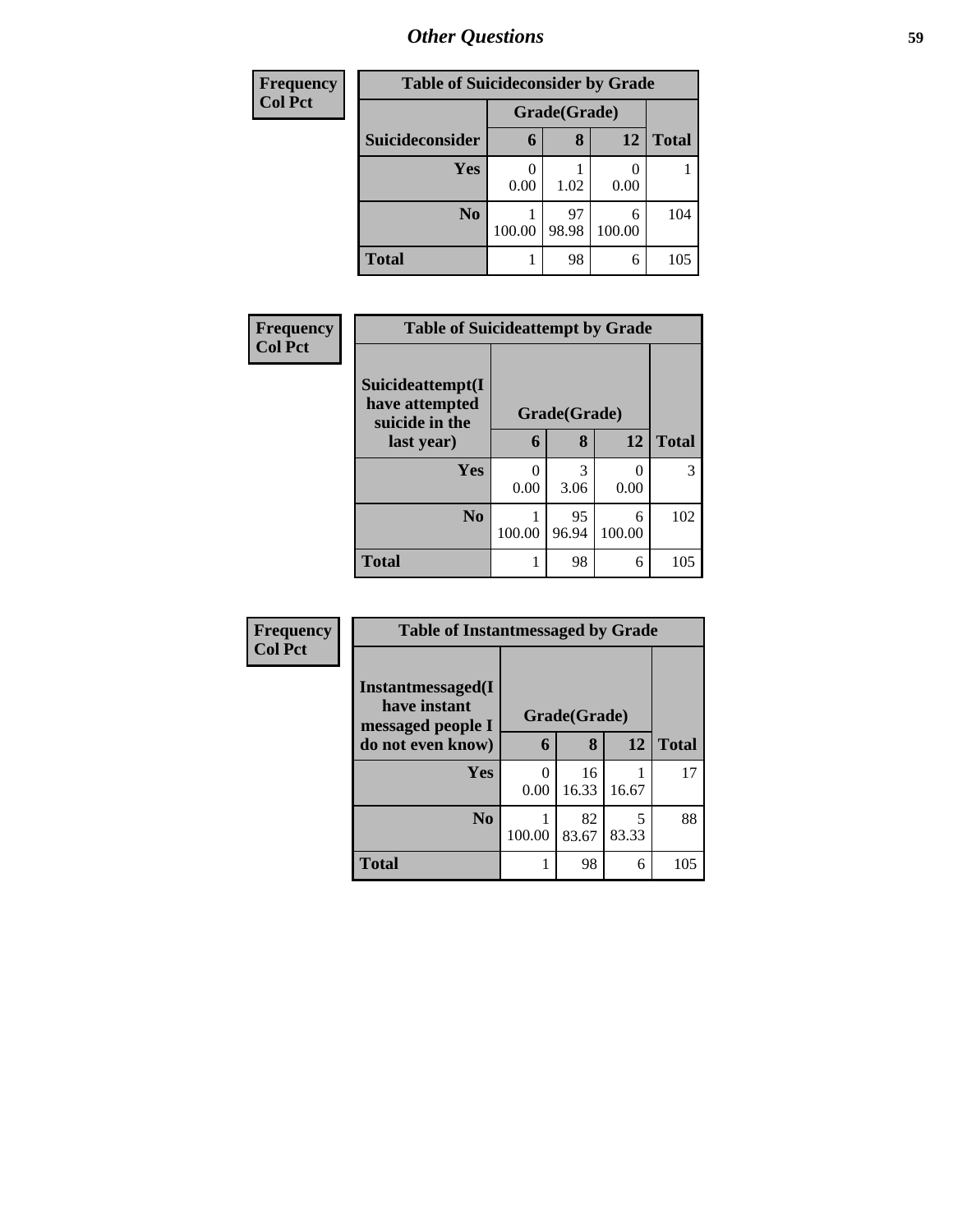| Frequency<br>Col Pct |
|---|

| Table of Suicideconsider by Grade | | | | |
|---|---|---|---|---|
| | Grade(Grade) | | | |
| Suicideconsider | 6 | 8 | 12 | Total |
| Yes | 0<br>0.00 | 1<br>1.02 | 0<br>0.00 | 1 |
| No | 1<br>100.00 | 97<br>98.98 | 6<br>100.00 | 104 |
| Total | 1 | 98 | 6 | 105 |

| Frequency<br>Col Pct |
|---|

| Table of Suicideattempt by Grade | | | | |
|---|---|---|---|---|
| Suicideattempt(I have attempted suicide in the last year) | Grade(Grade) | | | |
| | 6 | 8 | 12 | Total |
| Yes | 0<br>0.00 | 3<br>3.06 | 0<br>0.00 | 3 |
| No | 1<br>100.00 | 95<br>96.94 | 6<br>100.00 | 102 |
| Total | 1 | 98 | 6 | 105 |

| Frequency<br>Col Pct |
|---|

| Table of Instantmessaged by Grade | | | | |
|---|---|---|---|---|
| Instantmessaged(I have instant messaged people I do not even know) | Grade(Grade) | | | |
| | 6 | 8 | 12 | Total |
| Yes | 0<br>0.00 | 16<br>16.33 | 1<br>16.67 | 17 |
| No | 1<br>100.00 | 82<br>83.67 | 5<br>83.33 | 88 |
| Total | 1 | 98 | 6 | 105 |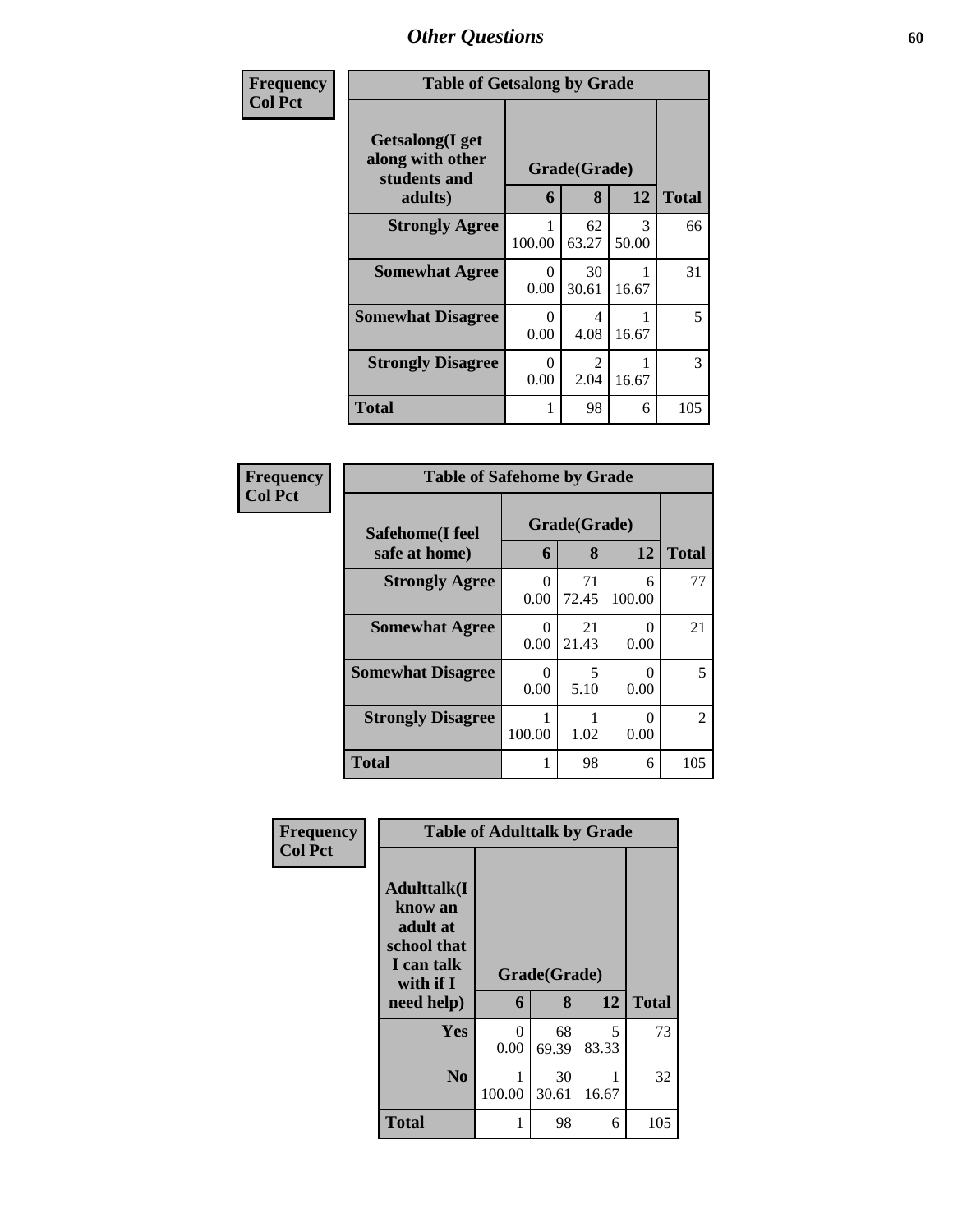## Other Questions

**Frequency**
**Col Pct**

| Table of Getsalong by Grade | | | | |
|---|---|---|---|---|
| **Getsalong(I get along with other students and adults)** | **Grade(Grade)** | | | **Total** |
| | **6** | **8** | **12** | |
| **Strongly Agree** | 1<br>100.00 | 62<br>63.27 | 3<br>50.00 | 66 |
| **Somewhat Agree** | 0<br>0.00 | 30<br>30.61 | 1<br>16.67 | 31 |
| **Somewhat Disagree** | 0<br>0.00 | 4<br>4.08 | 1<br>16.67 | 5 |
| **Strongly Disagree** | 0<br>0.00 | 2<br>2.04 | 1<br>16.67 | 3 |
| **Total** | 1 | 98 | 6 | 105 |

**Frequency**
**Col Pct**

| Table of Safehome by Grade | | | | |
|---|---|---|---|---|
| **Safehome(I feel safe at home)** | **Grade(Grade)** | | | **Total** |
| | **6** | **8** | **12** | |
| **Strongly Agree** | 0<br>0.00 | 71<br>72.45 | 6<br>100.00 | 77 |
| **Somewhat Agree** | 0<br>0.00 | 21<br>21.43 | 0<br>0.00 | 21 |
| **Somewhat Disagree** | 0<br>0.00 | 5<br>5.10 | 0<br>0.00 | 5 |
| **Strongly Disagree** | 1<br>100.00 | 1<br>1.02 | 0<br>0.00 | 2 |
| **Total** | 1 | 98 | 6 | 105 |

**Frequency**
**Col Pct**

| Table of Adulttalk by Grade | | | | |
|---|---|---|---|---|
| **Adulttalk(I know an adult at school that I can talk with if I need help)** | **Grade(Grade)** | | | **Total** |
| | **6** | **8** | **12** | |
| **Yes** | 0<br>0.00 | 68<br>69.39 | 5<br>83.33 | 73 |
| **No** | 1<br>100.00 | 30<br>30.61 | 1<br>16.67 | 32 |
| **Total** | 1 | 98 | 6 | 105 |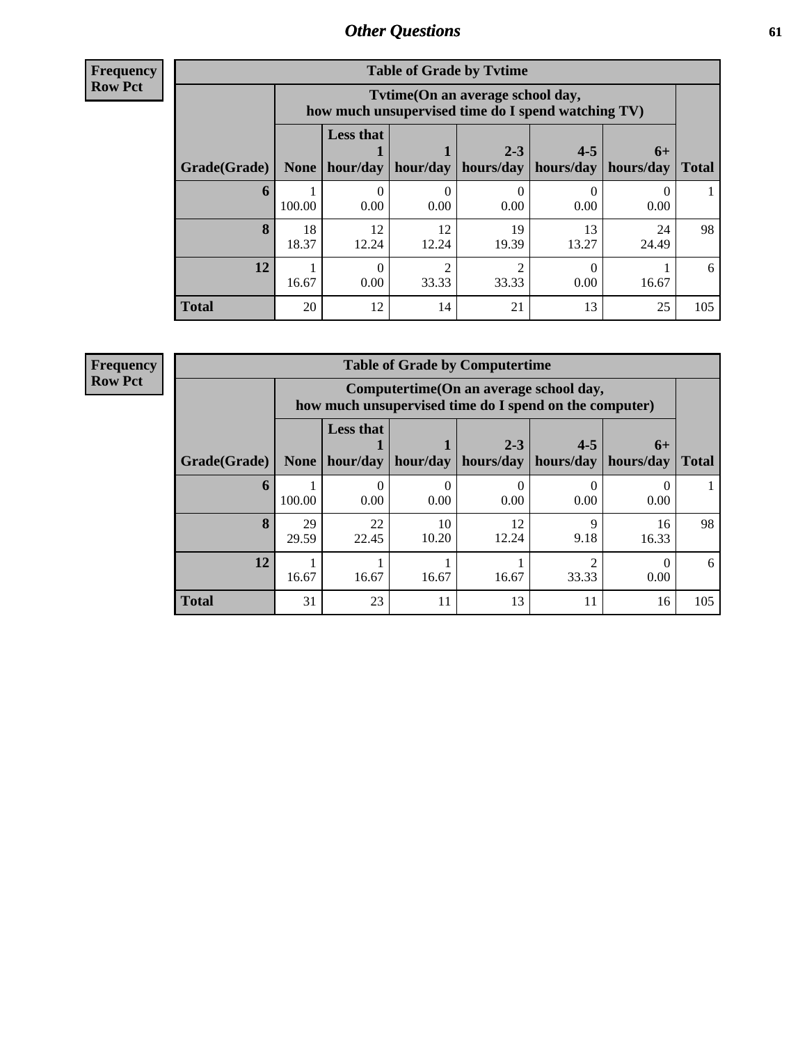## Other Questions

**Frequency**
**Row Pct**

**Table of Grade by Tvtime**

| Grade(Grade) | Tvtime(On an average school day, how much unsupervised time do I spend watching TV) | | | | | | Total |
|---|---|---|---|---|---|---|---|
| | None | Less that 1 hour/day | 1 hour/day | 2-3 hours/day | 4-5 hours/day | 6+ hours/day | |
| **6** | 1<br>100.00 | 0<br>0.00 | 0<br>0.00 | 0<br>0.00 | 0<br>0.00 | 0<br>0.00 | 1 |
| **8** | 18<br>18.37 | 12<br>12.24 | 12<br>12.24 | 19<br>19.39 | 13<br>13.27 | 24<br>24.49 | 98 |
| **12** | 1<br>16.67 | 0<br>0.00 | 2<br>33.33 | 2<br>33.33 | 0<br>0.00 | 1<br>16.67 | 6 |
| **Total** | 20 | 12 | 14 | 21 | 13 | 25 | 105 |

**Frequency**
**Row Pct**

**Table of Grade by Computertime**

| Grade(Grade) | Computertime(On an average school day, how much unsupervised time do I spend on the computer) | | | | | | Total |
|---|---|---|---|---|---|---|---|
| | None | Less that 1 hour/day | 1 hour/day | 2-3 hours/day | 4-5 hours/day | 6+ hours/day | |
| **6** | 1<br>100.00 | 0<br>0.00 | 0<br>0.00 | 0<br>0.00 | 0<br>0.00 | 0<br>0.00 | 1 |
| **8** | 29<br>29.59 | 22<br>22.45 | 10<br>10.20 | 12<br>12.24 | 9<br>9.18 | 16<br>16.33 | 98 |
| **12** | 1<br>16.67 | 1<br>16.67 | 1<br>16.67 | 1<br>16.67 | 2<br>33.33 | 0<br>0.00 | 6 |
| **Total** | 31 | 23 | 11 | 13 | 11 | 16 | 105 |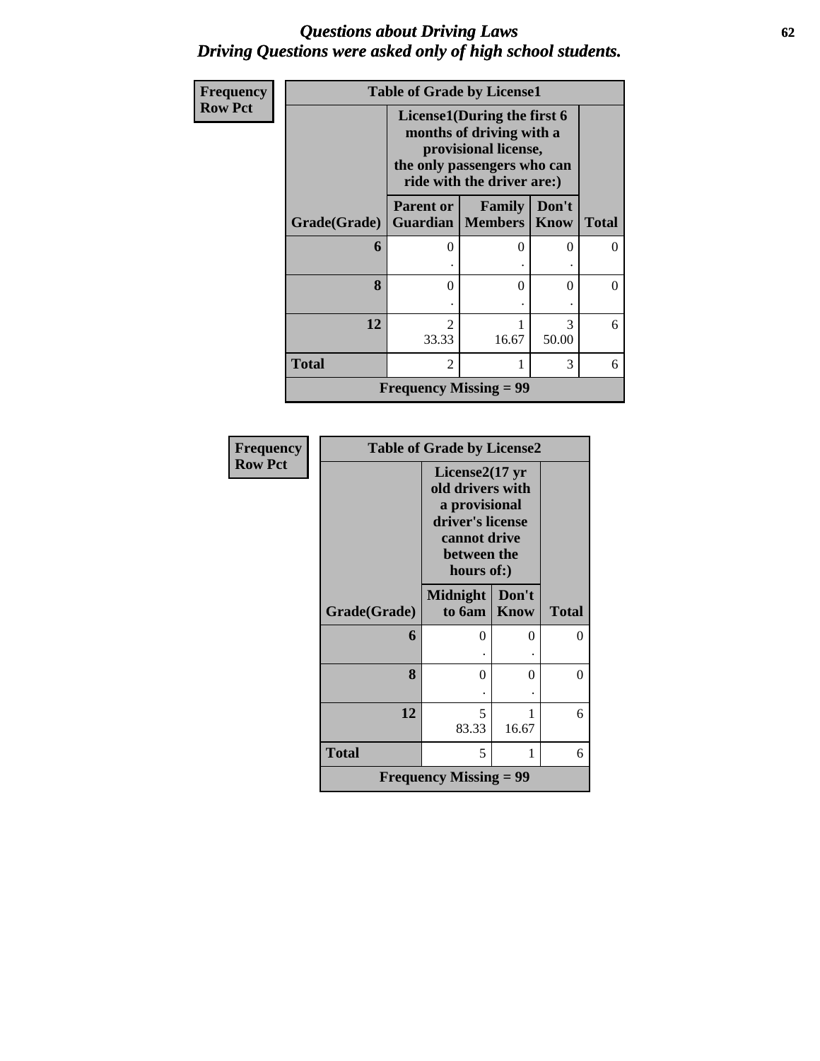# Questions about Driving Laws
## Driving Questions were asked only of high school students.

| Frequency<br>Row Pct |
|---|

**Table of Grade by License1**

| Grade(Grade) | License1(During the first 6 months of driving with a provisional license, the only passengers who can ride with the driver are:) Parent or Guardian | Family Members | Don't Know | Total |
|---|---|---|---|---|
| 6 | 0<br>. | 0<br>. | 0<br>. | 0 |
| 8 | 0<br>. | 0<br>. | 0<br>. | 0 |
| 12 | 2<br>33.33 | 1<br>16.67 | 3<br>50.00 | 6 |
| Total | 2 | 1 | 3 | 6 |
| Frequency Missing = 99 | | | | |

| Frequency<br>Row Pct |
|---|

**Table of Grade by License2**

| Grade(Grade) | License2(17 yr old drivers with a provisional driver's license cannot drive between the hours of:) Midnight to 6am | Don't Know | Total |
|---|---|---|---|
| 6 | 0<br>. | 0<br>. | 0 |
| 8 | 0<br>. | 0<br>. | 0 |
| 12 | 5<br>83.33 | 1<br>16.67 | 6 |
| Total | 5 | 1 | 6 |
| Frequency Missing = 99 | | | |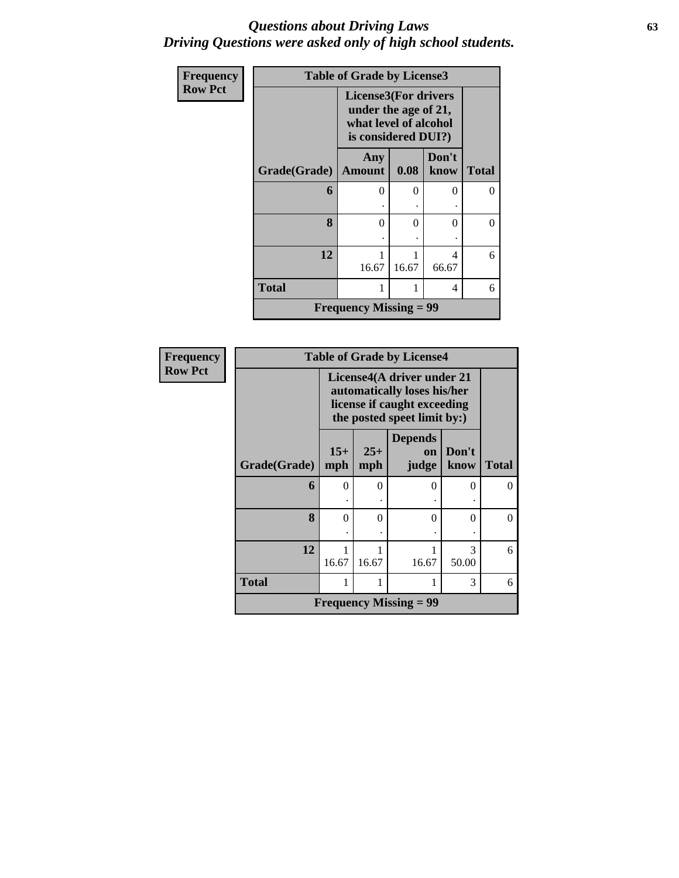# *Questions about Driving Laws*
## *Driving Questions were asked only of high school students.*

| Frequency<br>Row Pct | Table of Grade by License3 | | | |
|---|---|---|---|---|
| | License3(For drivers under the age of 21, what level of alcohol is considered DUI?) | | | |
| **Grade(Grade)** | **Any Amount** | **0.08** | **Don't know** | **Total** |
| **6** | 0<br>. | 0<br>. | 0<br>. | 0 |
| **8** | 0<br>. | 0<br>. | 0<br>. | 0 |
| **12** | 1<br>16.67 | 1<br>16.67 | 4<br>66.67 | 6 |
| **Total** | 1 | 1 | 4 | 6 |
| **Frequency Missing = 99** | | | | |

| Frequency<br>Row Pct | Table of Grade by License4 | | | | |
|---|---|---|---|---|---|
| | License4(A driver under 21 automatically loses his/her license if caught exceeding the posted speet limit by:) | | | | |
| **Grade(Grade)** | **15+ mph** | **25+ mph** | **Depends on judge** | **Don't know** | **Total** |
| **6** | 0<br>. | 0<br>. | 0<br>. | 0<br>. | 0 |
| **8** | 0<br>. | 0<br>. | 0<br>. | 0<br>. | 0 |
| **12** | 1<br>16.67 | 1<br>16.67 | 1<br>16.67 | 3<br>50.00 | 6 |
| **Total** | 1 | 1 | 1 | 3 | 6 |
| **Frequency Missing = 99** | | | | | |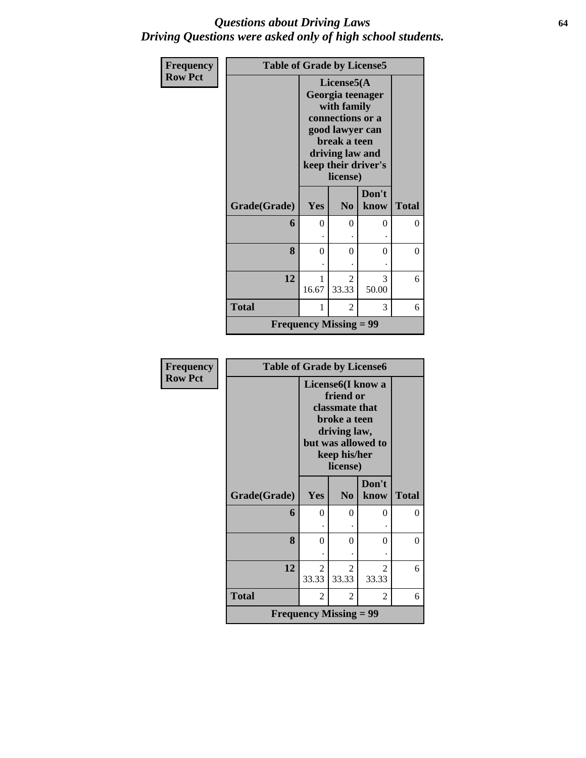# Questions about Driving Laws
## Driving Questions were asked only of high school students.

**Frequency**
**Row Pct**

| Table of Grade by License5 | | | | |
|---|---|---|---|---|
| | License5(A Georgia teenager with family connections or a good lawyer can break a teen driving law and keep their driver's license) | | | |
| Grade(Grade) | Yes | No | Don't know | Total |
| 6 | 0<br>. | 0<br>. | 0<br>. | 0 |
| 8 | 0<br>. | 0<br>. | 0<br>. | 0 |
| 12 | 1<br>16.67 | 2<br>33.33 | 3<br>50.00 | 6 |
| Total | 1 | 2 | 3 | 6 |
| Frequency Missing = 99 | | | | |

**Frequency**
**Row Pct**

| Table of Grade by License6 | | | | |
|---|---|---|---|---|
| | License6(I know a friend or classmate that broke a teen driving law, but was allowed to keep his/her license) | | | |
| Grade(Grade) | Yes | No | Don't know | Total |
| 6 | 0<br>. | 0<br>. | 0<br>. | 0 |
| 8 | 0<br>. | 0<br>. | 0<br>. | 0 |
| 12 | 2<br>33.33 | 2<br>33.33 | 2<br>33.33 | 6 |
| Total | 2 | 2 | 2 | 6 |
| Frequency Missing = 99 | | | | |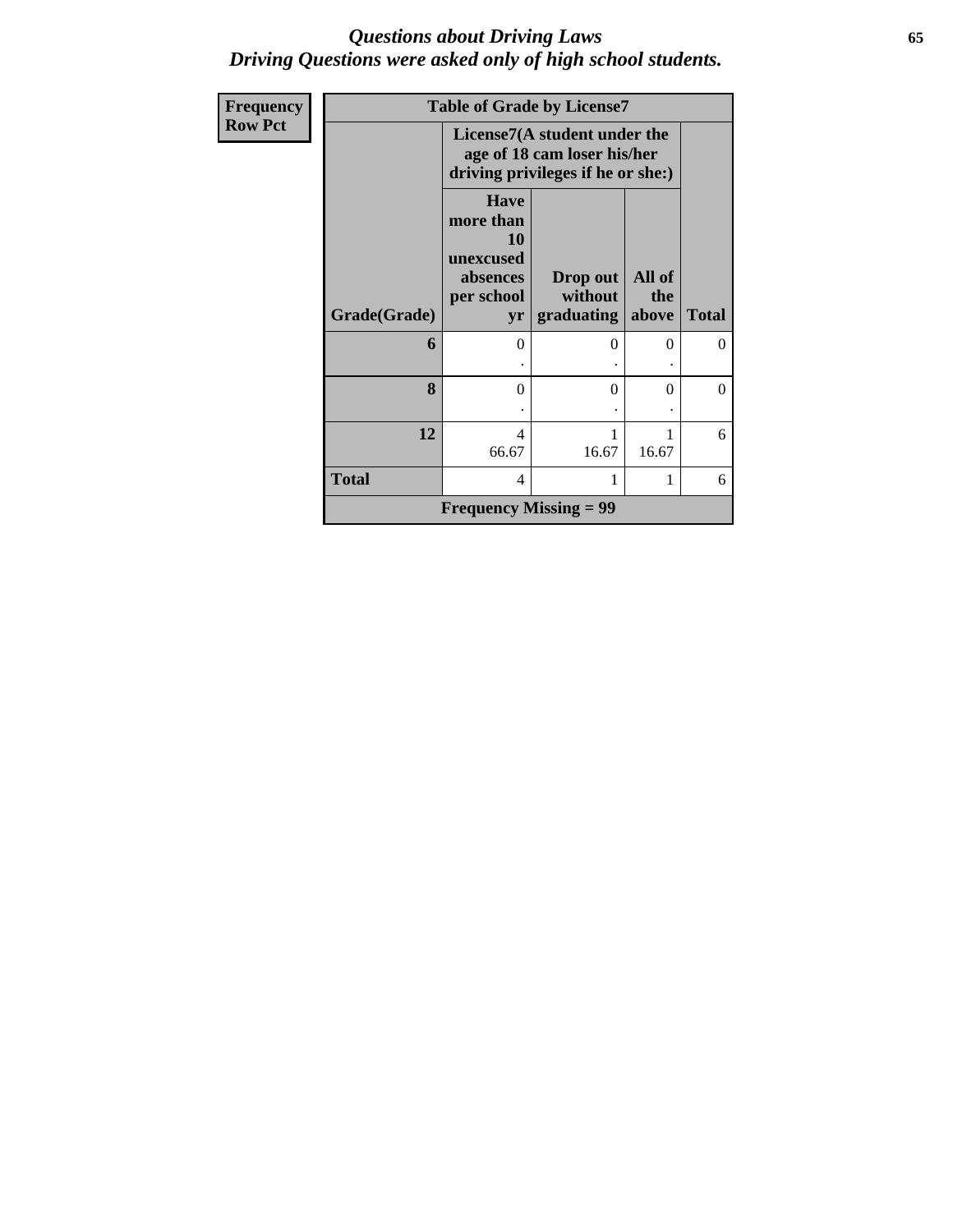# *Questions about Driving Laws*
# *Driving Questions were asked only of high school students.*

| Frequency<br>Row Pct | Table of Grade by License7 | | | |
|---|---|---|---|---|
| | License7(A student under the age of 18 cam loser his/her driving privileges if he or she:) | | | |
| Grade(Grade) | Have more than 10 unexcused absences per school yr | Drop out without graduating | All of the above | Total |
| **6** | 0<br>. | 0<br>. | 0<br>. | 0 |
| **8** | 0<br>. | 0<br>. | 0<br>. | 0 |
| **12** | 4<br>66.67 | 1<br>16.67 | 1<br>16.67 | 6 |
| **Total** | 4 | 1 | 1 | 6 |
| **Frequency Missing = 99** | | | | |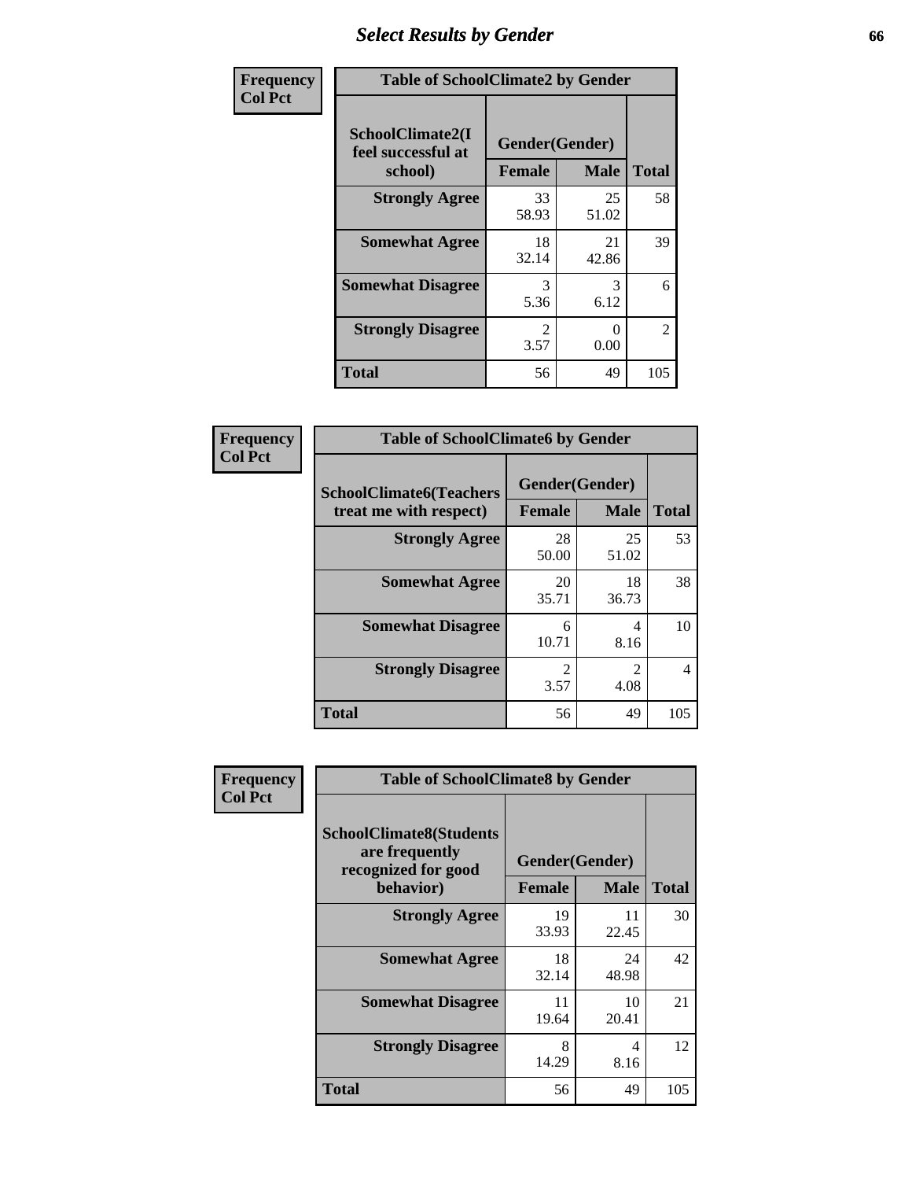## Select Results by Gender

**Table of SchoolClimate2 by Gender** (Frequency / Col Pct)

| SchoolClimate2(I feel successful at school) | Gender(Gender) | | Total |
|---|---|---|---|
| | Female | Male | |
| Strongly Agree | 33<br>58.93 | 25<br>51.02 | 58 |
| Somewhat Agree | 18<br>32.14 | 21<br>42.86 | 39 |
| Somewhat Disagree | 3<br>5.36 | 3<br>6.12 | 6 |
| Strongly Disagree | 2<br>3.57 | 0<br>0.00 | 2 |
| Total | 56 | 49 | 105 |

**Table of SchoolClimate6 by Gender** (Frequency / Col Pct)

| SchoolClimate6(Teachers treat me with respect) | Gender(Gender) | | Total |
|---|---|---|---|
| | Female | Male | |
| Strongly Agree | 28<br>50.00 | 25<br>51.02 | 53 |
| Somewhat Agree | 20<br>35.71 | 18<br>36.73 | 38 |
| Somewhat Disagree | 6<br>10.71 | 4<br>8.16 | 10 |
| Strongly Disagree | 2<br>3.57 | 2<br>4.08 | 4 |
| Total | 56 | 49 | 105 |

**Table of SchoolClimate8 by Gender** (Frequency / Col Pct)

| SchoolClimate8(Students are frequently recognized for good behavior) | Gender(Gender) | | Total |
|---|---|---|---|
| | Female | Male | |
| Strongly Agree | 19<br>33.93 | 11<br>22.45 | 30 |
| Somewhat Agree | 18<br>32.14 | 24<br>48.98 | 42 |
| Somewhat Disagree | 11<br>19.64 | 10<br>20.41 | 21 |
| Strongly Disagree | 8<br>14.29 | 4<br>8.16 | 12 |
| Total | 56 | 49 | 105 |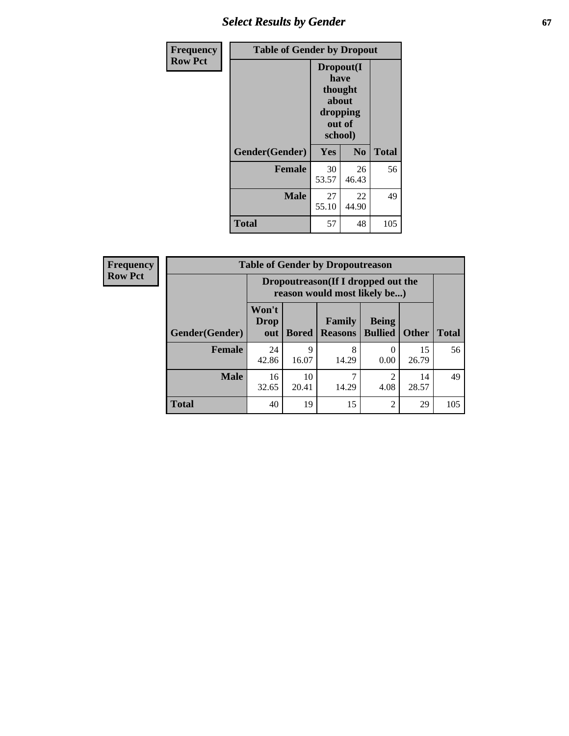| Frequency<br>Row Pct | Table of Gender by Dropout | | |
|---|---|---|---|
| | Dropout(I have thought about dropping out of school) | | |
| Gender(Gender) | Yes | No | Total |
| Female | 30<br>53.57 | 26<br>46.43 | 56 |
| Male | 27<br>55.10 | 22<br>44.90 | 49 |
| Total | 57 | 48 | 105 |

| Frequency<br>Row Pct | Table of Gender by Dropoutreason | | | | | |
|---|---|---|---|---|---|---|
| | Dropoutreason(If I dropped out the reason would most likely be...) | | | | | |
| Gender(Gender) | Won't Drop out | Bored | Family Reasons | Being Bullied | Other | Total |
| Female | 24<br>42.86 | 9<br>16.07 | 8<br>14.29 | 0<br>0.00 | 15<br>26.79 | 56 |
| Male | 16<br>32.65 | 10<br>20.41 | 7<br>14.29 | 2<br>4.08 | 14<br>28.57 | 49 |
| Total | 40 | 19 | 15 | 2 | 29 | 105 |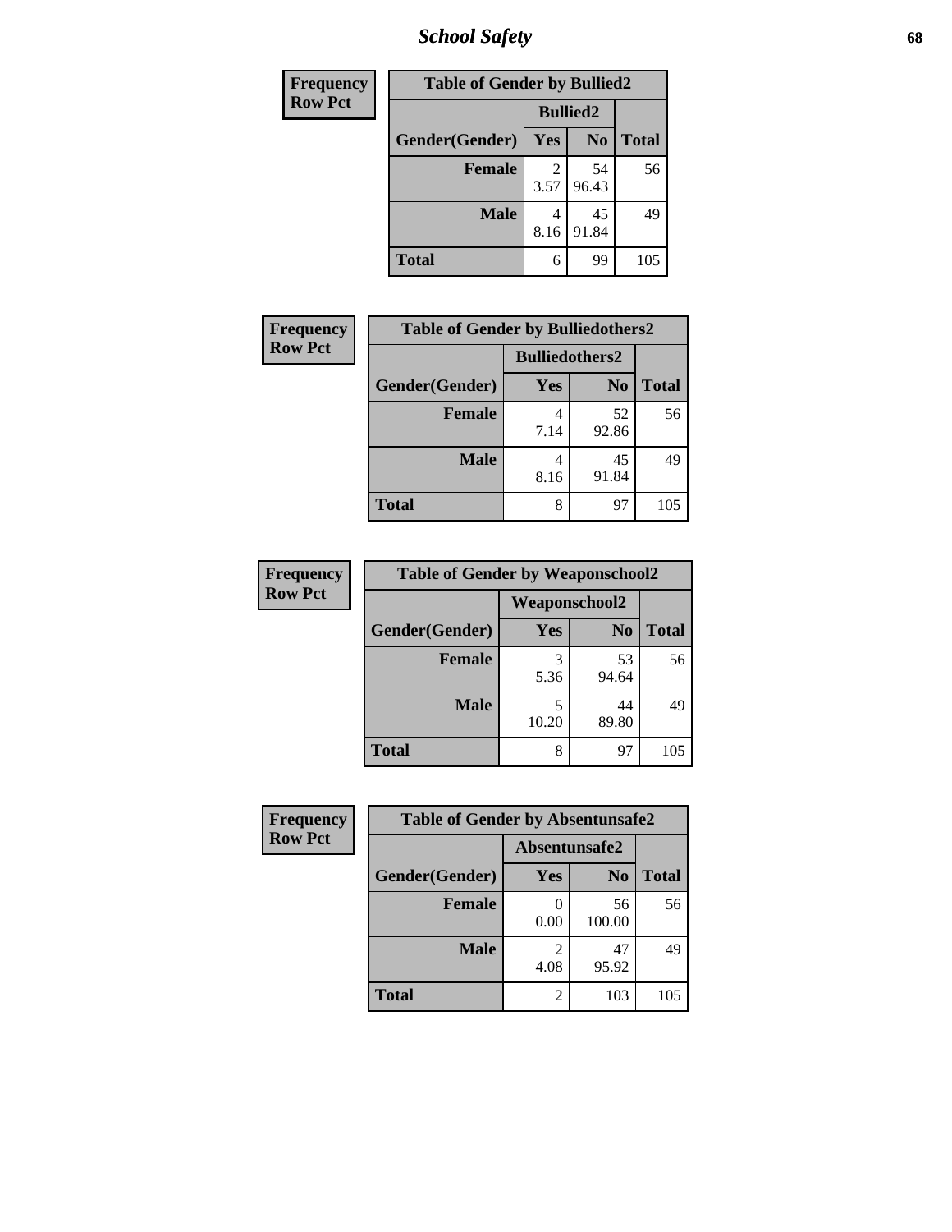| Frequency<br>Row Pct |
|---|

| Table of Gender by Bullied2 | | | |
|---|---|---|---|
| | Bullied2 | | |
| Gender(Gender) | Yes | No | Total |
| Female | 2<br>3.57 | 54<br>96.43 | 56 |
| Male | 4<br>8.16 | 45<br>91.84 | 49 |
| Total | 6 | 99 | 105 |

| Frequency<br>Row Pct |
|---|

| Table of Gender by Bulliedothers2 | | | |
|---|---|---|---|
| | Bulliedothers2 | | |
| Gender(Gender) | Yes | No | Total |
| Female | 4<br>7.14 | 52<br>92.86 | 56 |
| Male | 4<br>8.16 | 45<br>91.84 | 49 |
| Total | 8 | 97 | 105 |

| Frequency<br>Row Pct |
|---|

| Table of Gender by Weaponschool2 | | | |
|---|---|---|---|
| | Weaponschool2 | | |
| Gender(Gender) | Yes | No | Total |
| Female | 3<br>5.36 | 53<br>94.64 | 56 |
| Male | 5<br>10.20 | 44<br>89.80 | 49 |
| Total | 8 | 97 | 105 |

| Frequency<br>Row Pct |
|---|

| Table of Gender by Absentunsafe2 | | | |
|---|---|---|---|
| | Absentunsafe2 | | |
| Gender(Gender) | Yes | No | Total |
| Female | 0<br>0.00 | 56<br>100.00 | 56 |
| Male | 2<br>4.08 | 47<br>95.92 | 49 |
| Total | 2 | 103 | 105 |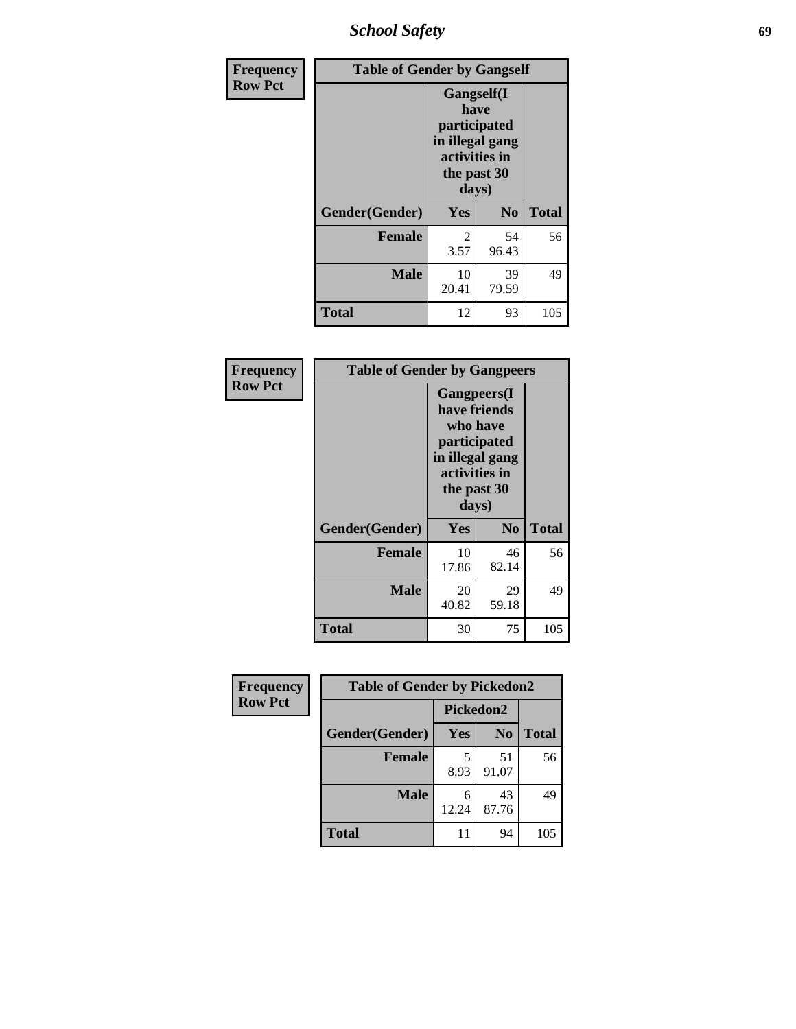| Frequency Row Pct | Table of Gender by Gangself | | |
|---|---|---|---|
| | Gangself(I have participated in illegal gang activities in the past 30 days) | | |
| Gender(Gender) | Yes | No | Total |
| Female | 2<br>3.57 | 54<br>96.43 | 56 |
| Male | 10<br>20.41 | 39<br>79.59 | 49 |
| Total | 12 | 93 | 105 |

| Frequency Row Pct | Table of Gender by Gangpeers | | |
|---|---|---|---|
| | Gangpeers(I have friends who have participated in illegal gang activities in the past 30 days) | | |
| Gender(Gender) | Yes | No | Total |
| Female | 10<br>17.86 | 46<br>82.14 | 56 |
| Male | 20<br>40.82 | 29<br>59.18 | 49 |
| Total | 30 | 75 | 105 |

| Frequency Row Pct | Table of Gender by Pickedon2 | | |
|---|---|---|---|
| | Pickedon2 | | |
| Gender(Gender) | Yes | No | Total |
| Female | 5<br>8.93 | 51<br>91.07 | 56 |
| Male | 6<br>12.24 | 43<br>87.76 | 49 |
| Total | 11 | 94 | 105 |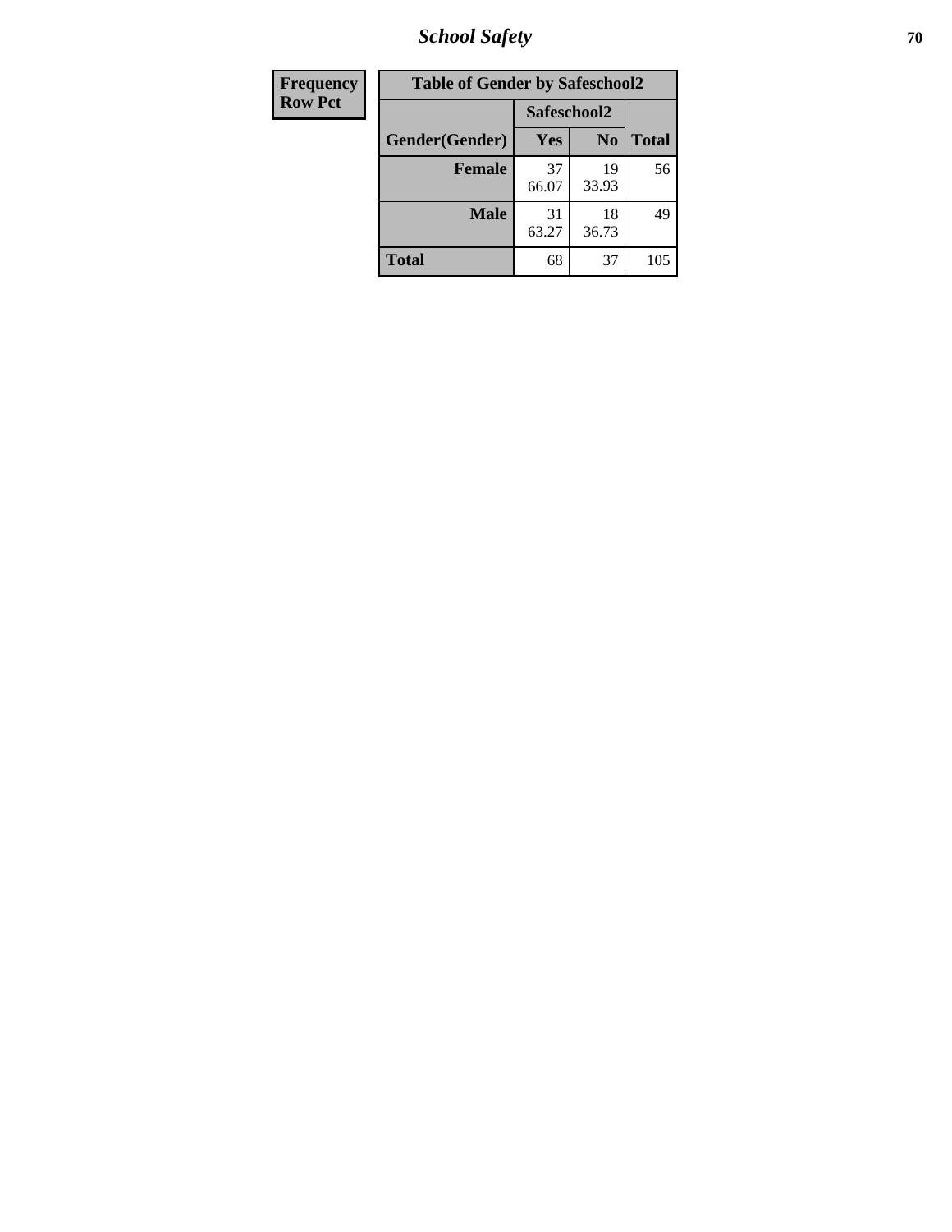# School Safety

| Frequency Row Pct |
|---|

| Table of Gender by Safeschool2 | | | |
|---|---|---|---|
| | Safeschool2 | | |
| Gender(Gender) | Yes | No | Total |
| Female | 37<br>66.07 | 19<br>33.93 | 56 |
| Male | 31<br>63.27 | 18<br>36.73 | 49 |
| Total | 68 | 37 | 105 |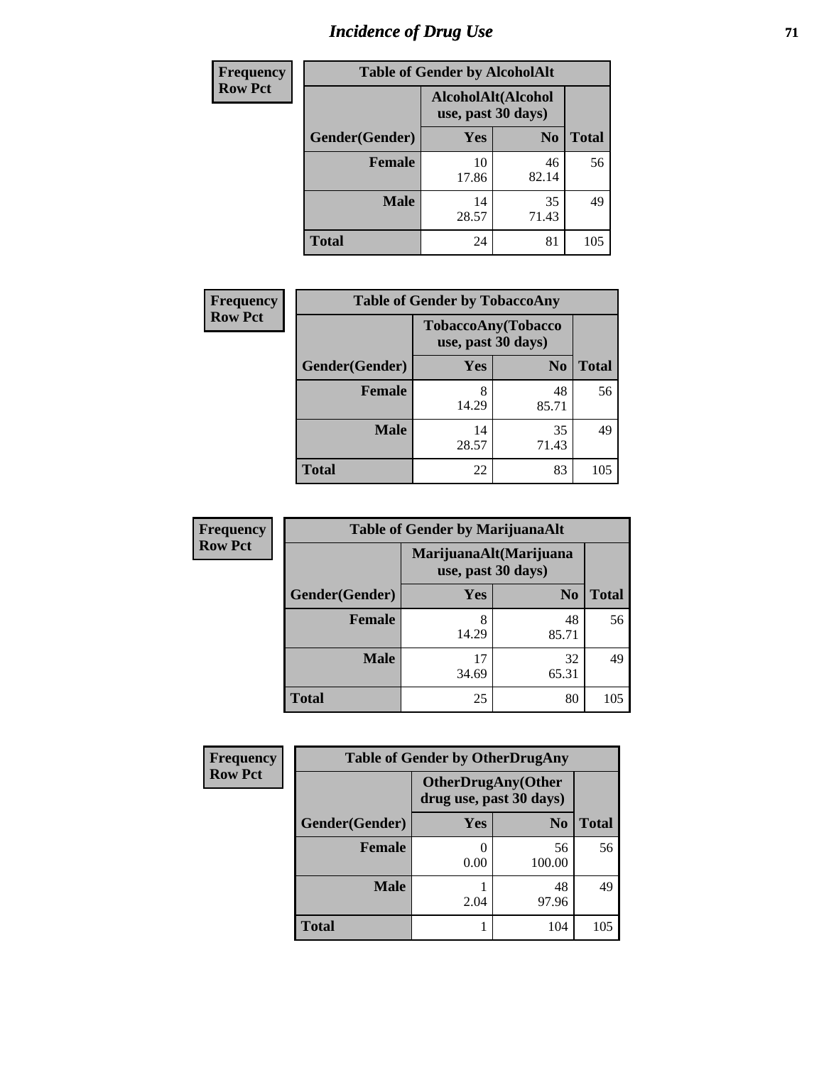# Incidence of Drug Use

| Frequency Row Pct |
|---|

| Table of Gender by AlcoholAlt | | | |
|---|---|---|---|
| | AlcoholAlt(Alcohol use, past 30 days) | | |
| Gender(Gender) | Yes | No | Total |
| Female | 10<br>17.86 | 46<br>82.14 | 56 |
| Male | 14<br>28.57 | 35<br>71.43 | 49 |
| Total | 24 | 81 | 105 |

| Frequency Row Pct |
|---|

| Table of Gender by TobaccoAny | | | |
|---|---|---|---|
| | TobaccoAny(Tobacco use, past 30 days) | | |
| Gender(Gender) | Yes | No | Total |
| Female | 8<br>14.29 | 48<br>85.71 | 56 |
| Male | 14<br>28.57 | 35<br>71.43 | 49 |
| Total | 22 | 83 | 105 |

| Frequency Row Pct |
|---|

| Table of Gender by MarijuanaAlt | | | |
|---|---|---|---|
| | MarijuanaAlt(Marijuana use, past 30 days) | | |
| Gender(Gender) | Yes | No | Total |
| Female | 8<br>14.29 | 48<br>85.71 | 56 |
| Male | 17<br>34.69 | 32<br>65.31 | 49 |
| Total | 25 | 80 | 105 |

| Frequency Row Pct |
|---|

| Table of Gender by OtherDrugAny | | | |
|---|---|---|---|
| | OtherDrugAny(Other drug use, past 30 days) | | |
| Gender(Gender) | Yes | No | Total |
| Female | 0<br>0.00 | 56<br>100.00 | 56 |
| Male | 1<br>2.04 | 48<br>97.96 | 49 |
| Total | 1 | 104 | 105 |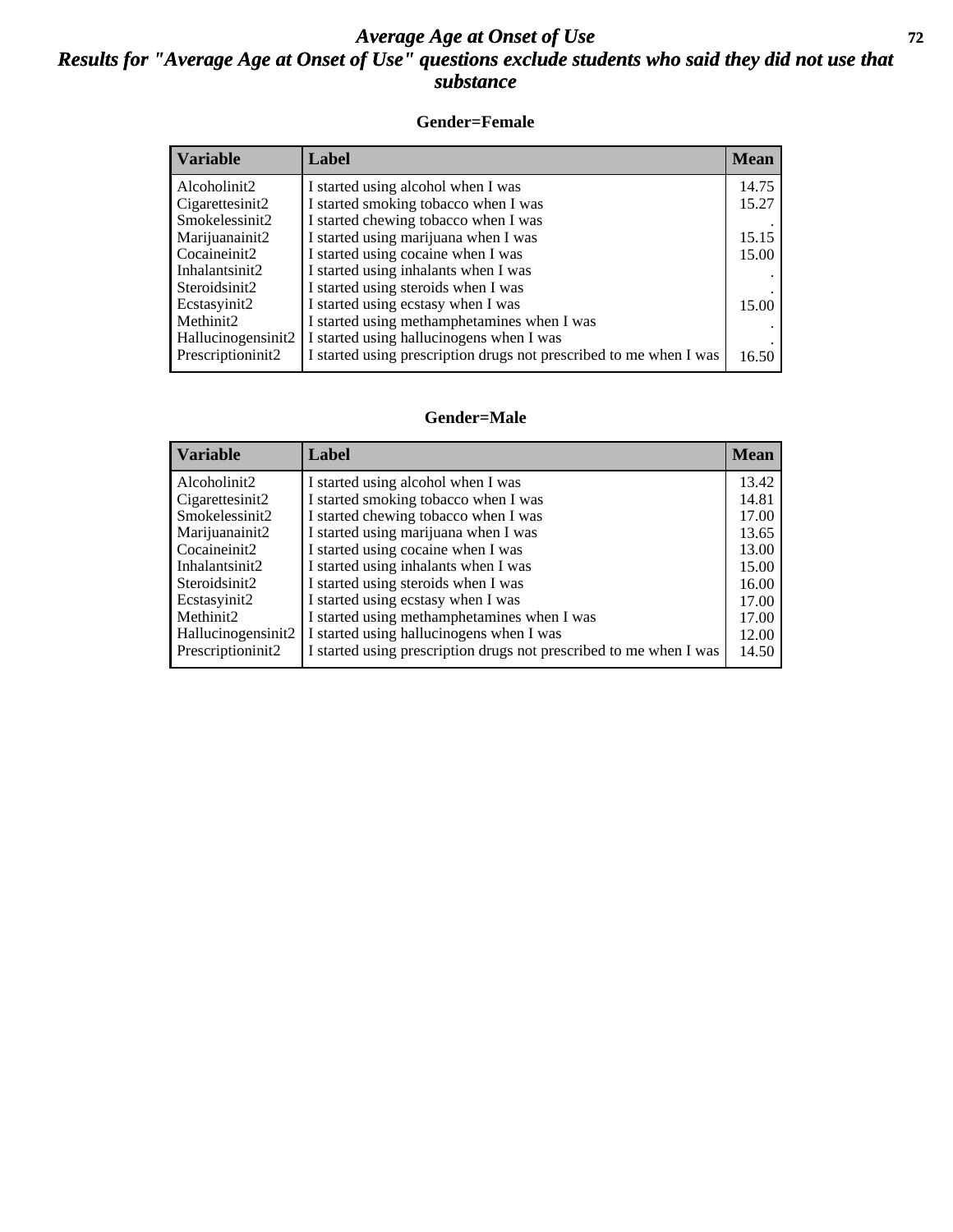# *Average Age at Onset of Use*

## *Results for "Average Age at Onset of Use" questions exclude students who said they did not use that substance*

### Gender=Female

| Variable | Label | Mean |
|---|---|---|
| Alcoholinit2 | I started using alcohol when I was | 14.75 |
| Cigarettesinit2 | I started smoking tobacco when I was | 15.27 |
| Smokelessinit2 | I started chewing tobacco when I was | . |
| Marijuanainit2 | I started using marijuana when I was | 15.15 |
| Cocaineinit2 | I started using cocaine when I was | 15.00 |
| Inhalantsinit2 | I started using inhalants when I was | . |
| Steroidsinit2 | I started using steroids when I was | . |
| Ecstasyinit2 | I started using ecstasy when I was | 15.00 |
| Methinit2 | I started using methamphetamines when I was | . |
| Hallucinogensinit2 | I started using hallucinogens when I was | . |
| Prescriptioninit2 | I started using prescription drugs not prescribed to me when I was | 16.50 |

### Gender=Male

| Variable | Label | Mean |
|---|---|---|
| Alcoholinit2 | I started using alcohol when I was | 13.42 |
| Cigarettesinit2 | I started smoking tobacco when I was | 14.81 |
| Smokelessinit2 | I started chewing tobacco when I was | 17.00 |
| Marijuanainit2 | I started using marijuana when I was | 13.65 |
| Cocaineinit2 | I started using cocaine when I was | 13.00 |
| Inhalantsinit2 | I started using inhalants when I was | 15.00 |
| Steroidsinit2 | I started using steroids when I was | 16.00 |
| Ecstasyinit2 | I started using ecstasy when I was | 17.00 |
| Methinit2 | I started using methamphetamines when I was | 17.00 |
| Hallucinogensinit2 | I started using hallucinogens when I was | 12.00 |
| Prescriptioninit2 | I started using prescription drugs not prescribed to me when I was | 14.50 |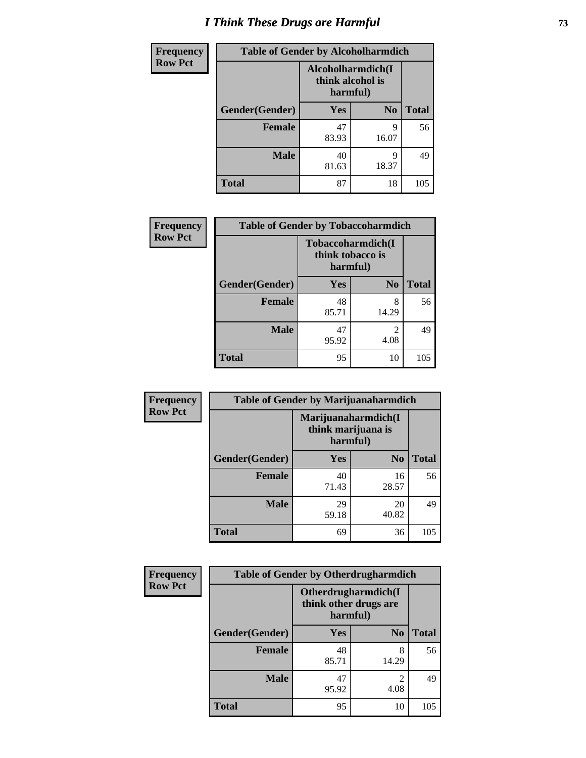# I Think These Drugs are Harmful

**Frequency**
**Row Pct**

| Table of Gender by Alcoholharmdich | | | |
|---|---|---|---|
| | Alcoholharmdich(I think alcohol is harmful) | | |
| Gender(Gender) | Yes | No | Total |
| Female | 47<br>83.93 | 9<br>16.07 | 56 |
| Male | 40<br>81.63 | 9<br>18.37 | 49 |
| Total | 87 | 18 | 105 |

**Frequency**
**Row Pct**

| Table of Gender by Tobaccoharmdich | | | |
|---|---|---|---|
| | Tobaccoharmdich(I think tobacco is harmful) | | |
| Gender(Gender) | Yes | No | Total |
| Female | 48<br>85.71 | 8<br>14.29 | 56 |
| Male | 47<br>95.92 | 2<br>4.08 | 49 |
| Total | 95 | 10 | 105 |

**Frequency**
**Row Pct**

| Table of Gender by Marijuanaharmdich | | | |
|---|---|---|---|
| | Marijuanaharmdich(I think marijuana is harmful) | | |
| Gender(Gender) | Yes | No | Total |
| Female | 40<br>71.43 | 16<br>28.57 | 56 |
| Male | 29<br>59.18 | 20<br>40.82 | 49 |
| Total | 69 | 36 | 105 |

**Frequency**
**Row Pct**

| Table of Gender by Otherdrugharmdich | | | |
|---|---|---|---|
| | Otherdrugharmdich(I think other drugs are harmful) | | |
| Gender(Gender) | Yes | No | Total |
| Female | 48<br>85.71 | 8<br>14.29 | 56 |
| Male | 47<br>95.92 | 2<br>4.08 | 49 |
| Total | 95 | 10 | 105 |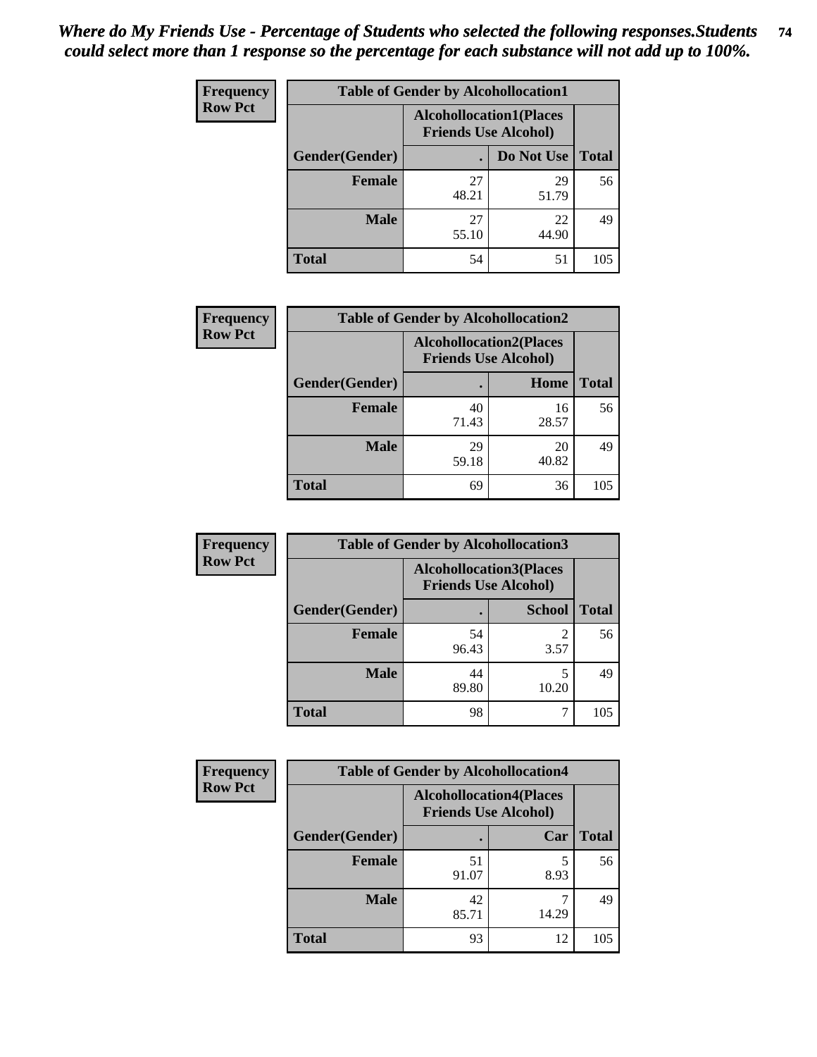*Where do My Friends Use - Percentage of Students who selected the following responses.Students could select more than 1 response so the percentage for each substance will not add up to 100%.*

| Frequency Row Pct | Table of Gender by Alcohollocation1 | | |
|---|---|---|---|
| | Alcohollocation1(Places Friends Use Alcohol) | | |
| Gender(Gender) | . | Do Not Use | Total |
| Female | 27<br>48.21 | 29<br>51.79 | 56 |
| Male | 27<br>55.10 | 22<br>44.90 | 49 |
| Total | 54 | 51 | 105 |

| Frequency Row Pct | Table of Gender by Alcohollocation2 | | |
|---|---|---|---|
| | Alcohollocation2(Places Friends Use Alcohol) | | |
| Gender(Gender) | . | Home | Total |
| Female | 40<br>71.43 | 16<br>28.57 | 56 |
| Male | 29<br>59.18 | 20<br>40.82 | 49 |
| Total | 69 | 36 | 105 |

| Frequency Row Pct | Table of Gender by Alcohollocation3 | | |
|---|---|---|---|
| | Alcohollocation3(Places Friends Use Alcohol) | | |
| Gender(Gender) | . | School | Total |
| Female | 54<br>96.43 | 2<br>3.57 | 56 |
| Male | 44<br>89.80 | 5<br>10.20 | 49 |
| Total | 98 | 7 | 105 |

| Frequency Row Pct | Table of Gender by Alcohollocation4 | | |
|---|---|---|---|
| | Alcohollocation4(Places Friends Use Alcohol) | | |
| Gender(Gender) | . | Car | Total |
| Female | 51<br>91.07 | 5<br>8.93 | 56 |
| Male | 42<br>85.71 | 7<br>14.29 | 49 |
| Total | 93 | 12 | 105 |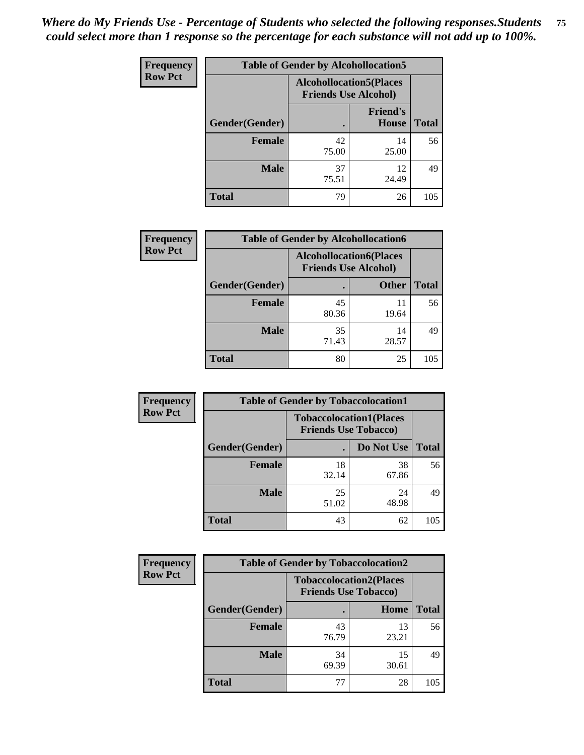*Where do My Friends Use - Percentage of Students who selected the following responses.Students could select more than 1 response so the percentage for each substance will not add up to 100%.*

**Frequency**
**Row Pct**

| Table of Gender by Alcohollocation5 | | | |
|---|---|---|---|
| | Alcohollocation5(Places Friends Use Alcohol) | | |
| Gender(Gender) | . | Friend's House | Total |
| Female | 42<br>75.00 | 14<br>25.00 | 56 |
| Male | 37<br>75.51 | 12<br>24.49 | 49 |
| Total | 79 | 26 | 105 |

**Frequency**
**Row Pct**

| Table of Gender by Alcohollocation6 | | | |
|---|---|---|---|
| | Alcohollocation6(Places Friends Use Alcohol) | | |
| Gender(Gender) | . | Other | Total |
| Female | 45<br>80.36 | 11<br>19.64 | 56 |
| Male | 35<br>71.43 | 14<br>28.57 | 49 |
| Total | 80 | 25 | 105 |

**Frequency**
**Row Pct**

| Table of Gender by Tobaccolocation1 | | | |
|---|---|---|---|
| | Tobaccolocation1(Places Friends Use Tobacco) | | |
| Gender(Gender) | . | Do Not Use | Total |
| Female | 18<br>32.14 | 38<br>67.86 | 56 |
| Male | 25<br>51.02 | 24<br>48.98 | 49 |
| Total | 43 | 62 | 105 |

**Frequency**
**Row Pct**

| Table of Gender by Tobaccolocation2 | | | |
|---|---|---|---|
| | Tobaccolocation2(Places Friends Use Tobacco) | | |
| Gender(Gender) | . | Home | Total |
| Female | 43<br>76.79 | 13<br>23.21 | 56 |
| Male | 34<br>69.39 | 15<br>30.61 | 49 |
| Total | 77 | 28 | 105 |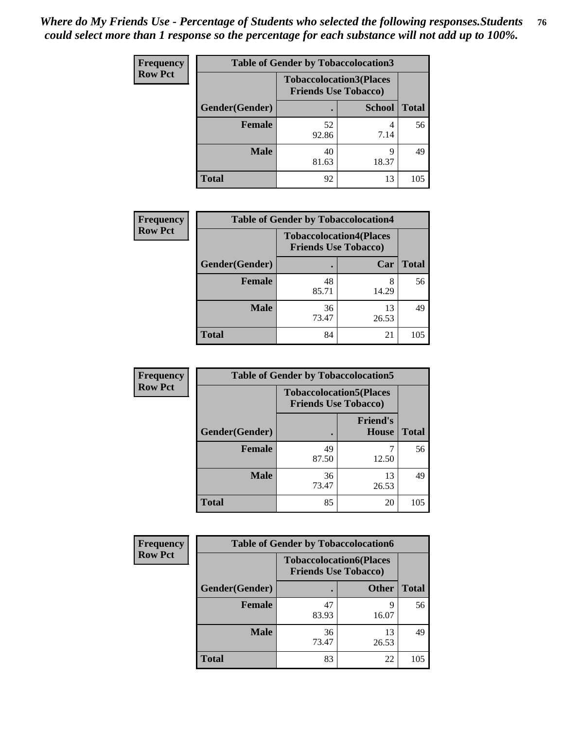*Where do My Friends Use - Percentage of Students who selected the following responses.Students could select more than 1 response so the percentage for each substance will not add up to 100%.*

**Frequency**
**Row Pct**

| Table of Gender by Tobaccolocation3 | | | |
|---|---|---|---|
| | Tobaccolocation3(Places Friends Use Tobacco) | | |
| Gender(Gender) | . | School | Total |
| Female | 52<br>92.86 | 4<br>7.14 | 56 |
| Male | 40<br>81.63 | 9<br>18.37 | 49 |
| Total | 92 | 13 | 105 |

**Frequency**
**Row Pct**

| Table of Gender by Tobaccolocation4 | | | |
|---|---|---|---|
| | Tobaccolocation4(Places Friends Use Tobacco) | | |
| Gender(Gender) | . | Car | Total |
| Female | 48<br>85.71 | 8<br>14.29 | 56 |
| Male | 36<br>73.47 | 13<br>26.53 | 49 |
| Total | 84 | 21 | 105 |

**Frequency**
**Row Pct**

| Table of Gender by Tobaccolocation5 | | | |
|---|---|---|---|
| | Tobaccolocation5(Places Friends Use Tobacco) | | |
| Gender(Gender) | . | Friend's House | Total |
| Female | 49<br>87.50 | 7<br>12.50 | 56 |
| Male | 36<br>73.47 | 13<br>26.53 | 49 |
| Total | 85 | 20 | 105 |

**Frequency**
**Row Pct**

| Table of Gender by Tobaccolocation6 | | | |
|---|---|---|---|
| | Tobaccolocation6(Places Friends Use Tobacco) | | |
| Gender(Gender) | . | Other | Total |
| Female | 47<br>83.93 | 9<br>16.07 | 56 |
| Male | 36<br>73.47 | 13<br>26.53 | 49 |
| Total | 83 | 22 | 105 |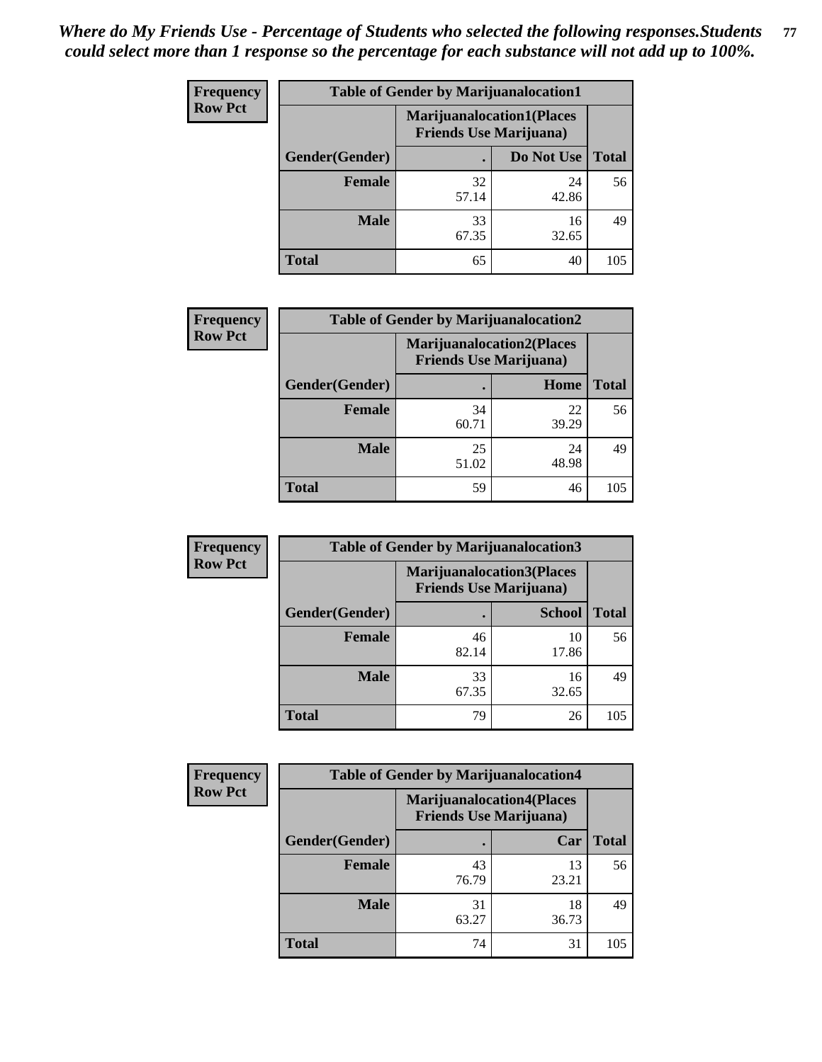*Where do My Friends Use - Percentage of Students who selected the following responses.Students could select more than 1 response so the percentage for each substance will not add up to 100%.*

**Frequency**
**Row Pct**

| Table of Gender by Marijuanalocation1 | | | |
|---|---|---|---|
| | Marijuanalocation1(Places Friends Use Marijuana) | | |
| Gender(Gender) | . | Do Not Use | Total |
| **Female** | 32<br>57.14 | 24<br>42.86 | 56 |
| **Male** | 33<br>67.35 | 16<br>32.65 | 49 |
| **Total** | 65 | 40 | 105 |

**Frequency**
**Row Pct**

| Table of Gender by Marijuanalocation2 | | | |
|---|---|---|---|
| | Marijuanalocation2(Places Friends Use Marijuana) | | |
| Gender(Gender) | . | Home | Total |
| **Female** | 34<br>60.71 | 22<br>39.29 | 56 |
| **Male** | 25<br>51.02 | 24<br>48.98 | 49 |
| **Total** | 59 | 46 | 105 |

**Frequency**
**Row Pct**

| Table of Gender by Marijuanalocation3 | | | |
|---|---|---|---|
| | Marijuanalocation3(Places Friends Use Marijuana) | | |
| Gender(Gender) | . | School | Total |
| **Female** | 46<br>82.14 | 10<br>17.86 | 56 |
| **Male** | 33<br>67.35 | 16<br>32.65 | 49 |
| **Total** | 79 | 26 | 105 |

**Frequency**
**Row Pct**

| Table of Gender by Marijuanalocation4 | | | |
|---|---|---|---|
| | Marijuanalocation4(Places Friends Use Marijuana) | | |
| Gender(Gender) | . | Car | Total |
| **Female** | 43<br>76.79 | 13<br>23.21 | 56 |
| **Male** | 31<br>63.27 | 18<br>36.73 | 49 |
| **Total** | 74 | 31 | 105 |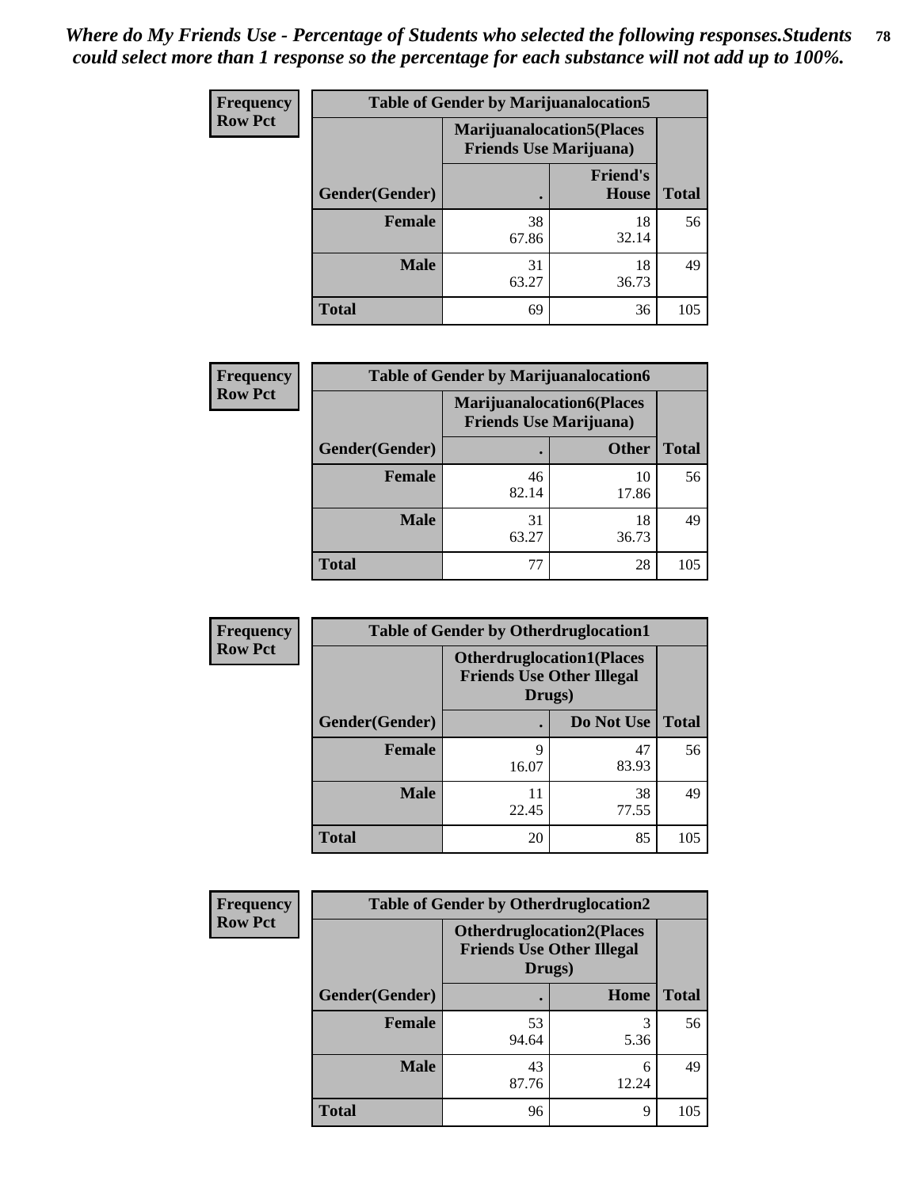***Where do My Friends Use - Percentage of Students who selected the following responses.Students could select more than 1 response so the percentage for each substance will not add up to 100%.***

**Table of Gender by Marijuanalocation5**

| Frequency Row Pct | Marijuanalocation5(Places Friends Use Marijuana) | | |
|---|---|---|---|
| Gender(Gender) | . | Friend's House | Total |
| Female | 38<br>67.86 | 18<br>32.14 | 56 |
| Male | 31<br>63.27 | 18<br>36.73 | 49 |
| Total | 69 | 36 | 105 |

**Table of Gender by Marijuanalocation6**

| Frequency Row Pct | Marijuanalocation6(Places Friends Use Marijuana) | | |
|---|---|---|---|
| Gender(Gender) | . | Other | Total |
| Female | 46<br>82.14 | 10<br>17.86 | 56 |
| Male | 31<br>63.27 | 18<br>36.73 | 49 |
| Total | 77 | 28 | 105 |

**Table of Gender by Otherdruglocation1**

| Frequency Row Pct | Otherdruglocation1(Places Friends Use Other Illegal Drugs) | | |
|---|---|---|---|
| Gender(Gender) | . | Do Not Use | Total |
| Female | 9<br>16.07 | 47<br>83.93 | 56 |
| Male | 11<br>22.45 | 38<br>77.55 | 49 |
| Total | 20 | 85 | 105 |

**Table of Gender by Otherdruglocation2**

| Frequency Row Pct | Otherdruglocation2(Places Friends Use Other Illegal Drugs) | | |
|---|---|---|---|
| Gender(Gender) | . | Home | Total |
| Female | 53<br>94.64 | 3<br>5.36 | 56 |
| Male | 43<br>87.76 | 6<br>12.24 | 49 |
| Total | 96 | 9 | 105 |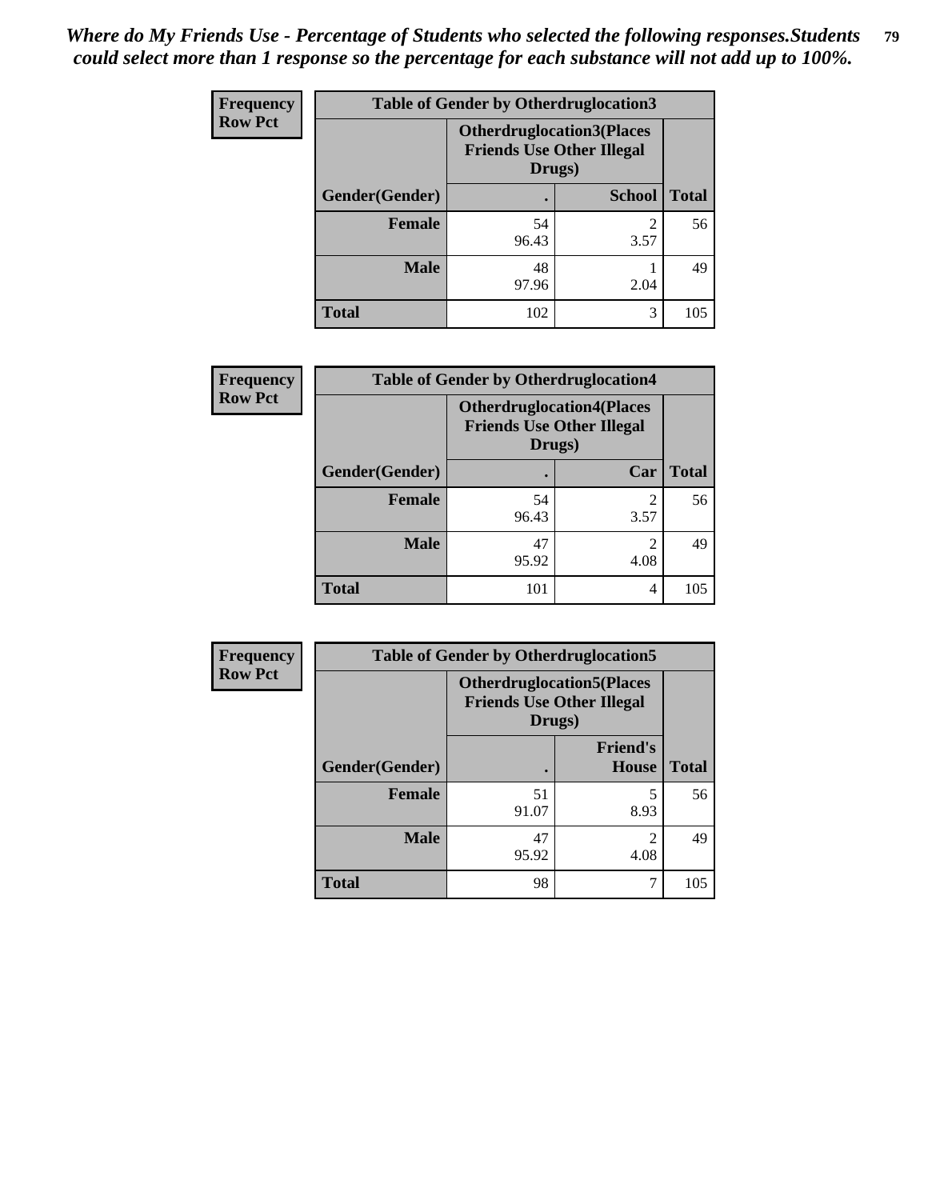*Where do My Friends Use - Percentage of Students who selected the following responses.Students could select more than 1 response so the percentage for each substance will not add up to 100%.*

**Frequency**
**Row Pct**

| Table of Gender by Otherdruglocation3 | | | |
|---|---|---|---|
| | Otherdruglocation3(Places Friends Use Other Illegal Drugs) | | |
| Gender(Gender) | . | School | Total |
| Female | 54<br>96.43 | 2<br>3.57 | 56 |
| Male | 48<br>97.96 | 1<br>2.04 | 49 |
| Total | 102 | 3 | 105 |

**Frequency**
**Row Pct**

| Table of Gender by Otherdruglocation4 | | | |
|---|---|---|---|
| | Otherdruglocation4(Places Friends Use Other Illegal Drugs) | | |
| Gender(Gender) | . | Car | Total |
| Female | 54<br>96.43 | 2<br>3.57 | 56 |
| Male | 47<br>95.92 | 2<br>4.08 | 49 |
| Total | 101 | 4 | 105 |

**Frequency**
**Row Pct**

| Table of Gender by Otherdruglocation5 | | | |
|---|---|---|---|
| | Otherdruglocation5(Places Friends Use Other Illegal Drugs) | | |
| Gender(Gender) | . | Friend's House | Total |
| Female | 51<br>91.07 | 5<br>8.93 | 56 |
| Male | 47<br>95.92 | 2<br>4.08 | 49 |
| Total | 98 | 7 | 105 |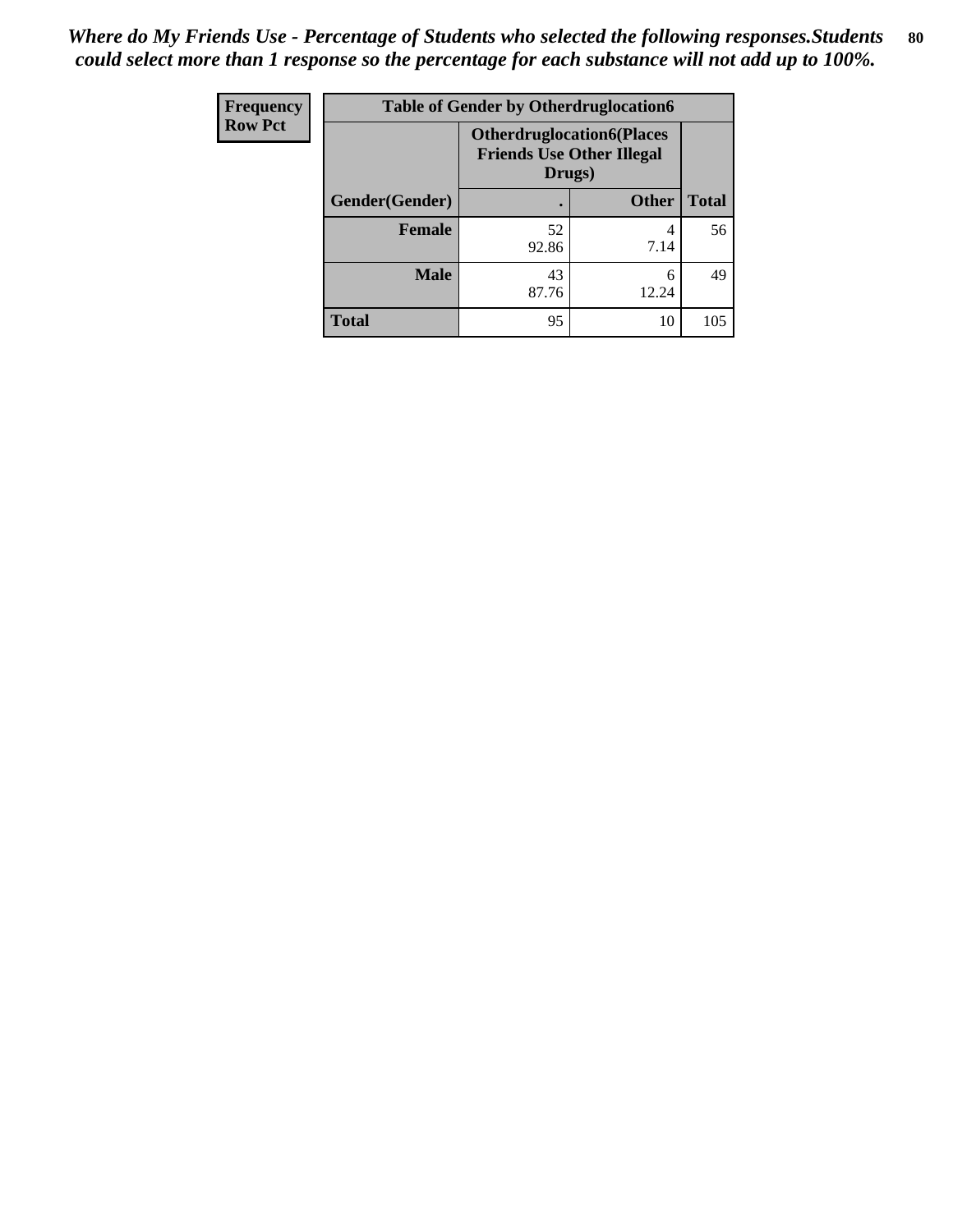*Where do My Friends Use - Percentage of Students who selected the following responses.Students could select more than 1 response so the percentage for each substance will not add up to 100%.*

| Frequency<br>Row Pct | Table of Gender by Otherdruglocation6 | | |
|---|---|---|---|
| | Otherdruglocation6(Places Friends Use Other Illegal Drugs) | | |
| Gender(Gender) | . | Other | Total |
| Female | 52<br>92.86 | 4<br>7.14 | 56 |
| Male | 43<br>87.76 | 6<br>12.24 | 49 |
| Total | 95 | 10 | 105 |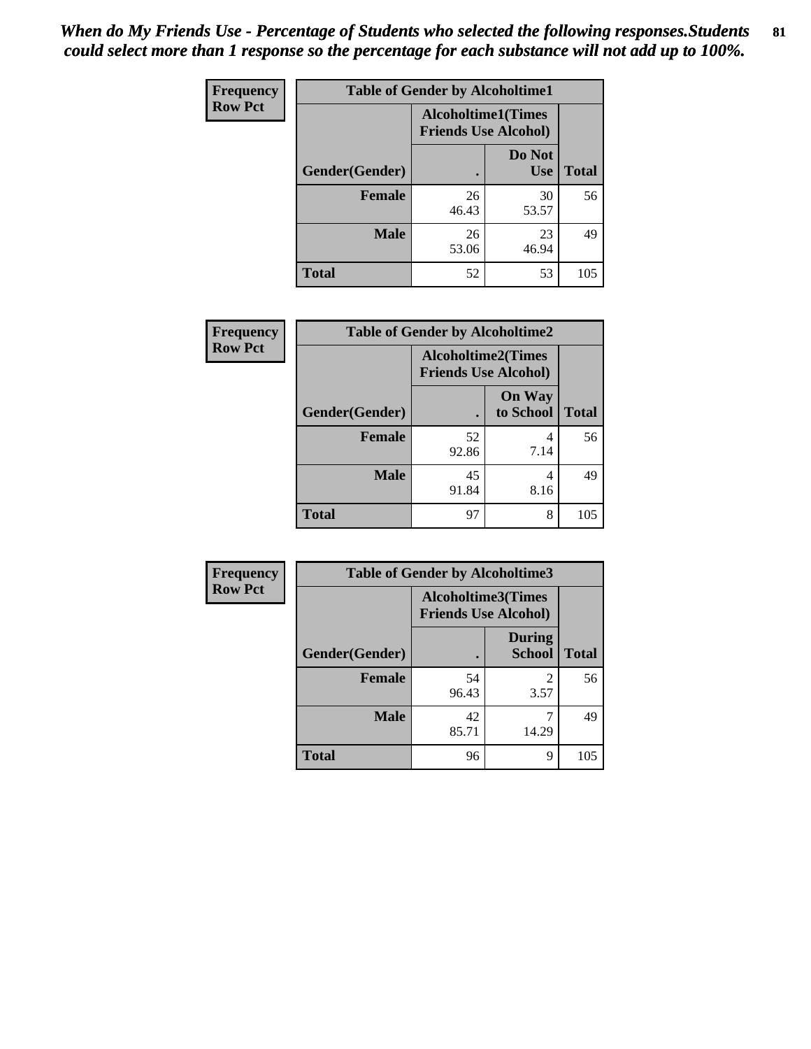# *When do My Friends Use - Percentage of Students who selected the following responses.Students could select more than 1 response so the percentage for each substance will not add up to 100%.*

**Frequency**
**Row Pct**

| Table of Gender by Alcoholtime1 | | | |
|---|---|---|---|
| | Alcoholtime1(Times Friends Use Alcohol) | | |
| Gender(Gender) | . | Do Not Use | Total |
| **Female** | 26<br>46.43 | 30<br>53.57 | 56 |
| **Male** | 26<br>53.06 | 23<br>46.94 | 49 |
| **Total** | 52 | 53 | 105 |

**Frequency**
**Row Pct**

| Table of Gender by Alcoholtime2 | | | |
|---|---|---|---|
| | Alcoholtime2(Times Friends Use Alcohol) | | |
| Gender(Gender) | . | On Way to School | Total |
| **Female** | 52<br>92.86 | 4<br>7.14 | 56 |
| **Male** | 45<br>91.84 | 4<br>8.16 | 49 |
| **Total** | 97 | 8 | 105 |

**Frequency**
**Row Pct**

| Table of Gender by Alcoholtime3 | | | |
|---|---|---|---|
| | Alcoholtime3(Times Friends Use Alcohol) | | |
| Gender(Gender) | . | During School | Total |
| **Female** | 54<br>96.43 | 2<br>3.57 | 56 |
| **Male** | 42<br>85.71 | 7<br>14.29 | 49 |
| **Total** | 96 | 9 | 105 |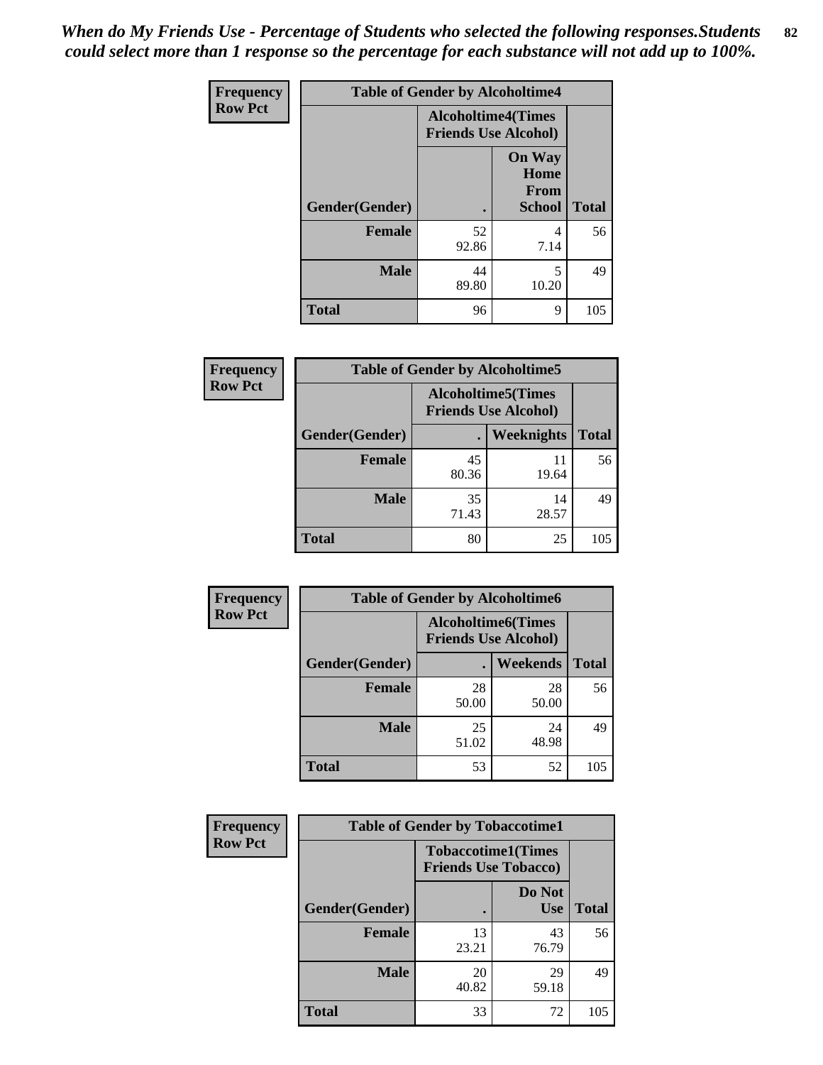*When do My Friends Use - Percentage of Students who selected the following responses.Students could select more than 1 response so the percentage for each substance will not add up to 100%.*

**Frequency**
**Row Pct**

| Table of Gender by Alcoholtime4 | | | |
|---|---|---|---|
| | Alcoholtime4(Times Friends Use Alcohol) | | |
| Gender(Gender) | . | On Way Home From School | Total |
| **Female** | 52<br>92.86 | 4<br>7.14 | 56 |
| **Male** | 44<br>89.80 | 5<br>10.20 | 49 |
| **Total** | 96 | 9 | 105 |

**Frequency**
**Row Pct**

| Table of Gender by Alcoholtime5 | | | |
|---|---|---|---|
| | Alcoholtime5(Times Friends Use Alcohol) | | |
| Gender(Gender) | . | Weeknights | Total |
| **Female** | 45<br>80.36 | 11<br>19.64 | 56 |
| **Male** | 35<br>71.43 | 14<br>28.57 | 49 |
| **Total** | 80 | 25 | 105 |

**Frequency**
**Row Pct**

| Table of Gender by Alcoholtime6 | | | |
|---|---|---|---|
| | Alcoholtime6(Times Friends Use Alcohol) | | |
| Gender(Gender) | . | Weekends | Total |
| **Female** | 28<br>50.00 | 28<br>50.00 | 56 |
| **Male** | 25<br>51.02 | 24<br>48.98 | 49 |
| **Total** | 53 | 52 | 105 |

**Frequency**
**Row Pct**

| Table of Gender by Tobaccotime1 | | | |
|---|---|---|---|
| | Tobaccotime1(Times Friends Use Tobacco) | | |
| Gender(Gender) | . | Do Not Use | Total |
| **Female** | 13<br>23.21 | 43<br>76.79 | 56 |
| **Male** | 20<br>40.82 | 29<br>59.18 | 49 |
| **Total** | 33 | 72 | 105 |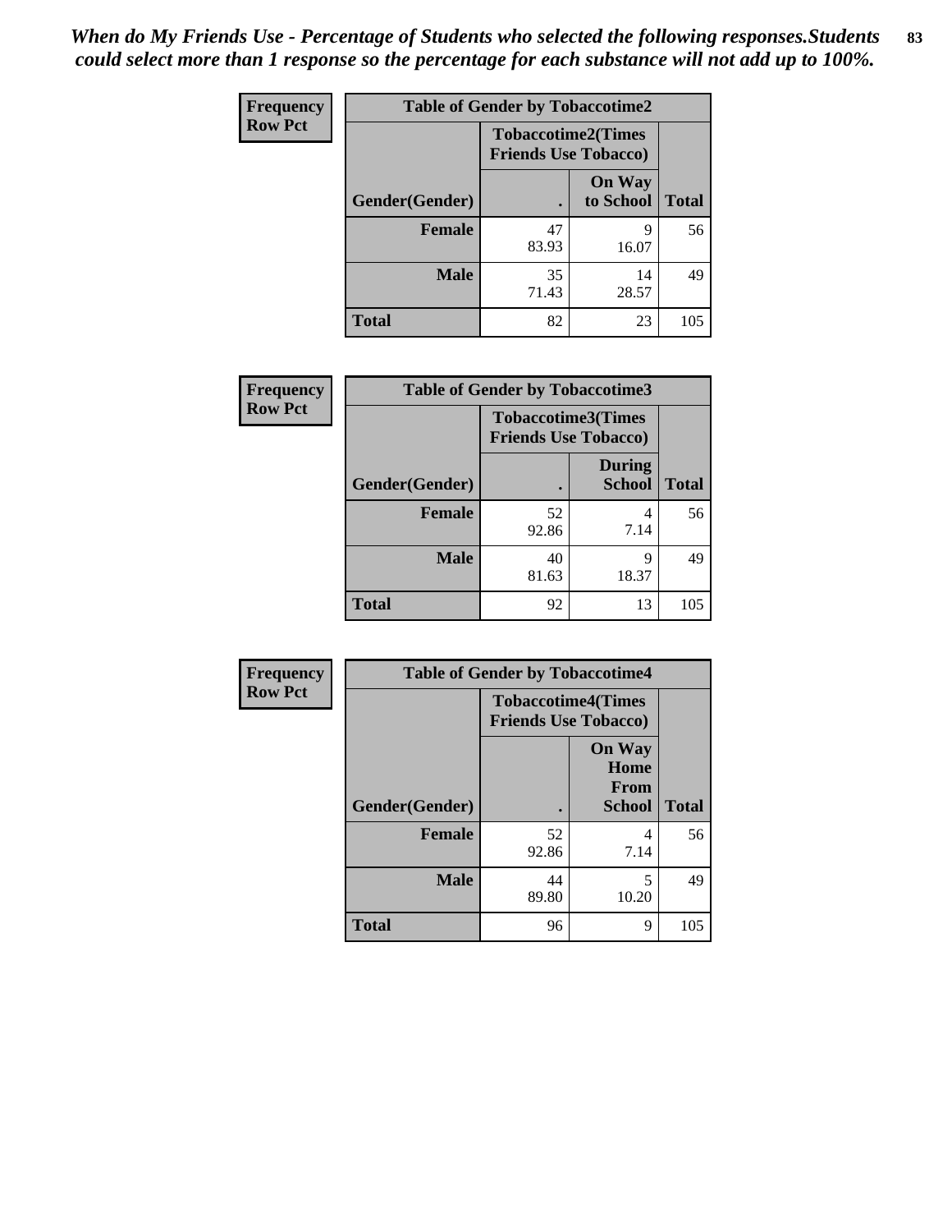*When do My Friends Use - Percentage of Students who selected the following responses.Students could select more than 1 response so the percentage for each substance will not add up to 100%.*

**Frequency**
**Row Pct**

| Table of Gender by Tobaccotime2 | | | |
|---|---|---|---|
| | Tobaccotime2(Times Friends Use Tobacco) | | |
| Gender(Gender) | . | On Way to School | Total |
| **Female** | 47<br>83.93 | 9<br>16.07 | 56 |
| **Male** | 35<br>71.43 | 14<br>28.57 | 49 |
| **Total** | 82 | 23 | 105 |

**Frequency**
**Row Pct**

| Table of Gender by Tobaccotime3 | | | |
|---|---|---|---|
| | Tobaccotime3(Times Friends Use Tobacco) | | |
| Gender(Gender) | . | During School | Total |
| **Female** | 52<br>92.86 | 4<br>7.14 | 56 |
| **Male** | 40<br>81.63 | 9<br>18.37 | 49 |
| **Total** | 92 | 13 | 105 |

**Frequency**
**Row Pct**

| Table of Gender by Tobaccotime4 | | | |
|---|---|---|---|
| | Tobaccotime4(Times Friends Use Tobacco) | | |
| Gender(Gender) | . | On Way Home From School | Total |
| **Female** | 52<br>92.86 | 4<br>7.14 | 56 |
| **Male** | 44<br>89.80 | 5<br>10.20 | 49 |
| **Total** | 96 | 9 | 105 |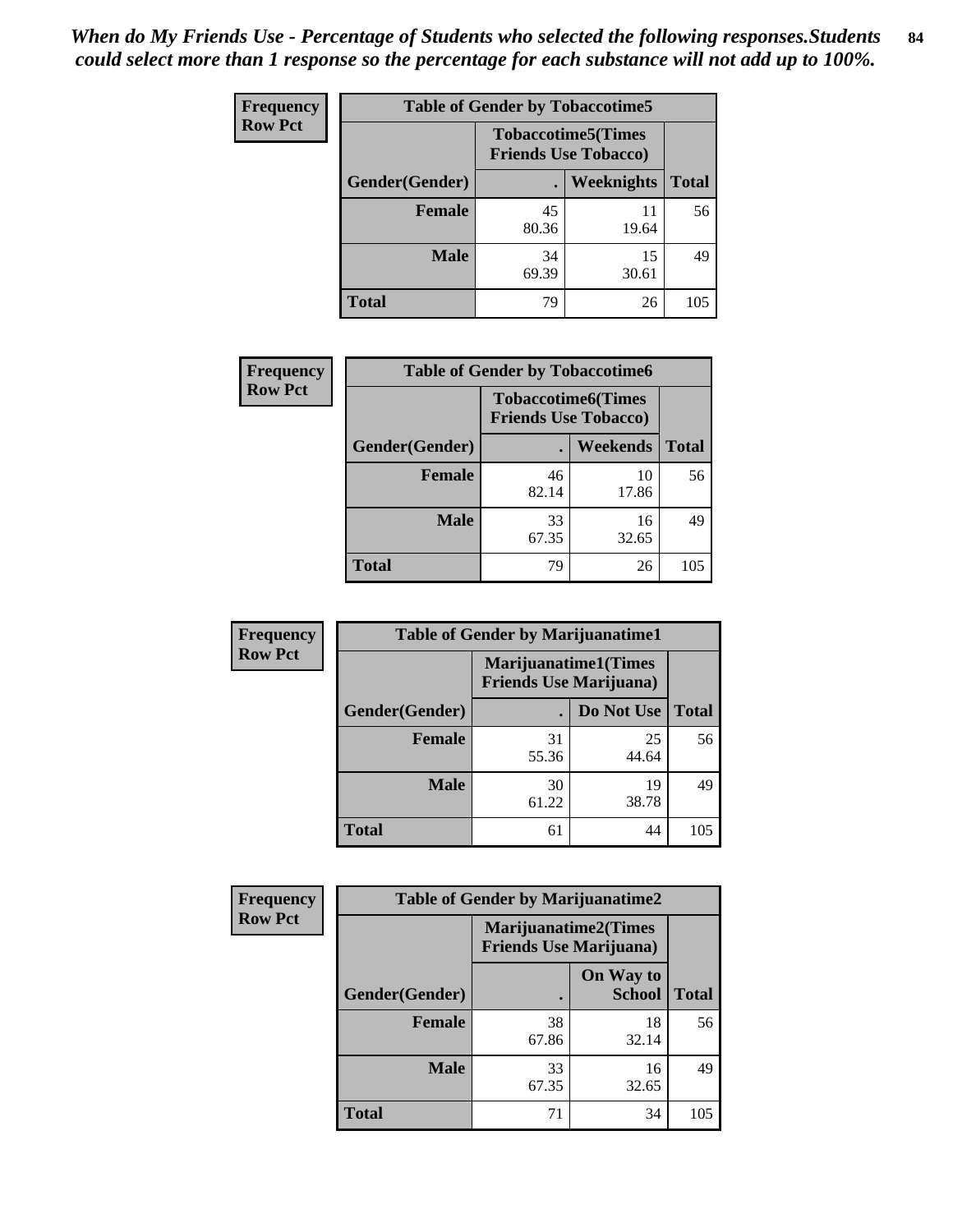*When do My Friends Use - Percentage of Students who selected the following responses.Students could select more than 1 response so the percentage for each substance will not add up to 100%.*

**Frequency**
**Row Pct**

| Table of Gender by Tobaccotime5 | | | |
|---|---|---|---|
| | Tobaccotime5(Times Friends Use Tobacco) | | |
| Gender(Gender) | . | Weeknights | Total |
| **Female** | 45<br>80.36 | 11<br>19.64 | 56 |
| **Male** | 34<br>69.39 | 15<br>30.61 | 49 |
| **Total** | 79 | 26 | 105 |

**Frequency**
**Row Pct**

| Table of Gender by Tobaccotime6 | | | |
|---|---|---|---|
| | Tobaccotime6(Times Friends Use Tobacco) | | |
| Gender(Gender) | . | Weekends | Total |
| **Female** | 46<br>82.14 | 10<br>17.86 | 56 |
| **Male** | 33<br>67.35 | 16<br>32.65 | 49 |
| **Total** | 79 | 26 | 105 |

**Frequency**
**Row Pct**

| Table of Gender by Marijuanatime1 | | | |
|---|---|---|---|
| | Marijuanatime1(Times Friends Use Marijuana) | | |
| Gender(Gender) | . | Do Not Use | Total |
| **Female** | 31<br>55.36 | 25<br>44.64 | 56 |
| **Male** | 30<br>61.22 | 19<br>38.78 | 49 |
| **Total** | 61 | 44 | 105 |

**Frequency**
**Row Pct**

| Table of Gender by Marijuanatime2 | | | |
|---|---|---|---|
| | Marijuanatime2(Times Friends Use Marijuana) | | |
| Gender(Gender) | . | On Way to School | Total |
| **Female** | 38<br>67.86 | 18<br>32.14 | 56 |
| **Male** | 33<br>67.35 | 16<br>32.65 | 49 |
| **Total** | 71 | 34 | 105 |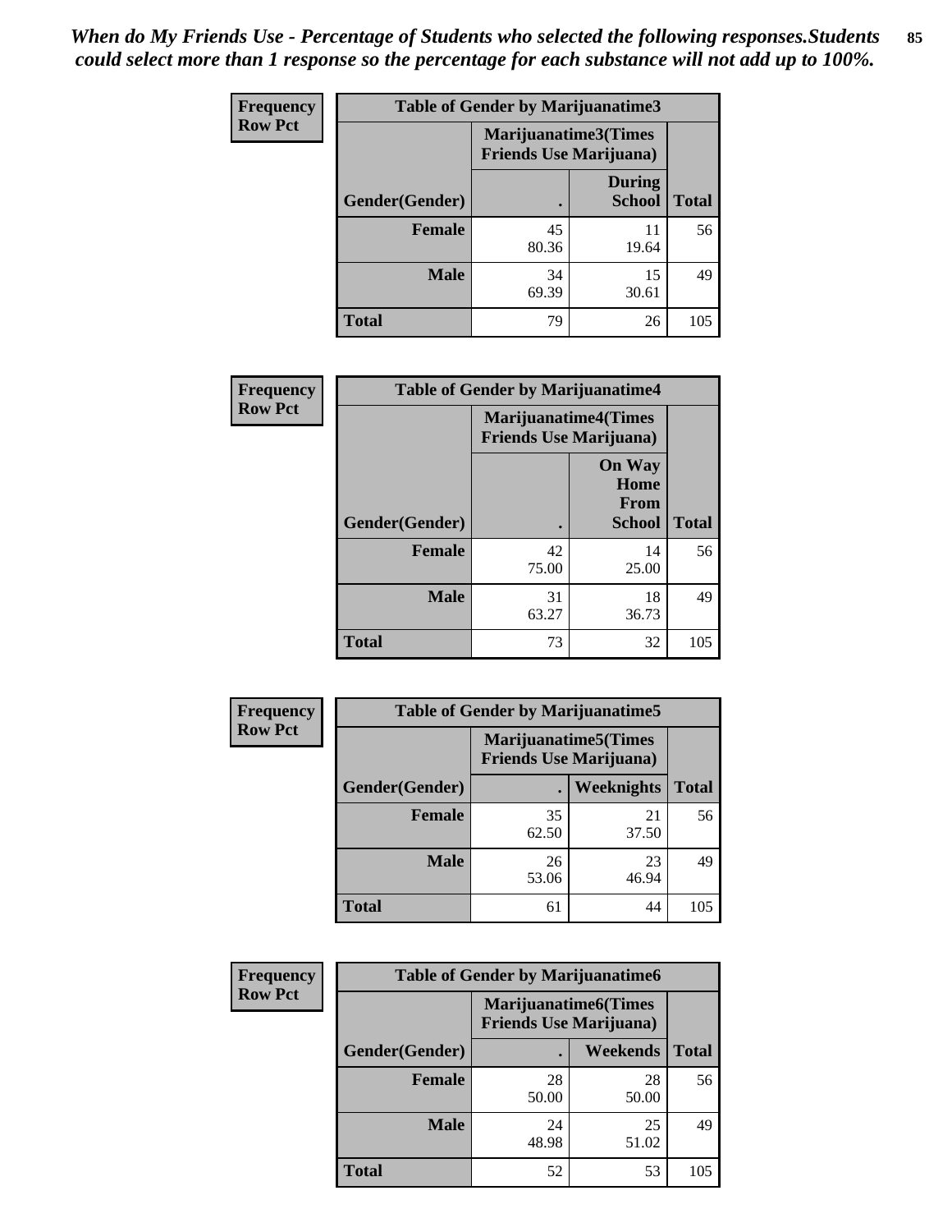*When do My Friends Use - Percentage of Students who selected the following responses.Students could select more than 1 response so the percentage for each substance will not add up to 100%.*

**Frequency**
**Row Pct**

| Table of Gender by Marijuanatime3 | | | |
|---|---|---|---|
| | Marijuanatime3(Times Friends Use Marijuana) | | |
| Gender(Gender) | . | During School | Total |
| **Female** | 45<br>80.36 | 11<br>19.64 | 56 |
| **Male** | 34<br>69.39 | 15<br>30.61 | 49 |
| **Total** | 79 | 26 | 105 |

**Frequency**
**Row Pct**

| Table of Gender by Marijuanatime4 | | | |
|---|---|---|---|
| | Marijuanatime4(Times Friends Use Marijuana) | | |
| Gender(Gender) | . | On Way Home From School | Total |
| **Female** | 42<br>75.00 | 14<br>25.00 | 56 |
| **Male** | 31<br>63.27 | 18<br>36.73 | 49 |
| **Total** | 73 | 32 | 105 |

**Frequency**
**Row Pct**

| Table of Gender by Marijuanatime5 | | | |
|---|---|---|---|
| | Marijuanatime5(Times Friends Use Marijuana) | | |
| Gender(Gender) | . | Weeknights | Total |
| **Female** | 35<br>62.50 | 21<br>37.50 | 56 |
| **Male** | 26<br>53.06 | 23<br>46.94 | 49 |
| **Total** | 61 | 44 | 105 |

**Frequency**
**Row Pct**

| Table of Gender by Marijuanatime6 | | | |
|---|---|---|---|
| | Marijuanatime6(Times Friends Use Marijuana) | | |
| Gender(Gender) | . | Weekends | Total |
| **Female** | 28<br>50.00 | 28<br>50.00 | 56 |
| **Male** | 24<br>48.98 | 25<br>51.02 | 49 |
| **Total** | 52 | 53 | 105 |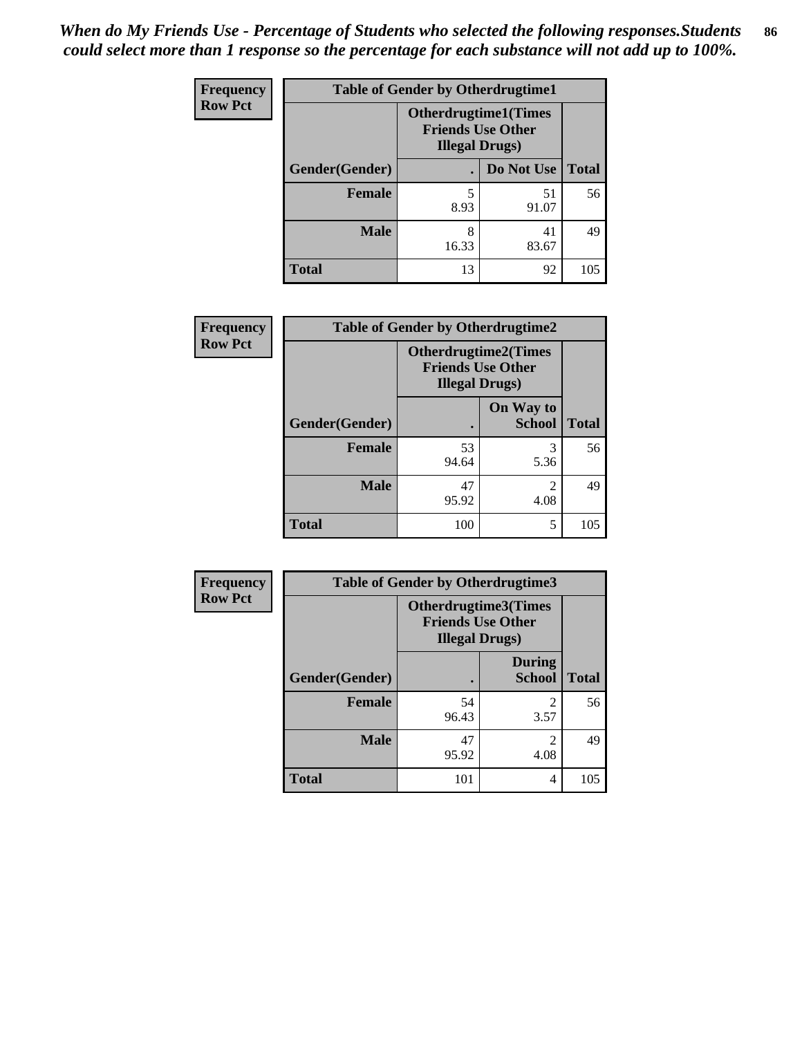*When do My Friends Use - Percentage of Students who selected the following responses.Students could select more than 1 response so the percentage for each substance will not add up to 100%.*

**Frequency**
**Row Pct**

| Table of Gender by Otherdrugtime1 | | | |
|---|---|---|---|
| | Otherdrugtime1(Times Friends Use Other Illegal Drugs) | | |
| Gender(Gender) | . | Do Not Use | Total |
| Female | 5<br>8.93 | 51<br>91.07 | 56 |
| Male | 8<br>16.33 | 41<br>83.67 | 49 |
| Total | 13 | 92 | 105 |

**Frequency**
**Row Pct**

| Table of Gender by Otherdrugtime2 | | | |
|---|---|---|---|
| | Otherdrugtime2(Times Friends Use Other Illegal Drugs) | | |
| Gender(Gender) | . | On Way to School | Total |
| Female | 53<br>94.64 | 3<br>5.36 | 56 |
| Male | 47<br>95.92 | 2<br>4.08 | 49 |
| Total | 100 | 5 | 105 |

**Frequency**
**Row Pct**

| Table of Gender by Otherdrugtime3 | | | |
|---|---|---|---|
| | Otherdrugtime3(Times Friends Use Other Illegal Drugs) | | |
| Gender(Gender) | . | During School | Total |
| Female | 54<br>96.43 | 2<br>3.57 | 56 |
| Male | 47<br>95.92 | 2<br>4.08 | 49 |
| Total | 101 | 4 | 105 |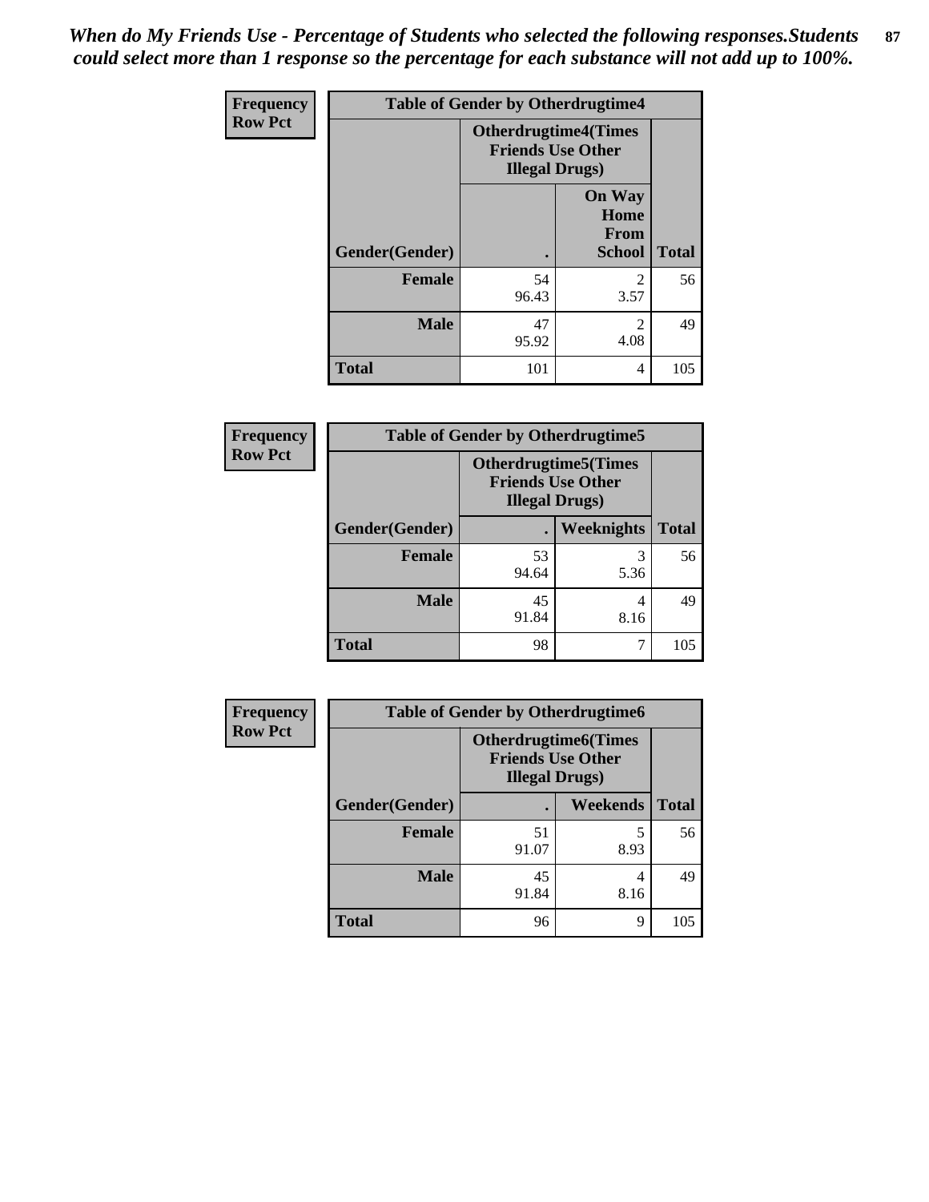*When do My Friends Use - Percentage of Students who selected the following responses.Students could select more than 1 response so the percentage for each substance will not add up to 100%.*

**Frequency**
**Row Pct**

| Table of Gender by Otherdrugtime4 | | | |
|---|---|---|---|
| | Otherdrugtime4(Times Friends Use Other Illegal Drugs) | | |
| Gender(Gender) | . | On Way Home From School | Total |
| Female | 54<br>96.43 | 2<br>3.57 | 56 |
| Male | 47<br>95.92 | 2<br>4.08 | 49 |
| Total | 101 | 4 | 105 |

**Frequency**
**Row Pct**

| Table of Gender by Otherdrugtime5 | | | |
|---|---|---|---|
| | Otherdrugtime5(Times Friends Use Other Illegal Drugs) | | |
| Gender(Gender) | . | Weeknights | Total |
| Female | 53<br>94.64 | 3<br>5.36 | 56 |
| Male | 45<br>91.84 | 4<br>8.16 | 49 |
| Total | 98 | 7 | 105 |

**Frequency**
**Row Pct**

| Table of Gender by Otherdrugtime6 | | | |
|---|---|---|---|
| | Otherdrugtime6(Times Friends Use Other Illegal Drugs) | | |
| Gender(Gender) | . | Weekends | Total |
| Female | 51<br>91.07 | 5<br>8.93 | 56 |
| Male | 45<br>91.84 | 4<br>8.16 | 49 |
| Total | 96 | 9 | 105 |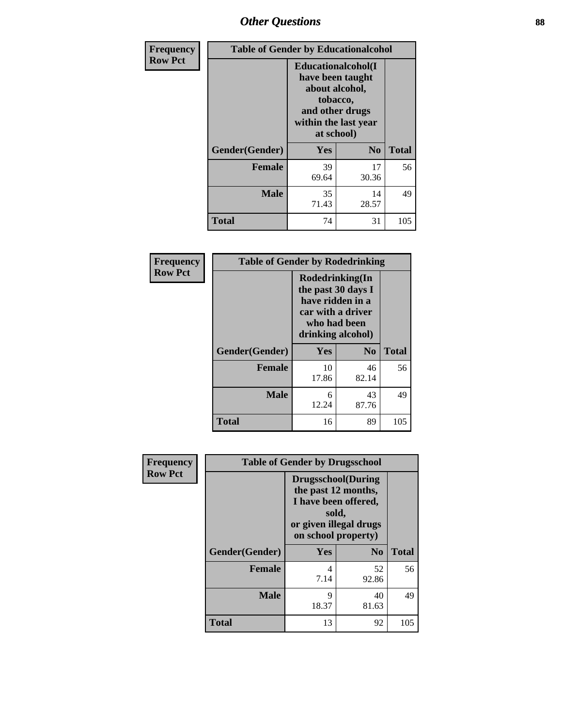| Frequency<br>Row Pct | Table of Gender by Educationalcohol | | |
|---|---|---|---|
| | Educationalcohol(I have been taught about alcohol, tobacco, and other drugs within the last year at school) | | |
| Gender(Gender) | Yes | No | Total |
| Female | 39<br>69.64 | 17<br>30.36 | 56 |
| Male | 35<br>71.43 | 14<br>28.57 | 49 |
| Total | 74 | 31 | 105 |

| Frequency<br>Row Pct | Table of Gender by Rodedrinking | | |
|---|---|---|---|
| | Rodedrinking(In the past 30 days I have ridden in a car with a driver who had been drinking alcohol) | | |
| Gender(Gender) | Yes | No | Total |
| Female | 10<br>17.86 | 46<br>82.14 | 56 |
| Male | 6<br>12.24 | 43<br>87.76 | 49 |
| Total | 16 | 89 | 105 |

| Frequency<br>Row Pct | Table of Gender by Drugsschool | | |
|---|---|---|---|
| | Drugsschool(During the past 12 months, I have been offered, sold, or given illegal drugs on school property) | | |
| Gender(Gender) | Yes | No | Total |
| Female | 4<br>7.14 | 52<br>92.86 | 56 |
| Male | 9<br>18.37 | 40<br>81.63 | 49 |
| Total | 13 | 92 | 105 |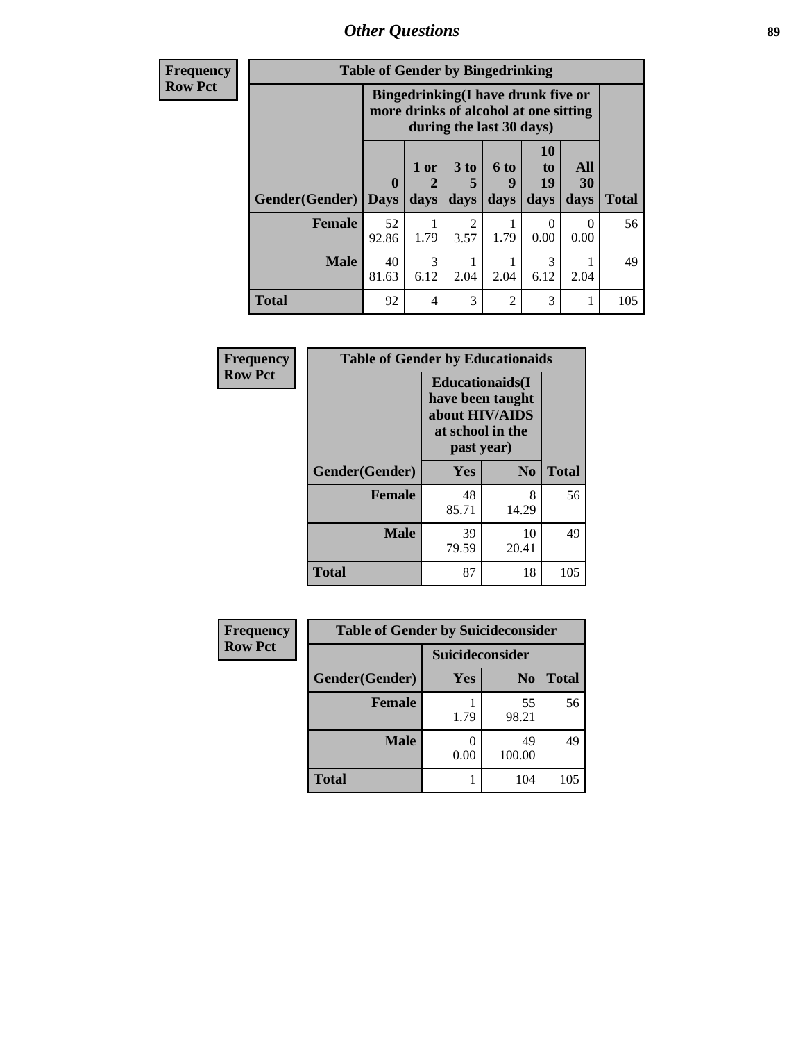| Frequency<br>Row Pct | Table of Gender by Bingedrinking | | | | | | |
|---|---|---|---|---|---|---|---|
| | Bingedrinking(I have drunk five or more drinks of alcohol at one sitting during the last 30 days) | | | | | | |
| Gender(Gender) | 0 Days | 1 or 2 days | 3 to 5 days | 6 to 9 days | 10 to 19 days | All 30 days | Total |
| Female | 52<br>92.86 | 1<br>1.79 | 2<br>3.57 | 1<br>1.79 | 0<br>0.00 | 0<br>0.00 | 56 |
| Male | 40<br>81.63 | 3<br>6.12 | 1<br>2.04 | 1<br>2.04 | 3<br>6.12 | 1<br>2.04 | 49 |
| Total | 92 | 4 | 3 | 2 | 3 | 1 | 105 |

| Frequency<br>Row Pct | Table of Gender by Educationaids | | |
|---|---|---|---|
| | Educationaids(I have been taught about HIV/AIDS at school in the past year) | | |
| Gender(Gender) | Yes | No | Total |
| Female | 48<br>85.71 | 8<br>14.29 | 56 |
| Male | 39<br>79.59 | 10<br>20.41 | 49 |
| Total | 87 | 18 | 105 |

| Frequency<br>Row Pct | Table of Gender by Suicideconsider | | |
|---|---|---|---|
| | Suicideconsider | | |
| Gender(Gender) | Yes | No | Total |
| Female | 1<br>1.79 | 55<br>98.21 | 56 |
| Male | 0<br>0.00 | 49<br>100.00 | 49 |
| Total | 1 | 104 | 105 |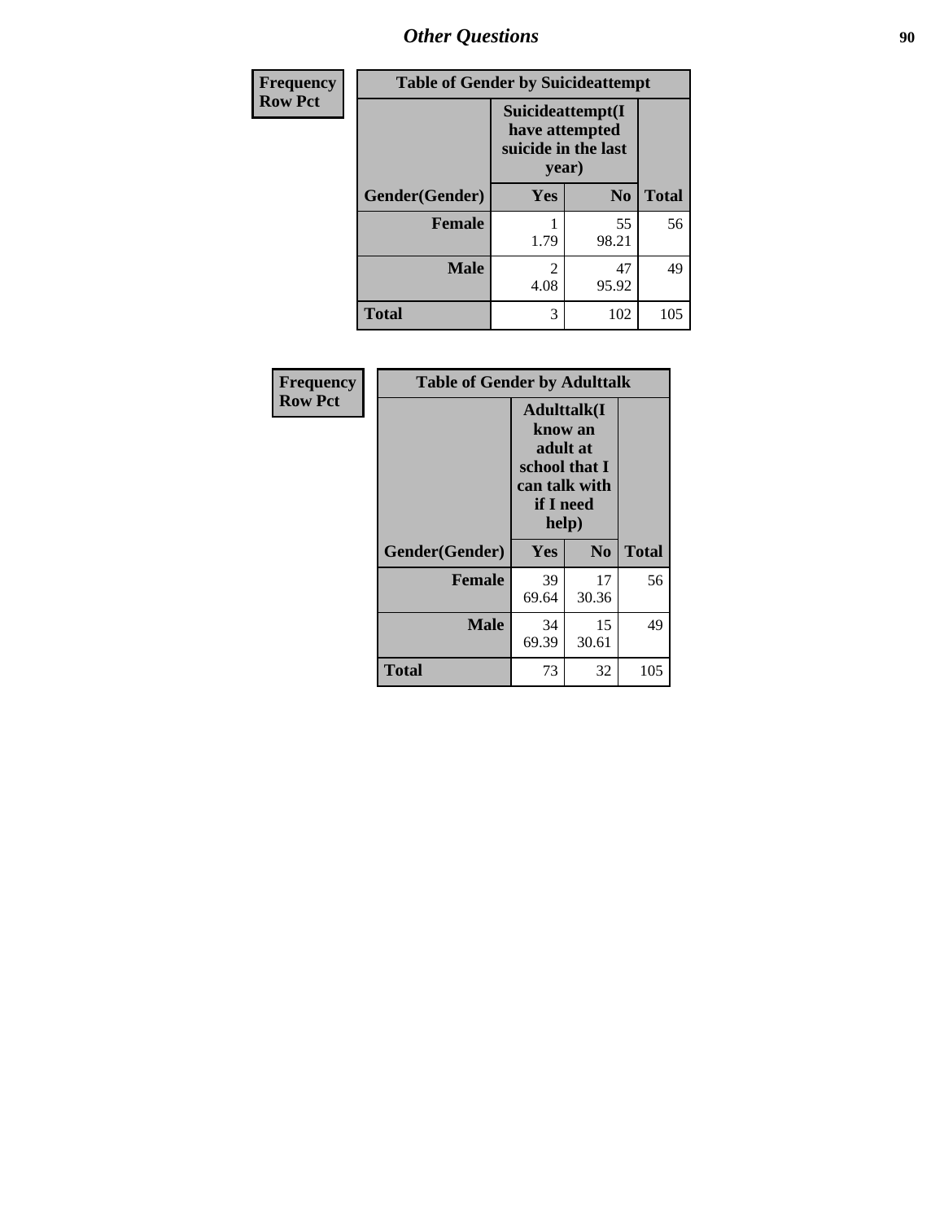## Other Questions

| Frequency<br>Row Pct | Table of Gender by Suicideattempt | | |
|---|---|---|---|
| | Suicideattempt(I have attempted suicide in the last year) | | |
| Gender(Gender) | Yes | No | Total |
| Female | 1<br>1.79 | 55<br>98.21 | 56 |
| Male | 2<br>4.08 | 47<br>95.92 | 49 |
| Total | 3 | 102 | 105 |

| Frequency<br>Row Pct | Table of Gender by Adulttalk | | |
|---|---|---|---|
| | Adulttalk(I know an adult at school that I can talk with if I need help) | | |
| Gender(Gender) | Yes | No | Total |
| Female | 39<br>69.64 | 17<br>30.36 | 56 |
| Male | 34<br>69.39 | 15<br>30.61 | 49 |
| Total | 73 | 32 | 105 |